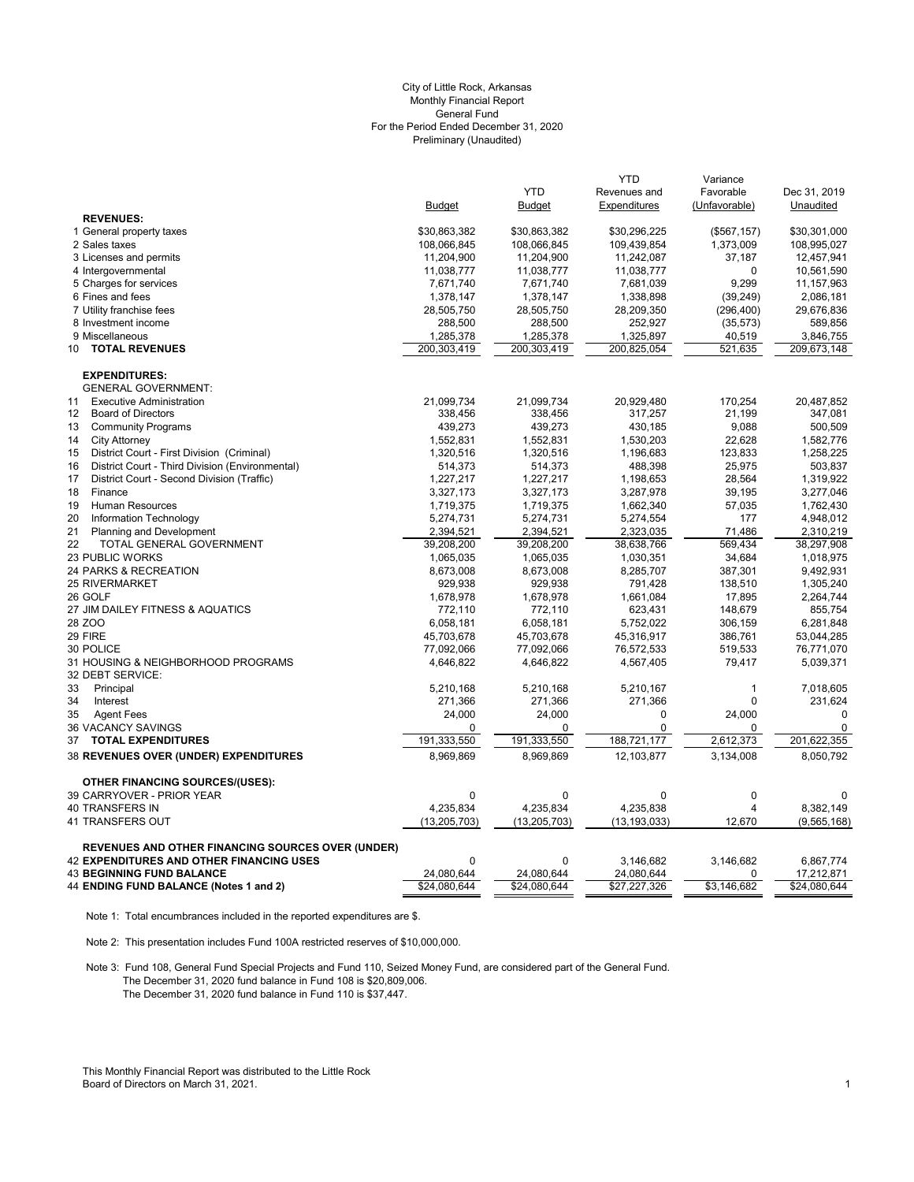City of Little Rock, Arkansas
Monthly Financial Report
General Fund
For the Period Ended December 31, 2020
Preliminary (Unaudited)

| | Budget | YTD Budget | YTD Revenues and Expenditures | Variance Favorable (Unfavorable) | Dec 31, 2019 Unaudited |
|---|---|---|---|---|---|
| **REVENUES:** | | | | | |
| 1 General property taxes | $30,863,382 | $30,863,382 | $30,296,225 | ($567,157) | $30,301,000 |
| 2 Sales taxes | 108,066,845 | 108,066,845 | 109,439,854 | 1,373,009 | 108,995,027 |
| 3 Licenses and permits | 11,204,900 | 11,204,900 | 11,242,087 | 37,187 | 12,457,941 |
| 4 Intergovernmental | 11,038,777 | 11,038,777 | 11,038,777 | 0 | 10,561,590 |
| 5 Charges for services | 7,671,740 | 7,671,740 | 7,681,039 | 9,299 | 11,157,963 |
| 6 Fines and fees | 1,378,147 | 1,378,147 | 1,338,898 | (39,249) | 2,086,181 |
| 7 Utility franchise fees | 28,505,750 | 28,505,750 | 28,209,350 | (296,400) | 29,676,836 |
| 8 Investment income | 288,500 | 288,500 | 252,927 | (35,573) | 589,856 |
| 9 Miscellaneous | 1,285,378 | 1,285,378 | 1,325,897 | 40,519 | 3,846,755 |
| 10 **TOTAL REVENUES** | 200,303,419 | 200,303,419 | 200,825,054 | 521,635 | 209,673,148 |
| **EXPENDITURES:** | | | | | |
| GENERAL GOVERNMENT: | | | | | |
| 11 Executive Administration | 21,099,734 | 21,099,734 | 20,929,480 | 170,254 | 20,487,852 |
| 12 Board of Directors | 338,456 | 338,456 | 317,257 | 21,199 | 347,081 |
| 13 Community Programs | 439,273 | 439,273 | 430,185 | 9,088 | 500,509 |
| 14 City Attorney | 1,552,831 | 1,552,831 | 1,530,203 | 22,628 | 1,582,776 |
| 15 District Court - First Division (Criminal) | 1,320,516 | 1,320,516 | 1,196,683 | 123,833 | 1,258,225 |
| 16 District Court - Third Division (Environmental) | 514,373 | 514,373 | 488,398 | 25,975 | 503,837 |
| 17 District Court - Second Division (Traffic) | 1,227,217 | 1,227,217 | 1,198,653 | 28,564 | 1,319,922 |
| 18 Finance | 3,327,173 | 3,327,173 | 3,287,978 | 39,195 | 3,277,046 |
| 19 Human Resources | 1,719,375 | 1,719,375 | 1,662,340 | 57,035 | 1,762,430 |
| 20 Information Technology | 5,274,731 | 5,274,731 | 5,274,554 | 177 | 4,948,012 |
| 21 Planning and Development | 2,394,521 | 2,394,521 | 2,323,035 | 71,486 | 2,310,219 |
| 22 TOTAL GENERAL GOVERNMENT | 39,208,200 | 39,208,200 | 38,638,766 | 569,434 | 38,297,908 |
| 23 PUBLIC WORKS | 1,065,035 | 1,065,035 | 1,030,351 | 34,684 | 1,018,975 |
| 24 PARKS & RECREATION | 8,673,008 | 8,673,008 | 8,285,707 | 387,301 | 9,492,931 |
| 25 RIVERMARKET | 929,938 | 929,938 | 791,428 | 138,510 | 1,305,240 |
| 26 GOLF | 1,678,978 | 1,678,978 | 1,661,084 | 17,895 | 2,264,744 |
| 27 JIM DAILEY FITNESS & AQUATICS | 772,110 | 772,110 | 623,431 | 148,679 | 855,754 |
| 28 ZOO | 6,058,181 | 6,058,181 | 5,752,022 | 306,159 | 6,281,848 |
| 29 FIRE | 45,703,678 | 45,703,678 | 45,316,917 | 386,761 | 53,044,285 |
| 30 POLICE | 77,092,066 | 77,092,066 | 76,572,533 | 519,533 | 76,771,070 |
| 31 HOUSING & NEIGHBORHOOD PROGRAMS | 4,646,822 | 4,646,822 | 4,567,405 | 79,417 | 5,039,371 |
| 32 DEBT SERVICE: | | | | | |
| 33 Principal | 5,210,168 | 5,210,168 | 5,210,167 | 1 | 7,018,605 |
| 34 Interest | 271,366 | 271,366 | 271,366 | 0 | 231,624 |
| 35 Agent Fees | 24,000 | 24,000 | 0 | 24,000 | 0 |
| 36 VACANCY SAVINGS | 0 | 0 | 0 | 0 | 0 |
| 37 **TOTAL EXPENDITURES** | 191,333,550 | 191,333,550 | 188,721,177 | 2,612,373 | 201,622,355 |
| 38 **REVENUES OVER (UNDER) EXPENDITURES** | 8,969,869 | 8,969,869 | 12,103,877 | 3,134,008 | 8,050,792 |
| **OTHER FINANCING SOURCES/(USES):** | | | | | |
| 39 CARRYOVER - PRIOR YEAR | 0 | 0 | 0 | 0 | 0 |
| 40 TRANSFERS IN | 4,235,834 | 4,235,834 | 4,235,838 | 4 | 8,382,149 |
| 41 TRANSFERS OUT | (13,205,703) | (13,205,703) | (13,193,033) | 12,670 | (9,565,168) |
| **REVENUES AND OTHER FINANCING SOURCES OVER (UNDER)** | | | | | |
| 42 **EXPENDITURES AND OTHER FINANCING USES** | 0 | 0 | 3,146,682 | 3,146,682 | 6,867,774 |
| 43 **BEGINNING FUND BALANCE** | 24,080,644 | 24,080,644 | 24,080,644 | 0 | 17,212,871 |
| 44 **ENDING FUND BALANCE (Notes 1 and 2)** | $24,080,644 | $24,080,644 | $27,227,326 | $3,146,682 | $24,080,644 |

Note 1: Total encumbrances included in the reported expenditures are $.

Note 2: This presentation includes Fund 100A restricted reserves of $10,000,000.

Note 3: Fund 108, General Fund Special Projects and Fund 110, Seized Money Fund, are considered part of the General Fund.
The December 31, 2020 fund balance in Fund 108 is $20,809,006.
The December 31, 2020 fund balance in Fund 110 is $37,447.

This Monthly Financial Report was distributed to the Little Rock Board of Directors on March 31, 2021.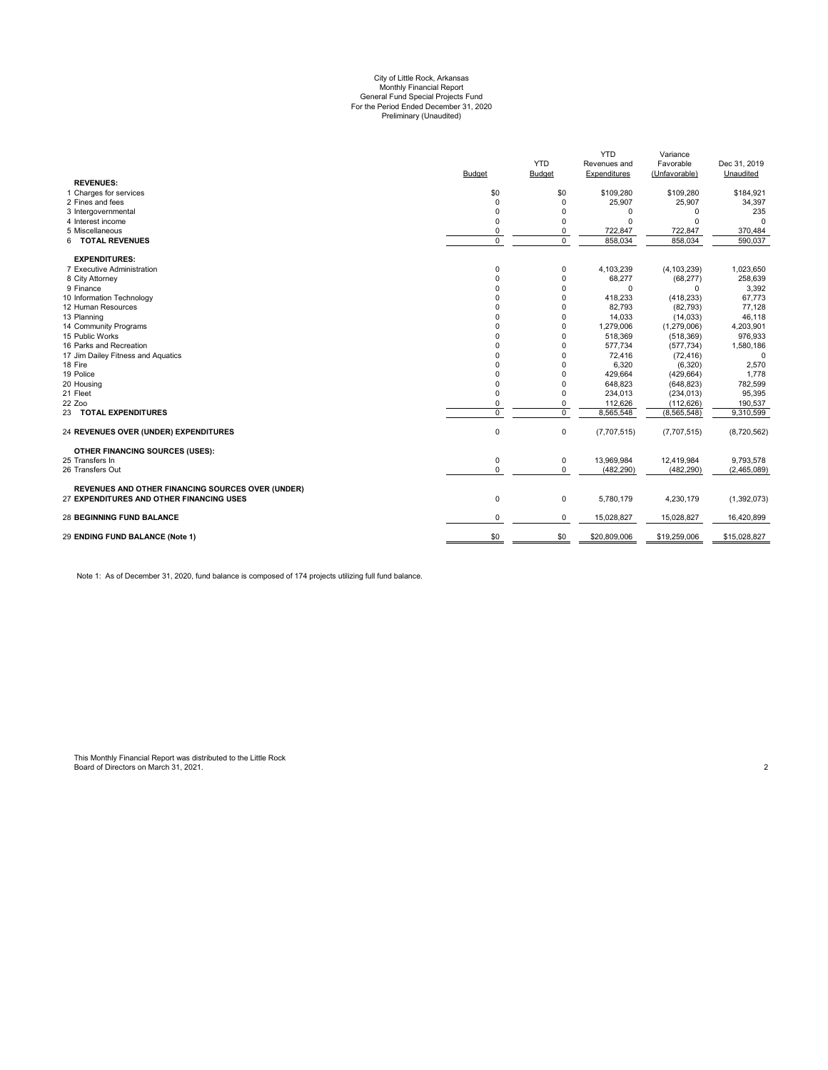City of Little Rock, Arkansas
Monthly Financial Report
General Fund Special Projects Fund
For the Period Ended December 31, 2020
Preliminary (Unaudited)

| | Budget | YTD Budget | YTD Revenues and Expenditures | Variance Favorable (Unfavorable) | Dec 31, 2019 Unaudited |
|---|---|---|---|---|---|
| **REVENUES:** | | | | | |
| 1 Charges for services | $0 | $0 | $109,280 | $109,280 | $184,921 |
| 2 Fines and fees | 0 | 0 | 25,907 | 25,907 | 34,397 |
| 3 Intergovernmental | 0 | 0 | 0 | 0 | 235 |
| 4 Interest income | 0 | 0 | 0 | 0 | 0 |
| 5 Miscellaneous | 0 | 0 | 722,847 | 722,847 | 370,484 |
| 6 **TOTAL REVENUES** | 0 | 0 | 858,034 | 858,034 | 590,037 |
| **EXPENDITURES:** | | | | | |
| 7 Executive Administration | 0 | 0 | 4,103,239 | (4,103,239) | 1,023,650 |
| 8 City Attorney | 0 | 0 | 68,277 | (68,277) | 258,639 |
| 9 Finance | 0 | 0 | 0 | 0 | 3,392 |
| 10 Information Technology | 0 | 0 | 418,233 | (418,233) | 67,773 |
| 12 Human Resources | 0 | 0 | 82,793 | (82,793) | 77,128 |
| 13 Planning | 0 | 0 | 14,033 | (14,033) | 46,118 |
| 14 Community Programs | 0 | 0 | 1,279,006 | (1,279,006) | 4,203,901 |
| 15 Public Works | 0 | 0 | 518,369 | (518,369) | 976,933 |
| 16 Parks and Recreation | 0 | 0 | 577,734 | (577,734) | 1,580,186 |
| 17 Jim Dailey Fitness and Aquatics | 0 | 0 | 72,416 | (72,416) | 0 |
| 18 Fire | 0 | 0 | 6,320 | (6,320) | 2,570 |
| 19 Police | 0 | 0 | 429,664 | (429,664) | 1,778 |
| 20 Housing | 0 | 0 | 648,823 | (648,823) | 782,599 |
| 21 Fleet | 0 | 0 | 234,013 | (234,013) | 95,395 |
| 22 Zoo | 0 | 0 | 112,626 | (112,626) | 190,537 |
| 23 **TOTAL EXPENDITURES** | 0 | 0 | 8,565,548 | (8,565,548) | 9,310,599 |
| 24 **REVENUES OVER (UNDER) EXPENDITURES** | 0 | 0 | (7,707,515) | (7,707,515) | (8,720,562) |
| **OTHER FINANCING SOURCES (USES):** | | | | | |
| 25 Transfers In | 0 | 0 | 13,969,984 | 12,419,984 | 9,793,578 |
| 26 Transfers Out | 0 | 0 | (482,290) | (482,290) | (2,465,089) |
| **REVENUES AND OTHER FINANCING SOURCES OVER (UNDER)** 27 **EXPENDITURES AND OTHER FINANCING USES** | 0 | 0 | 5,780,179 | 4,230,179 | (1,392,073) |
| 28 **BEGINNING FUND BALANCE** | 0 | 0 | 15,028,827 | 15,028,827 | 16,420,899 |
| 29 **ENDING FUND BALANCE (Note 1)** | $0 | $0 | $20,809,006 | $19,259,006 | $15,028,827 |

Note 1: As of December 31, 2020, fund balance is composed of 174 projects utilizing full fund balance.

This Monthly Financial Report was distributed to the Little Rock Board of Directors on March 31, 2021.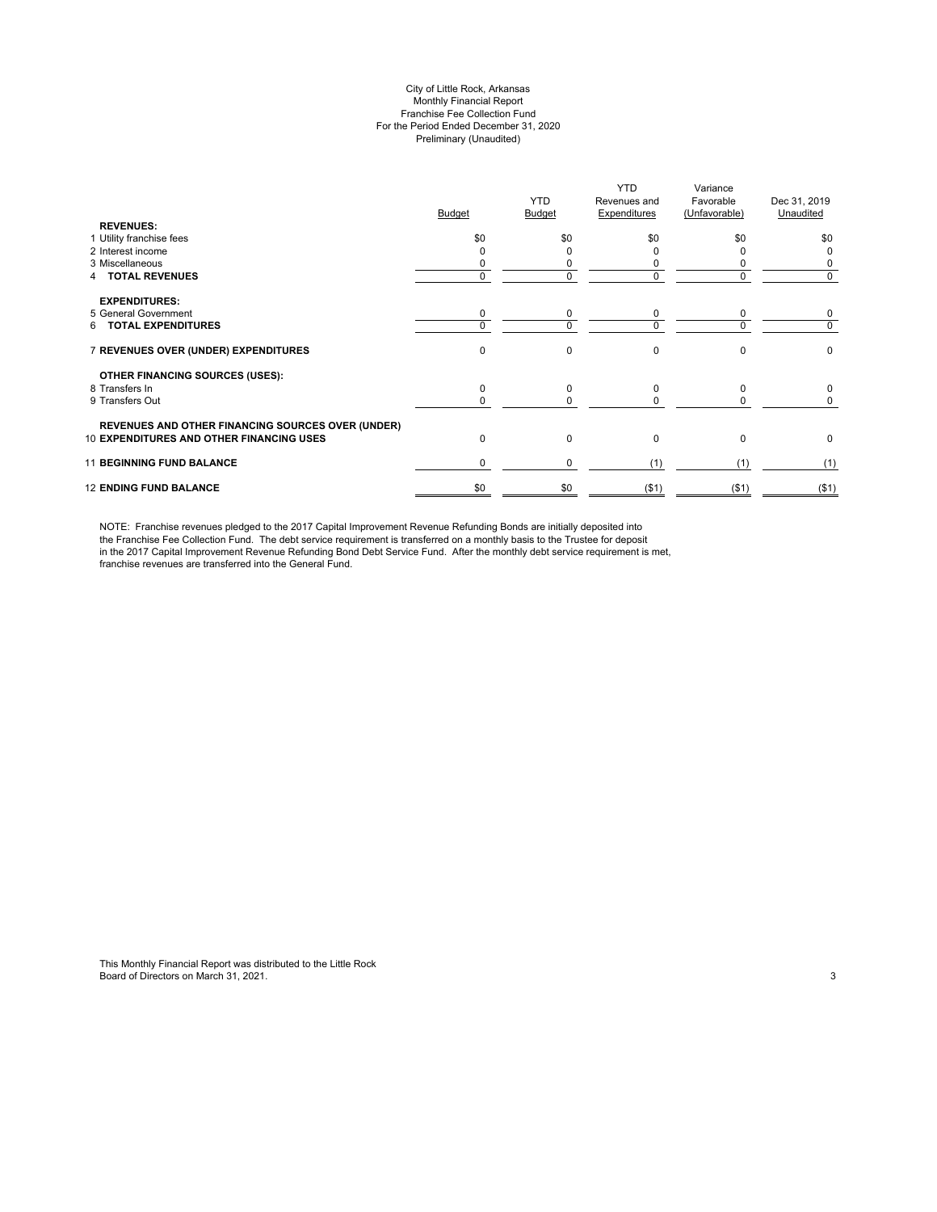City of Little Rock, Arkansas
Monthly Financial Report
Franchise Fee Collection Fund
For the Period Ended December 31, 2020
Preliminary (Unaudited)

| | Budget | YTD Budget | YTD Revenues and Expenditures | Variance Favorable (Unfavorable) | Dec 31, 2019 Unaudited |
|---|---|---|---|---|---|
| **REVENUES:** | | | | | |
| 1 Utility franchise fees | $0 | $0 | $0 | $0 | $0 |
| 2 Interest income | 0 | 0 | 0 | 0 | 0 |
| 3 Miscellaneous | 0 | 0 | 0 | 0 | 0 |
| 4 **TOTAL REVENUES** | 0 | 0 | 0 | 0 | 0 |
| **EXPENDITURES:** | | | | | |
| 5 General Government | 0 | 0 | 0 | 0 | 0 |
| 6 **TOTAL EXPENDITURES** | 0 | 0 | 0 | 0 | 0 |
| 7 **REVENUES OVER (UNDER) EXPENDITURES** | 0 | 0 | 0 | 0 | 0 |
| **OTHER FINANCING SOURCES (USES):** | | | | | |
| 8 Transfers In | 0 | 0 | 0 | 0 | 0 |
| 9 Transfers Out | 0 | 0 | 0 | 0 | 0 |
| 10 **REVENUES AND OTHER FINANCING SOURCES OVER (UNDER) EXPENDITURES AND OTHER FINANCING USES** | 0 | 0 | 0 | 0 | 0 |
| 11 **BEGINNING FUND BALANCE** | 0 | 0 | (1) | (1) | (1) |
| 12 **ENDING FUND BALANCE** | $0 | $0 | ($1) | ($1) | ($1) |

NOTE: Franchise revenues pledged to the 2017 Capital Improvement Revenue Refunding Bonds are initially deposited into the Franchise Fee Collection Fund. The debt service requirement is transferred on a monthly basis to the Trustee for deposit in the 2017 Capital Improvement Revenue Refunding Bond Debt Service Fund. After the monthly debt service requirement is met, franchise revenues are transferred into the General Fund.

This Monthly Financial Report was distributed to the Little Rock Board of Directors on March 31, 2021.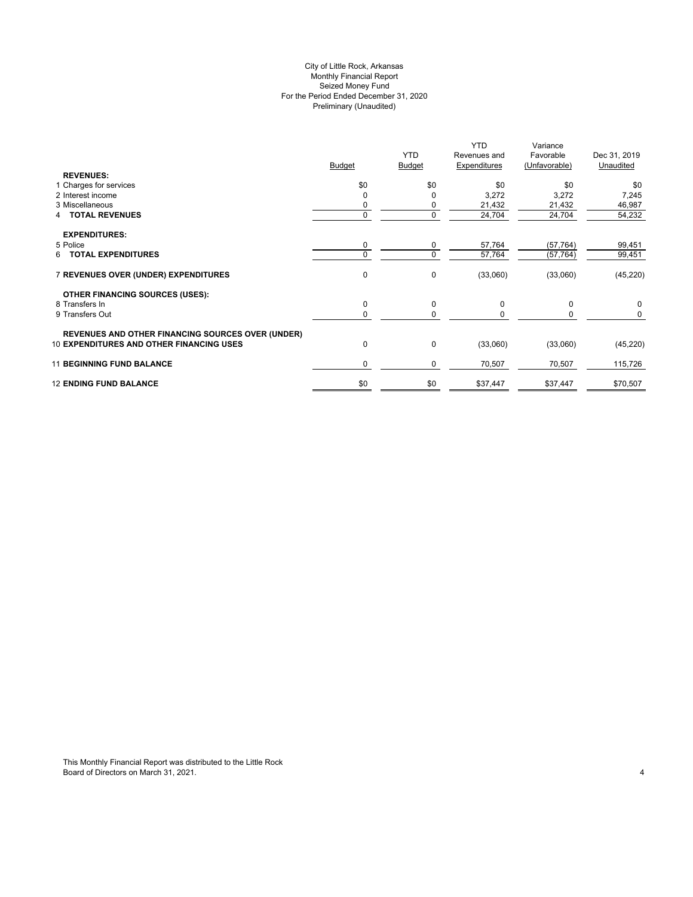City of Little Rock, Arkansas
Monthly Financial Report
Seized Money Fund
For the Period Ended December 31, 2020
Preliminary (Unaudited)

| | Budget | YTD Budget | YTD Revenues and Expenditures | Variance Favorable (Unfavorable) | Dec 31, 2019 Unaudited |
|---|---|---|---|---|---|
| **REVENUES:** | | | | | |
| 1 Charges for services | $0 | $0 | $0 | $0 | $0 |
| 2 Interest income | 0 | 0 | 3,272 | 3,272 | 7,245 |
| 3 Miscellaneous | 0 | 0 | 21,432 | 21,432 | 46,987 |
| 4 **TOTAL REVENUES** | 0 | 0 | 24,704 | 24,704 | 54,232 |
| **EXPENDITURES:** | | | | | |
| 5 Police | 0 | 0 | 57,764 | (57,764) | 99,451 |
| 6 **TOTAL EXPENDITURES** | 0 | 0 | 57,764 | (57,764) | 99,451 |
| 7 **REVENUES OVER (UNDER) EXPENDITURES** | 0 | 0 | (33,060) | (33,060) | (45,220) |
| **OTHER FINANCING SOURCES (USES):** | | | | | |
| 8 Transfers In | 0 | 0 | 0 | 0 | 0 |
| 9 Transfers Out | 0 | 0 | 0 | 0 | 0 |
| 10 **REVENUES AND OTHER FINANCING SOURCES OVER (UNDER) EXPENDITURES AND OTHER FINANCING USES** | 0 | 0 | (33,060) | (33,060) | (45,220) |
| 11 **BEGINNING FUND BALANCE** | 0 | 0 | 70,507 | 70,507 | 115,726 |
| 12 **ENDING FUND BALANCE** | $0 | $0 | $37,447 | $37,447 | $70,507 |

This Monthly Financial Report was distributed to the Little Rock Board of Directors on March 31, 2021.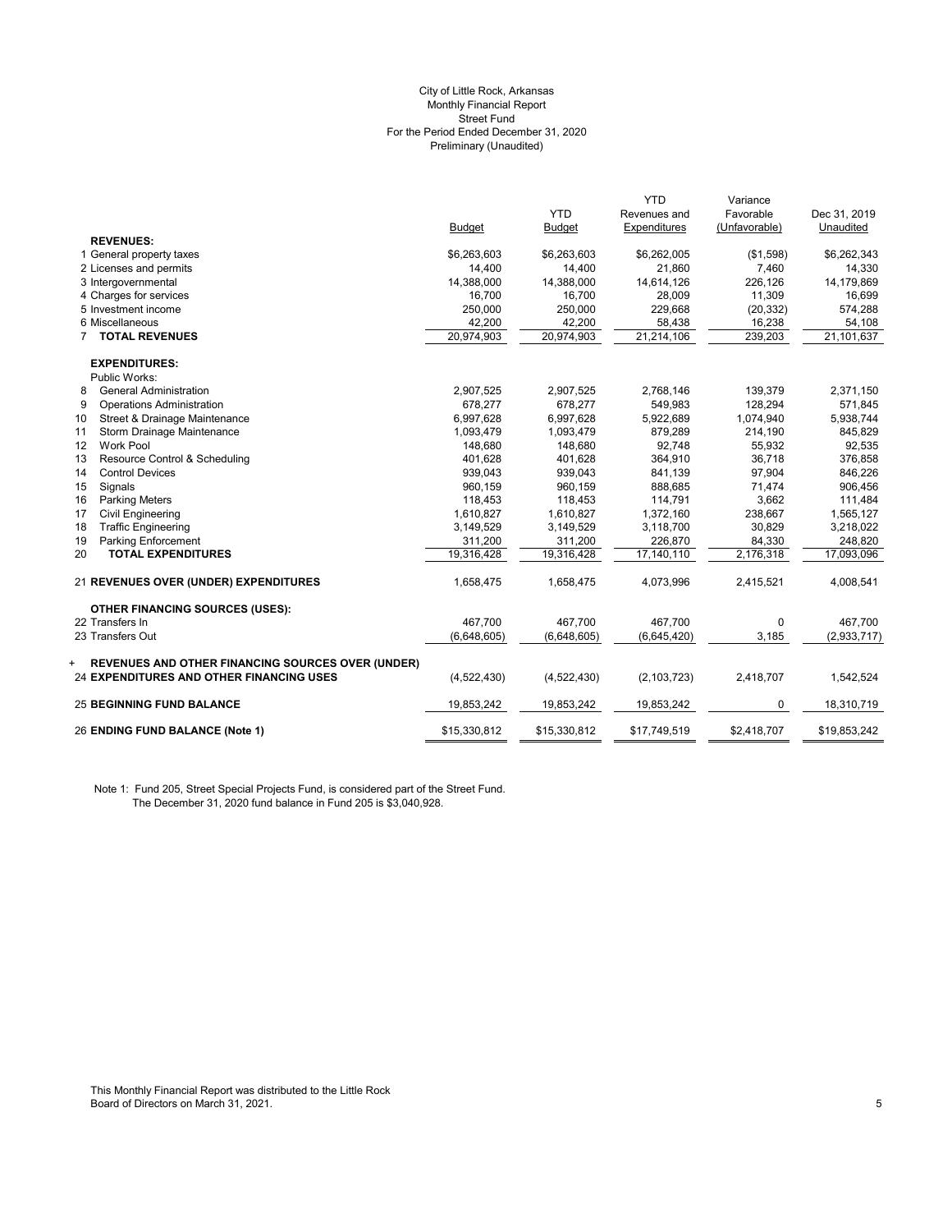City of Little Rock, Arkansas
Monthly Financial Report
Street Fund
For the Period Ended December 31, 2020
Preliminary (Unaudited)

| | Budget | YTD Budget | YTD Revenues and Expenditures | Variance Favorable (Unfavorable) | Dec 31, 2019 Unaudited |
|---|---|---|---|---|---|
| **REVENUES:** | | | | | |
| 1 General property taxes | $6,263,603 | $6,263,603 | $6,262,005 | ($1,598) | $6,262,343 |
| 2 Licenses and permits | 14,400 | 14,400 | 21,860 | 7,460 | 14,330 |
| 3 Intergovernmental | 14,388,000 | 14,388,000 | 14,614,126 | 226,126 | 14,179,869 |
| 4 Charges for services | 16,700 | 16,700 | 28,009 | 11,309 | 16,699 |
| 5 Investment income | 250,000 | 250,000 | 229,668 | (20,332) | 574,288 |
| 6 Miscellaneous | 42,200 | 42,200 | 58,438 | 16,238 | 54,108 |
| 7 **TOTAL REVENUES** | 20,974,903 | 20,974,903 | 21,214,106 | 239,203 | 21,101,637 |
| **EXPENDITURES:** | | | | | |
| Public Works: | | | | | |
| 8 General Administration | 2,907,525 | 2,907,525 | 2,768,146 | 139,379 | 2,371,150 |
| 9 Operations Administration | 678,277 | 678,277 | 549,983 | 128,294 | 571,845 |
| 10 Street & Drainage Maintenance | 6,997,628 | 6,997,628 | 5,922,689 | 1,074,940 | 5,938,744 |
| 11 Storm Drainage Maintenance | 1,093,479 | 1,093,479 | 879,289 | 214,190 | 845,829 |
| 12 Work Pool | 148,680 | 148,680 | 92,748 | 55,932 | 92,535 |
| 13 Resource Control & Scheduling | 401,628 | 401,628 | 364,910 | 36,718 | 376,858 |
| 14 Control Devices | 939,043 | 939,043 | 841,139 | 97,904 | 846,226 |
| 15 Signals | 960,159 | 960,159 | 888,685 | 71,474 | 906,456 |
| 16 Parking Meters | 118,453 | 118,453 | 114,791 | 3,662 | 111,484 |
| 17 Civil Engineering | 1,610,827 | 1,610,827 | 1,372,160 | 238,667 | 1,565,127 |
| 18 Traffic Engineering | 3,149,529 | 3,149,529 | 3,118,700 | 30,829 | 3,218,022 |
| 19 Parking Enforcement | 311,200 | 311,200 | 226,870 | 84,330 | 248,820 |
| 20 **TOTAL EXPENDITURES** | 19,316,428 | 19,316,428 | 17,140,110 | 2,176,318 | 17,093,096 |
| 21 **REVENUES OVER (UNDER) EXPENDITURES** | 1,658,475 | 1,658,475 | 4,073,996 | 2,415,521 | 4,008,541 |
| **OTHER FINANCING SOURCES (USES):** | | | | | |
| 22 Transfers In | 467,700 | 467,700 | 467,700 | 0 | 467,700 |
| 23 Transfers Out | (6,648,605) | (6,648,605) | (6,645,420) | 3,185 | (2,933,717) |
| + **REVENUES AND OTHER FINANCING SOURCES OVER (UNDER)** 24 **EXPENDITURES AND OTHER FINANCING USES** | (4,522,430) | (4,522,430) | (2,103,723) | 2,418,707 | 1,542,524 |
| 25 **BEGINNING FUND BALANCE** | 19,853,242 | 19,853,242 | 19,853,242 | 0 | 18,310,719 |
| 26 **ENDING FUND BALANCE (Note 1)** | $15,330,812 | $15,330,812 | $17,749,519 | $2,418,707 | $19,853,242 |

Note 1: Fund 205, Street Special Projects Fund, is considered part of the Street Fund.
The December 31, 2020 fund balance in Fund 205 is $3,040,928.

This Monthly Financial Report was distributed to the Little Rock Board of Directors on March 31, 2021.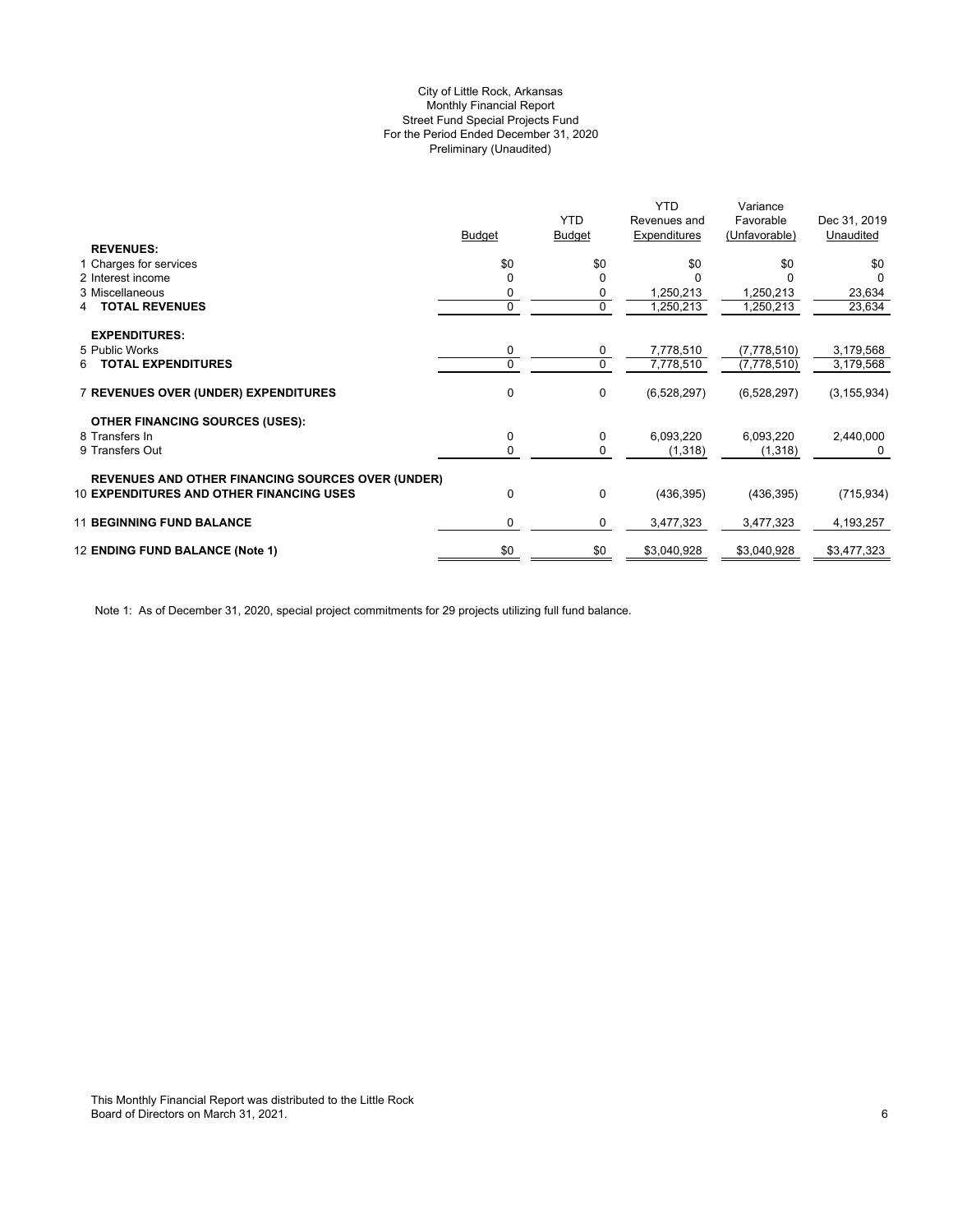City of Little Rock, Arkansas
Monthly Financial Report
Street Fund Special Projects Fund
For the Period Ended December 31, 2020
Preliminary (Unaudited)

| | Budget | YTD Budget | YTD Revenues and Expenditures | Variance Favorable (Unfavorable) | Dec 31, 2019 Unaudited |
|---|---|---|---|---|---|
| **REVENUES:** | | | | | |
| 1 Charges for services | $0 | $0 | $0 | $0 | $0 |
| 2 Interest income | 0 | 0 | 0 | 0 | 0 |
| 3 Miscellaneous | 0 | 0 | 1,250,213 | 1,250,213 | 23,634 |
| 4 **TOTAL REVENUES** | 0 | 0 | 1,250,213 | 1,250,213 | 23,634 |
| **EXPENDITURES:** | | | | | |
| 5 Public Works | 0 | 0 | 7,778,510 | (7,778,510) | 3,179,568 |
| 6 **TOTAL EXPENDITURES** | 0 | 0 | 7,778,510 | (7,778,510) | 3,179,568 |
| 7 **REVENUES OVER (UNDER) EXPENDITURES** | 0 | 0 | (6,528,297) | (6,528,297) | (3,155,934) |
| **OTHER FINANCING SOURCES (USES):** | | | | | |
| 8 Transfers In | 0 | 0 | 6,093,220 | 6,093,220 | 2,440,000 |
| 9 Transfers Out | 0 | 0 | (1,318) | (1,318) | 0 |
| **REVENUES AND OTHER FINANCING SOURCES OVER (UNDER)** 10 **EXPENDITURES AND OTHER FINANCING USES** | 0 | 0 | (436,395) | (436,395) | (715,934) |
| 11 **BEGINNING FUND BALANCE** | 0 | 0 | 3,477,323 | 3,477,323 | 4,193,257 |
| 12 **ENDING FUND BALANCE (Note 1)** | $0 | $0 | $3,040,928 | $3,040,928 | $3,477,323 |

Note 1: As of December 31, 2020, special project commitments for 29 projects utilizing full fund balance.

This Monthly Financial Report was distributed to the Little Rock Board of Directors on March 31, 2021.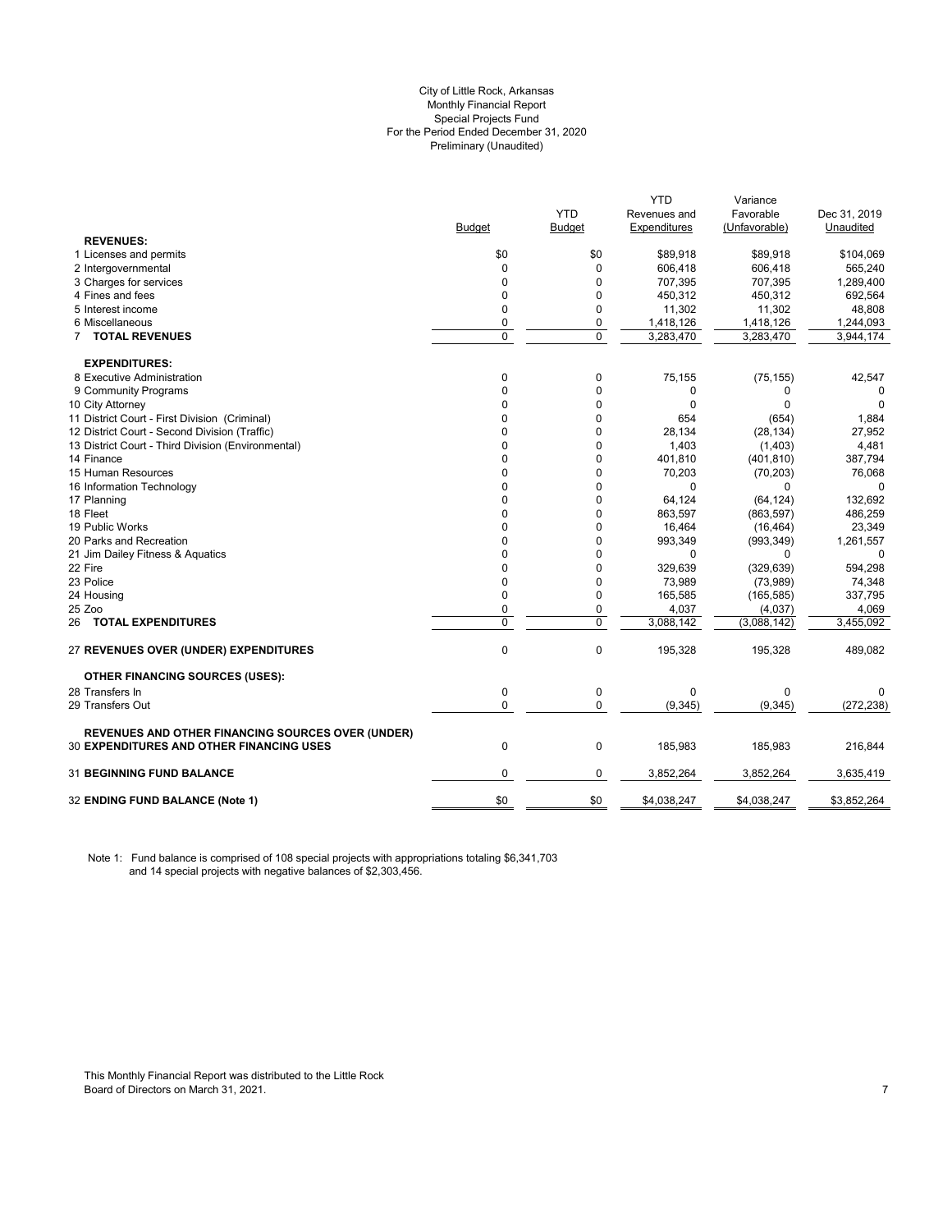City of Little Rock, Arkansas
Monthly Financial Report
Special Projects Fund
For the Period Ended December 31, 2020
Preliminary (Unaudited)

| | Budget | YTD Budget | YTD Revenues and Expenditures | Variance Favorable (Unfavorable) | Dec 31, 2019 Unaudited |
|---|---|---|---|---|---|
| **REVENUES:** | | | | | |
| 1 Licenses and permits | $0 | $0 | $89,918 | $89,918 | $104,069 |
| 2 Intergovernmental | 0 | 0 | 606,418 | 606,418 | 565,240 |
| 3 Charges for services | 0 | 0 | 707,395 | 707,395 | 1,289,400 |
| 4 Fines and fees | 0 | 0 | 450,312 | 450,312 | 692,564 |
| 5 Interest income | 0 | 0 | 11,302 | 11,302 | 48,808 |
| 6 Miscellaneous | 0 | 0 | 1,418,126 | 1,418,126 | 1,244,093 |
| 7 **TOTAL REVENUES** | 0 | 0 | 3,283,470 | 3,283,470 | 3,944,174 |
| **EXPENDITURES:** | | | | | |
| 8 Executive Administration | 0 | 0 | 75,155 | (75,155) | 42,547 |
| 9 Community Programs | 0 | 0 | 0 | 0 | 0 |
| 10 City Attorney | 0 | 0 | 0 | 0 | 0 |
| 11 District Court - First Division (Criminal) | 0 | 0 | 654 | (654) | 1,884 |
| 12 District Court - Second Division (Traffic) | 0 | 0 | 28,134 | (28,134) | 27,952 |
| 13 District Court - Third Division (Environmental) | 0 | 0 | 1,403 | (1,403) | 4,481 |
| 14 Finance | 0 | 0 | 401,810 | (401,810) | 387,794 |
| 15 Human Resources | 0 | 0 | 70,203 | (70,203) | 76,068 |
| 16 Information Technology | 0 | 0 | 0 | 0 | 0 |
| 17 Planning | 0 | 0 | 64,124 | (64,124) | 132,692 |
| 18 Fleet | 0 | 0 | 863,597 | (863,597) | 486,259 |
| 19 Public Works | 0 | 0 | 16,464 | (16,464) | 23,349 |
| 20 Parks and Recreation | 0 | 0 | 993,349 | (993,349) | 1,261,557 |
| 21 Jim Dailey Fitness & Aquatics | 0 | 0 | 0 | 0 | 0 |
| 22 Fire | 0 | 0 | 329,639 | (329,639) | 594,298 |
| 23 Police | 0 | 0 | 73,989 | (73,989) | 74,348 |
| 24 Housing | 0 | 0 | 165,585 | (165,585) | 337,795 |
| 25 Zoo | 0 | 0 | 4,037 | (4,037) | 4,069 |
| 26 **TOTAL EXPENDITURES** | 0 | 0 | 3,088,142 | (3,088,142) | 3,455,092 |
| 27 **REVENUES OVER (UNDER) EXPENDITURES** | 0 | 0 | 195,328 | 195,328 | 489,082 |
| **OTHER FINANCING SOURCES (USES):** | | | | | |
| 28 Transfers In | 0 | 0 | 0 | 0 | 0 |
| 29 Transfers Out | 0 | 0 | (9,345) | (9,345) | (272,238) |
| 30 **REVENUES AND OTHER FINANCING SOURCES OVER (UNDER) EXPENDITURES AND OTHER FINANCING USES** | 0 | 0 | 185,983 | 185,983 | 216,844 |
| 31 **BEGINNING FUND BALANCE** | 0 | 0 | 3,852,264 | 3,852,264 | 3,635,419 |
| 32 **ENDING FUND BALANCE (Note 1)** | $0 | $0 | $4,038,247 | $4,038,247 | $3,852,264 |

Note 1: Fund balance is comprised of 108 special projects with appropriations totaling $6,341,703 and 14 special projects with negative balances of $2,303,456.

This Monthly Financial Report was distributed to the Little Rock Board of Directors on March 31, 2021.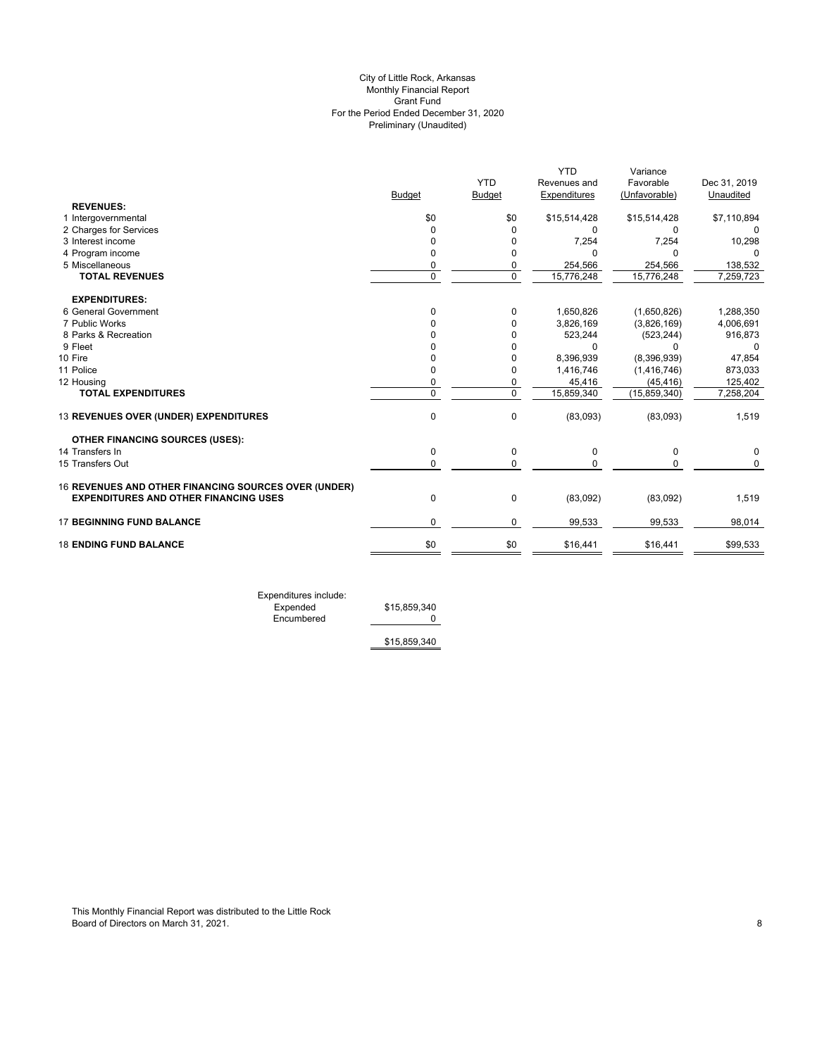City of Little Rock, Arkansas
Monthly Financial Report
Grant Fund
For the Period Ended December 31, 2020
Preliminary (Unaudited)

| | Budget | YTD Budget | YTD Revenues and Expenditures | Variance Favorable (Unfavorable) | Dec 31, 2019 Unaudited |
|---|---|---|---|---|---|
| **REVENUES:** | | | | | |
| 1 Intergovernmental | $0 | $0 | $15,514,428 | $15,514,428 | $7,110,894 |
| 2 Charges for Services | 0 | 0 | 0 | 0 | 0 |
| 3 Interest income | 0 | 0 | 7,254 | 7,254 | 10,298 |
| 4 Program income | 0 | 0 | 0 | 0 | 0 |
| 5 Miscellaneous | 0 | 0 | 254,566 | 254,566 | 138,532 |
| **TOTAL REVENUES** | 0 | 0 | 15,776,248 | 15,776,248 | 7,259,723 |
| **EXPENDITURES:** | | | | | |
| 6 General Government | 0 | 0 | 1,650,826 | (1,650,826) | 1,288,350 |
| 7 Public Works | 0 | 0 | 3,826,169 | (3,826,169) | 4,006,691 |
| 8 Parks & Recreation | 0 | 0 | 523,244 | (523,244) | 916,873 |
| 9 Fleet | 0 | 0 | 0 | 0 | 0 |
| 10 Fire | 0 | 0 | 8,396,939 | (8,396,939) | 47,854 |
| 11 Police | 0 | 0 | 1,416,746 | (1,416,746) | 873,033 |
| 12 Housing | 0 | 0 | 45,416 | (45,416) | 125,402 |
| **TOTAL EXPENDITURES** | 0 | 0 | 15,859,340 | (15,859,340) | 7,258,204 |
| 13 **REVENUES OVER (UNDER) EXPENDITURES** | 0 | 0 | (83,093) | (83,093) | 1,519 |
| **OTHER FINANCING SOURCES (USES):** | | | | | |
| 14 Transfers In | 0 | 0 | 0 | 0 | 0 |
| 15 Transfers Out | 0 | 0 | 0 | 0 | 0 |
| 16 **REVENUES AND OTHER FINANCING SOURCES OVER (UNDER) EXPENDITURES AND OTHER FINANCING USES** | 0 | 0 | (83,092) | (83,092) | 1,519 |
| 17 **BEGINNING FUND BALANCE** | 0 | 0 | 99,533 | 99,533 | 98,014 |
| 18 **ENDING FUND BALANCE** | $0 | $0 | $16,441 | $16,441 | $99,533 |

| Expenditures include: | |
|---|---|
| Expended | $15,859,340 |
| Encumbered | 0 |
| | $15,859,340 |

This Monthly Financial Report was distributed to the Little Rock Board of Directors on March 31, 2021.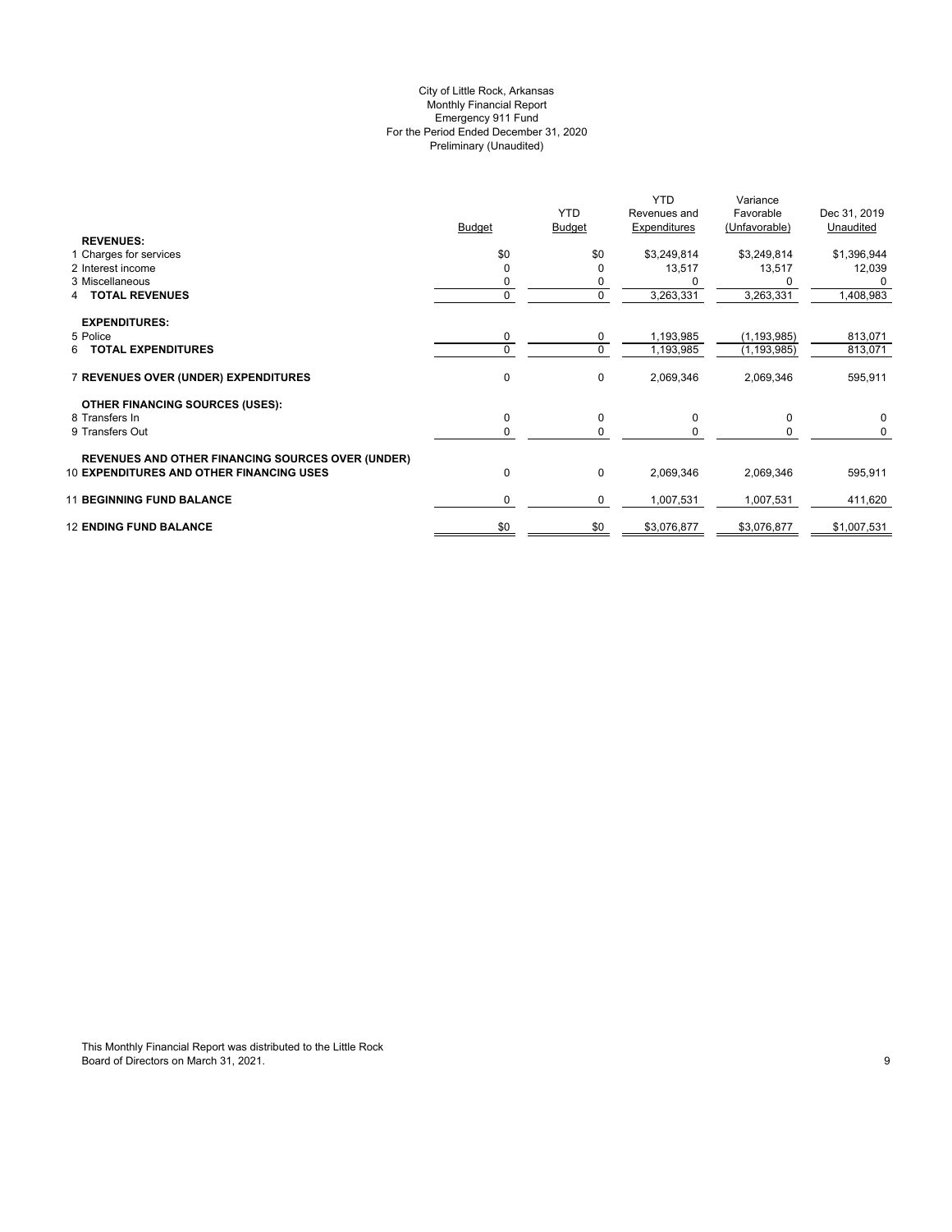City of Little Rock, Arkansas
Monthly Financial Report
Emergency 911 Fund
For the Period Ended December 31, 2020
Preliminary (Unaudited)

| | Budget | YTD Budget | YTD Revenues and Expenditures | Variance Favorable (Unfavorable) | Dec 31, 2019 Unaudited |
|---|---|---|---|---|---|
| **REVENUES:** | | | | | |
| 1 Charges for services | $0 | $0 | $3,249,814 | $3,249,814 | $1,396,944 |
| 2 Interest income | 0 | 0 | 13,517 | 13,517 | 12,039 |
| 3 Miscellaneous | 0 | 0 | 0 | 0 | 0 |
| 4 **TOTAL REVENUES** | 0 | 0 | 3,263,331 | 3,263,331 | 1,408,983 |
| **EXPENDITURES:** | | | | | |
| 5 Police | 0 | 0 | 1,193,985 | (1,193,985) | 813,071 |
| 6 **TOTAL EXPENDITURES** | 0 | 0 | 1,193,985 | (1,193,985) | 813,071 |
| 7 **REVENUES OVER (UNDER) EXPENDITURES** | 0 | 0 | 2,069,346 | 2,069,346 | 595,911 |
| **OTHER FINANCING SOURCES (USES):** | | | | | |
| 8 Transfers In | 0 | 0 | 0 | 0 | 0 |
| 9 Transfers Out | 0 | 0 | 0 | 0 | 0 |
| **REVENUES AND OTHER FINANCING SOURCES OVER (UNDER)** | | | | | |
| 10 **EXPENDITURES AND OTHER FINANCING USES** | 0 | 0 | 2,069,346 | 2,069,346 | 595,911 |
| 11 **BEGINNING FUND BALANCE** | 0 | 0 | 1,007,531 | 1,007,531 | 411,620 |
| 12 **ENDING FUND BALANCE** | $0 | $0 | $3,076,877 | $3,076,877 | $1,007,531 |

This Monthly Financial Report was distributed to the Little Rock Board of Directors on March 31, 2021.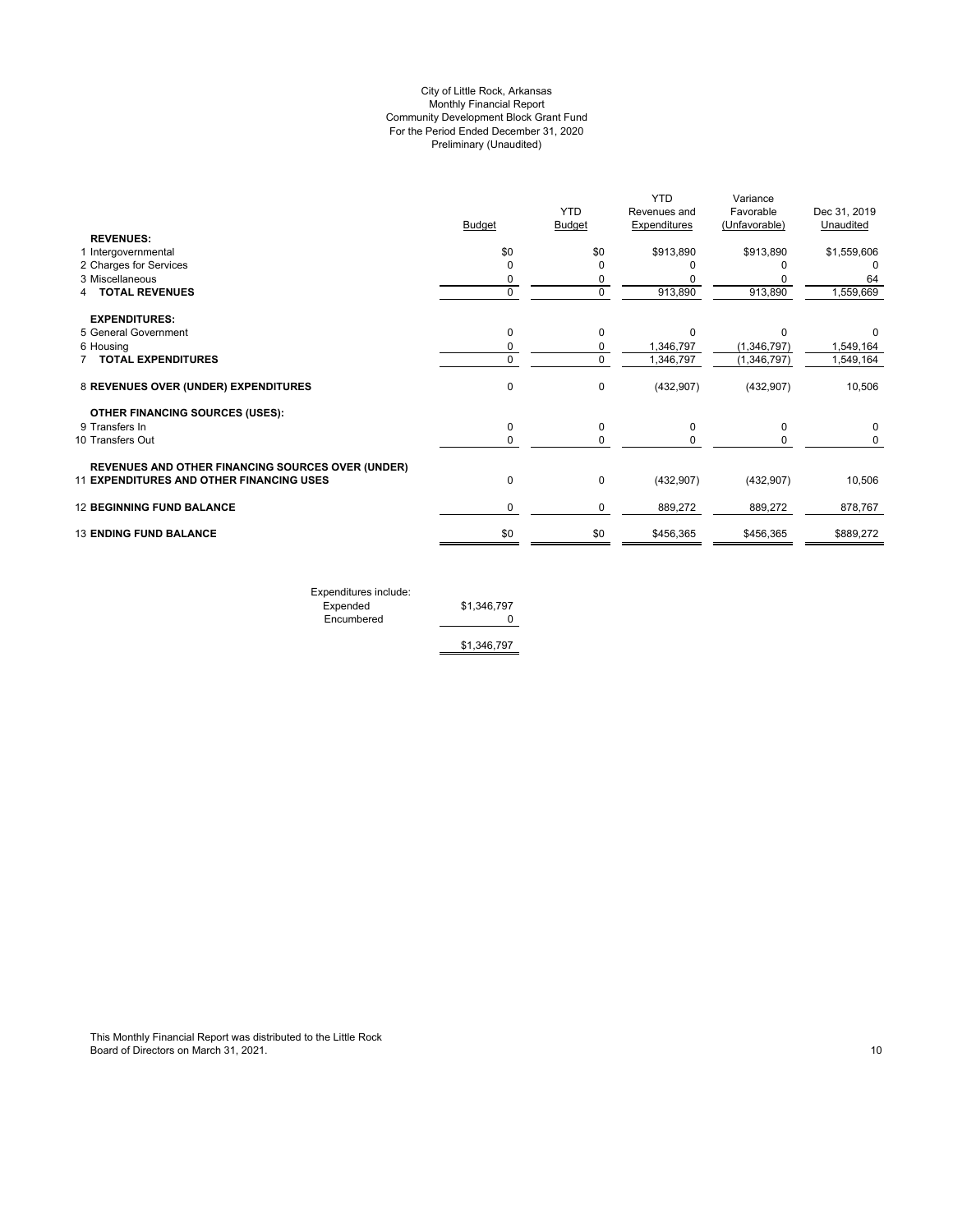City of Little Rock, Arkansas
Monthly Financial Report
Community Development Block Grant Fund
For the Period Ended December 31, 2020
Preliminary (Unaudited)

| | Budget | YTD Budget | YTD Revenues and Expenditures | Variance Favorable (Unfavorable) | Dec 31, 2019 Unaudited |
|---|---|---|---|---|---|
| **REVENUES:** | | | | | |
| 1 Intergovernmental | $0 | $0 | $913,890 | $913,890 | $1,559,606 |
| 2 Charges for Services | 0 | 0 | 0 | 0 | 0 |
| 3 Miscellaneous | 0 | 0 | 0 | 0 | 64 |
| 4 **TOTAL REVENUES** | 0 | 0 | 913,890 | 913,890 | 1,559,669 |
| **EXPENDITURES:** | | | | | |
| 5 General Government | 0 | 0 | 0 | 0 | 0 |
| 6 Housing | 0 | 0 | 1,346,797 | (1,346,797) | 1,549,164 |
| 7 **TOTAL EXPENDITURES** | 0 | 0 | 1,346,797 | (1,346,797) | 1,549,164 |
| 8 **REVENUES OVER (UNDER) EXPENDITURES** | 0 | 0 | (432,907) | (432,907) | 10,506 |
| **OTHER FINANCING SOURCES (USES):** | | | | | |
| 9 Transfers In | 0 | 0 | 0 | 0 | 0 |
| 10 Transfers Out | 0 | 0 | 0 | 0 | 0 |
| 11 **REVENUES AND OTHER FINANCING SOURCES OVER (UNDER) EXPENDITURES AND OTHER FINANCING USES** | 0 | 0 | (432,907) | (432,907) | 10,506 |
| 12 **BEGINNING FUND BALANCE** | 0 | 0 | 889,272 | 889,272 | 878,767 |
| 13 **ENDING FUND BALANCE** | $0 | $0 | $456,365 | $456,365 | $889,272 |

| Expenditures include: | |
|---|---|
| Expended | $1,346,797 |
| Encumbered | 0 |
| | $1,346,797 |

This Monthly Financial Report was distributed to the Little Rock Board of Directors on March 31, 2021.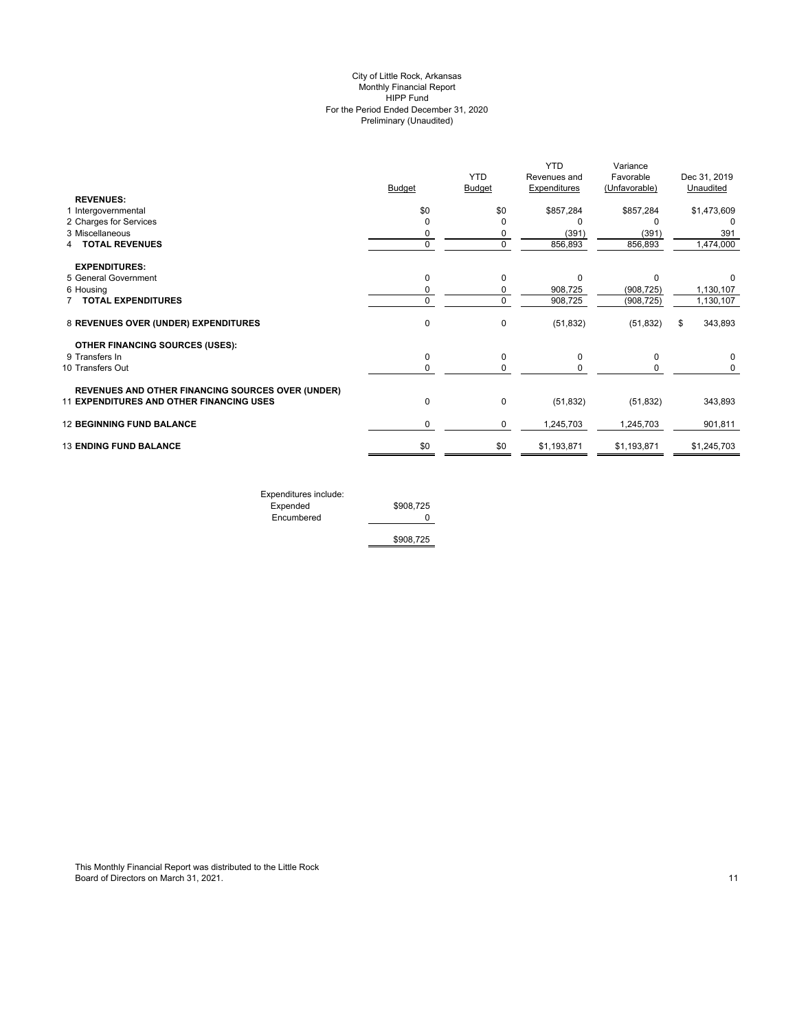City of Little Rock, Arkansas
Monthly Financial Report
HIPP Fund
For the Period Ended December 31, 2020
Preliminary (Unaudited)

| | Budget | YTD Budget | YTD Revenues and Expenditures | Variance Favorable (Unfavorable) | Dec 31, 2019 Unaudited |
|---|---|---|---|---|---|
| **REVENUES:** | | | | | |
| 1 Intergovernmental | $0 | $0 | $857,284 | $857,284 | $1,473,609 |
| 2 Charges for Services | 0 | 0 | 0 | 0 | 0 |
| 3 Miscellaneous | 0 | 0 | (391) | (391) | 391 |
| 4 **TOTAL REVENUES** | 0 | 0 | 856,893 | 856,893 | 1,474,000 |
| **EXPENDITURES:** | | | | | |
| 5 General Government | 0 | 0 | 0 | 0 | 0 |
| 6 Housing | 0 | 0 | 908,725 | (908,725) | 1,130,107 |
| 7 **TOTAL EXPENDITURES** | 0 | 0 | 908,725 | (908,725) | 1,130,107 |
| 8 **REVENUES OVER (UNDER) EXPENDITURES** | 0 | 0 | (51,832) | (51,832) | $ 343,893 |
| **OTHER FINANCING SOURCES (USES):** | | | | | |
| 9 Transfers In | 0 | 0 | 0 | 0 | 0 |
| 10 Transfers Out | 0 | 0 | 0 | 0 | 0 |
| 11 **REVENUES AND OTHER FINANCING SOURCES OVER (UNDER) EXPENDITURES AND OTHER FINANCING USES** | 0 | 0 | (51,832) | (51,832) | 343,893 |
| 12 **BEGINNING FUND BALANCE** | 0 | 0 | 1,245,703 | 1,245,703 | 901,811 |
| 13 **ENDING FUND BALANCE** | $0 | $0 | $1,193,871 | $1,193,871 | $1,245,703 |

| Expenditures include: | |
|---|---|
| Expended | $908,725 |
| Encumbered | 0 |
| | $908,725 |

This Monthly Financial Report was distributed to the Little Rock Board of Directors on March 31, 2021.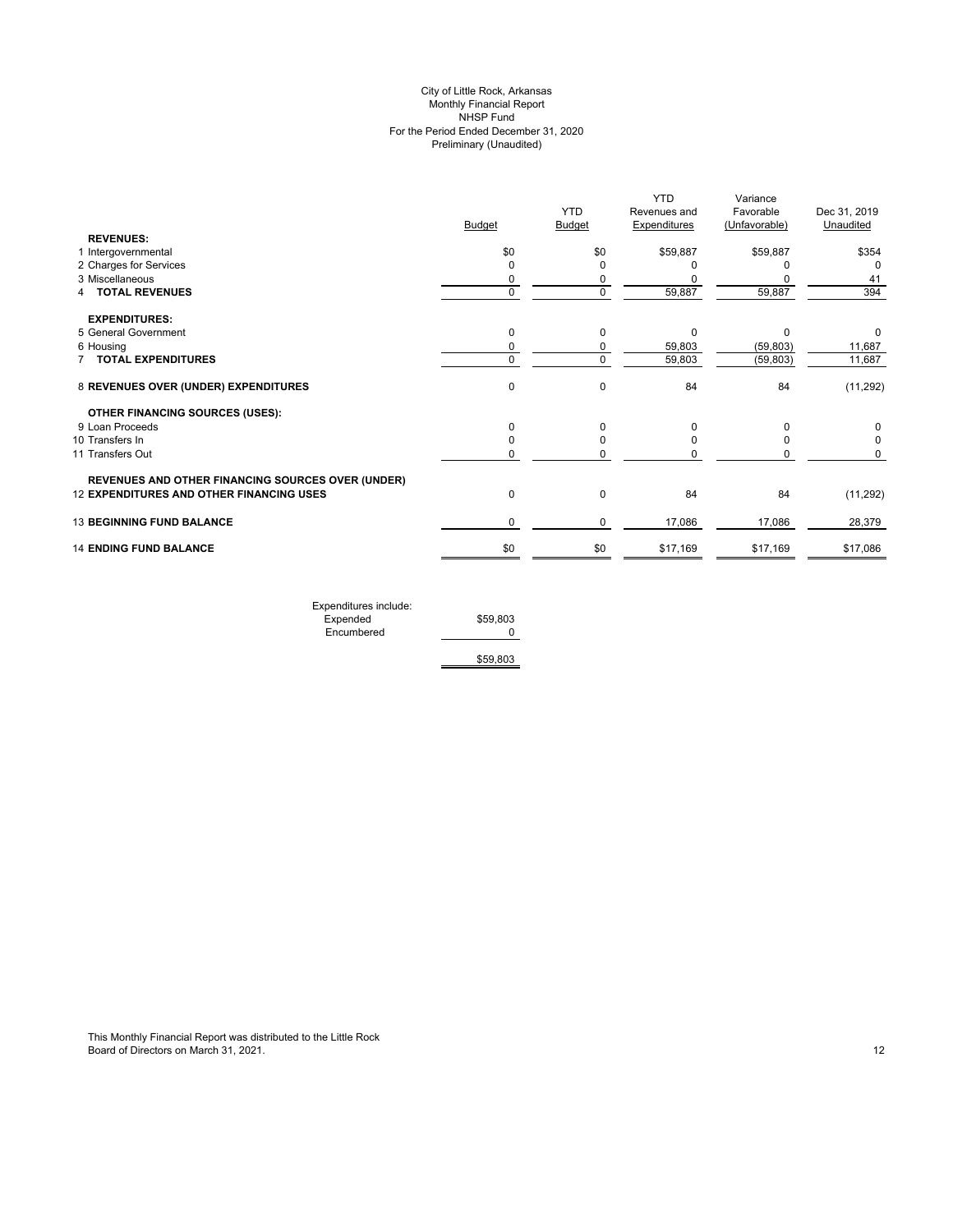City of Little Rock, Arkansas
Monthly Financial Report
NHSP Fund
For the Period Ended December 31, 2020
Preliminary (Unaudited)

| | Budget | YTD Budget | YTD Revenues and Expenditures | Variance Favorable (Unfavorable) | Dec 31, 2019 Unaudited |
|---|---|---|---|---|---|
| **REVENUES:** | | | | | |
| 1 Intergovernmental | $0 | $0 | $59,887 | $59,887 | $354 |
| 2 Charges for Services | 0 | 0 | 0 | 0 | 0 |
| 3 Miscellaneous | 0 | 0 | 0 | 0 | 41 |
| 4 **TOTAL REVENUES** | 0 | 0 | 59,887 | 59,887 | 394 |
| **EXPENDITURES:** | | | | | |
| 5 General Government | 0 | 0 | 0 | 0 | 0 |
| 6 Housing | 0 | 0 | 59,803 | (59,803) | 11,687 |
| 7 **TOTAL EXPENDITURES** | 0 | 0 | 59,803 | (59,803) | 11,687 |
| 8 **REVENUES OVER (UNDER) EXPENDITURES** | 0 | 0 | 84 | 84 | (11,292) |
| **OTHER FINANCING SOURCES (USES):** | | | | | |
| 9 Loan Proceeds | 0 | 0 | 0 | 0 | 0 |
| 10 Transfers In | 0 | 0 | 0 | 0 | 0 |
| 11 Transfers Out | 0 | 0 | 0 | 0 | 0 |
| **REVENUES AND OTHER FINANCING SOURCES OVER (UNDER)** 12 **EXPENDITURES AND OTHER FINANCING USES** | 0 | 0 | 84 | 84 | (11,292) |
| 13 **BEGINNING FUND BALANCE** | 0 | 0 | 17,086 | 17,086 | 28,379 |
| 14 **ENDING FUND BALANCE** | $0 | $0 | $17,169 | $17,169 | $17,086 |

| Expenditures include: | |
|---|---|
| Expended | $59,803 |
| Encumbered | 0 |
| | $59,803 |

This Monthly Financial Report was distributed to the Little Rock Board of Directors on March 31, 2021.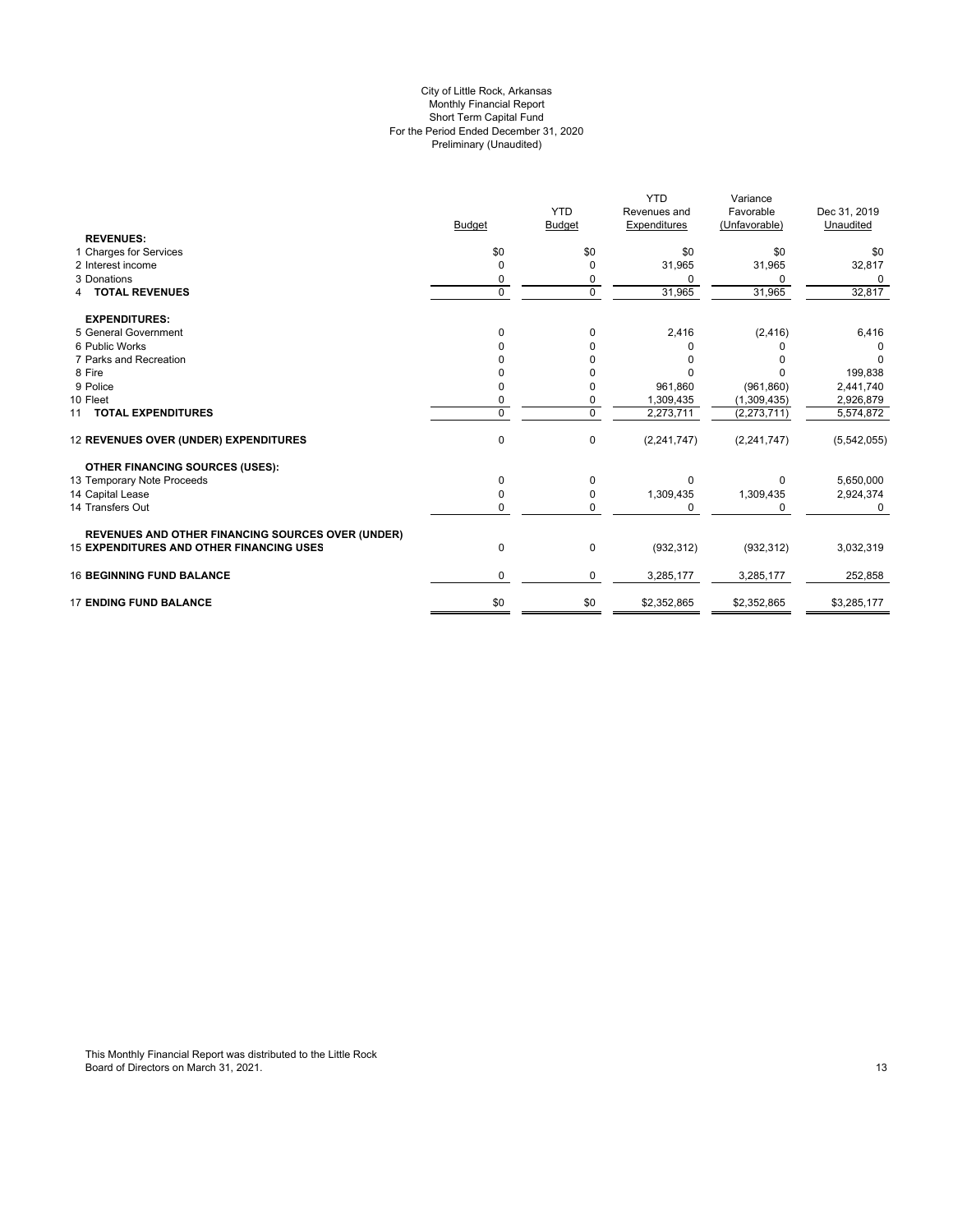City of Little Rock, Arkansas
Monthly Financial Report
Short Term Capital Fund
For the Period Ended December 31, 2020
Preliminary (Unaudited)

| | Budget | YTD Budget | YTD Revenues and Expenditures | Variance Favorable (Unfavorable) | Dec 31, 2019 Unaudited |
|---|---|---|---|---|---|
| **REVENUES:** | | | | | |
| 1 Charges for Services | $0 | $0 | $0 | $0 | $0 |
| 2 Interest income | 0 | 0 | 31,965 | 31,965 | 32,817 |
| 3 Donations | 0 | 0 | 0 | 0 | 0 |
| 4 **TOTAL REVENUES** | 0 | 0 | 31,965 | 31,965 | 32,817 |
| **EXPENDITURES:** | | | | | |
| 5 General Government | 0 | 0 | 2,416 | (2,416) | 6,416 |
| 6 Public Works | 0 | 0 | 0 | 0 | 0 |
| 7 Parks and Recreation | 0 | 0 | 0 | 0 | 0 |
| 8 Fire | 0 | 0 | 0 | 0 | 199,838 |
| 9 Police | 0 | 0 | 961,860 | (961,860) | 2,441,740 |
| 10 Fleet | 0 | 0 | 1,309,435 | (1,309,435) | 2,926,879 |
| 11 **TOTAL EXPENDITURES** | 0 | 0 | 2,273,711 | (2,273,711) | 5,574,872 |
| 12 **REVENUES OVER (UNDER) EXPENDITURES** | 0 | 0 | (2,241,747) | (2,241,747) | (5,542,055) |
| **OTHER FINANCING SOURCES (USES):** | | | | | |
| 13 Temporary Note Proceeds | 0 | 0 | 0 | 0 | 5,650,000 |
| 14 Capital Lease | 0 | 0 | 1,309,435 | 1,309,435 | 2,924,374 |
| 14 Transfers Out | 0 | 0 | 0 | 0 | 0 |
| **REVENUES AND OTHER FINANCING SOURCES OVER (UNDER)** 15 **EXPENDITURES AND OTHER FINANCING USES** | 0 | 0 | (932,312) | (932,312) | 3,032,319 |
| 16 **BEGINNING FUND BALANCE** | 0 | 0 | 3,285,177 | 3,285,177 | 252,858 |
| 17 **ENDING FUND BALANCE** | $0 | $0 | $2,352,865 | $2,352,865 | $3,285,177 |

This Monthly Financial Report was distributed to the Little Rock Board of Directors on March 31, 2021.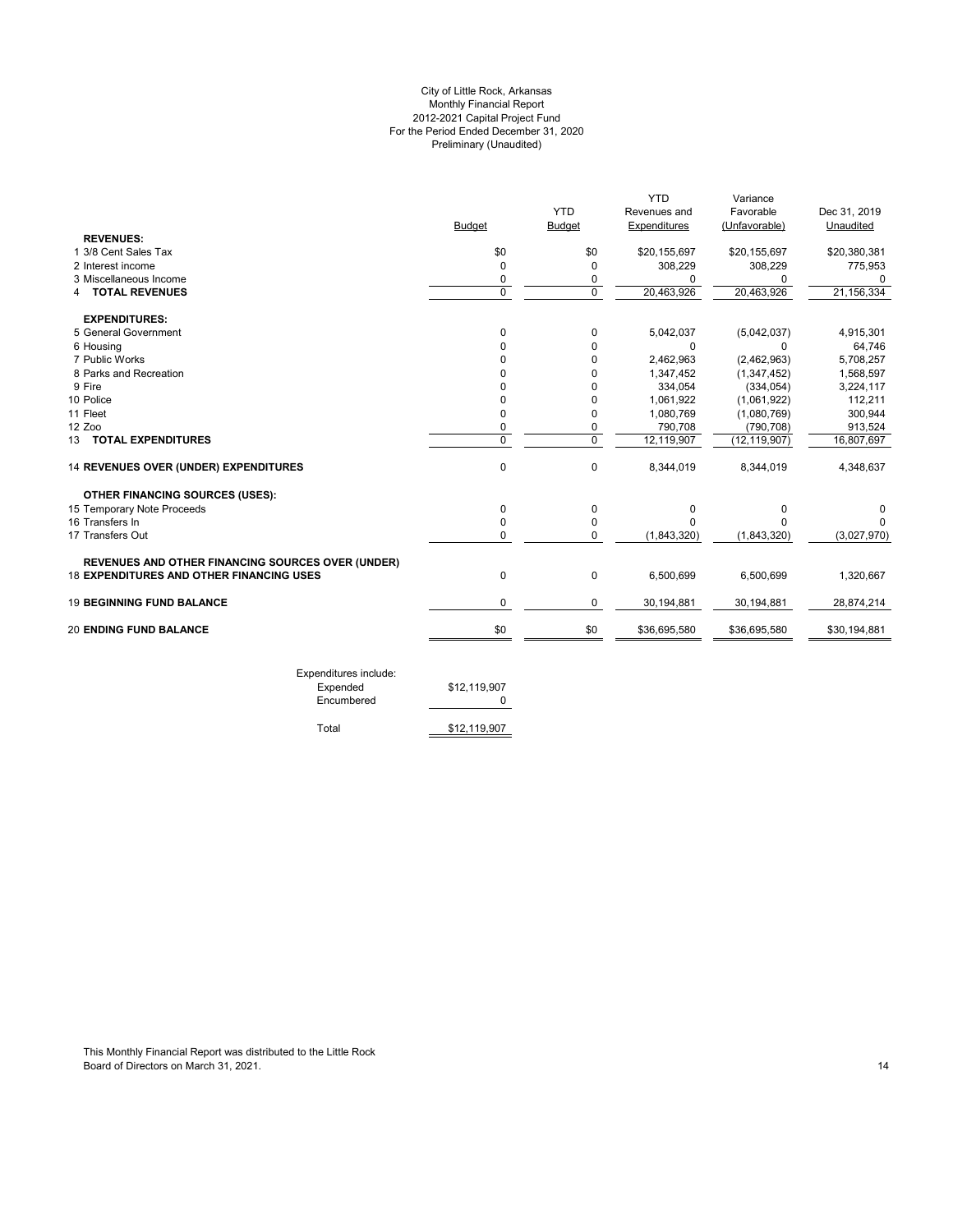# City of Little Rock, Arkansas
## Monthly Financial Report
### 2012-2021 Capital Project Fund
### For the Period Ended December 31, 2020
### Preliminary (Unaudited)

| | Budget | YTD Budget | YTD Revenues and Expenditures | Variance Favorable (Unfavorable) | Dec 31, 2019 Unaudited |
|---|---|---|---|---|---|
| **REVENUES:** | | | | | |
| 1 3/8 Cent Sales Tax | $0 | $0 | $20,155,697 | $20,155,697 | $20,380,381 |
| 2 Interest income | 0 | 0 | 308,229 | 308,229 | 775,953 |
| 3 Miscellaneous Income | 0 | 0 | 0 | 0 | 0 |
| 4 **TOTAL REVENUES** | 0 | 0 | 20,463,926 | 20,463,926 | 21,156,334 |
| **EXPENDITURES:** | | | | | |
| 5 General Government | 0 | 0 | 5,042,037 | (5,042,037) | 4,915,301 |
| 6 Housing | 0 | 0 | 0 | 0 | 64,746 |
| 7 Public Works | 0 | 0 | 2,462,963 | (2,462,963) | 5,708,257 |
| 8 Parks and Recreation | 0 | 0 | 1,347,452 | (1,347,452) | 1,568,597 |
| 9 Fire | 0 | 0 | 334,054 | (334,054) | 3,224,117 |
| 10 Police | 0 | 0 | 1,061,922 | (1,061,922) | 112,211 |
| 11 Fleet | 0 | 0 | 1,080,769 | (1,080,769) | 300,944 |
| 12 Zoo | 0 | 0 | 790,708 | (790,708) | 913,524 |
| 13 **TOTAL EXPENDITURES** | 0 | 0 | 12,119,907 | (12,119,907) | 16,807,697 |
| 14 **REVENUES OVER (UNDER) EXPENDITURES** | 0 | 0 | 8,344,019 | 8,344,019 | 4,348,637 |
| **OTHER FINANCING SOURCES (USES):** | | | | | |
| 15 Temporary Note Proceeds | 0 | 0 | 0 | 0 | 0 |
| 16 Transfers In | 0 | 0 | 0 | 0 | 0 |
| 17 Transfers Out | 0 | 0 | (1,843,320) | (1,843,320) | (3,027,970) |
| **REVENUES AND OTHER FINANCING SOURCES OVER (UNDER)** 18 **EXPENDITURES AND OTHER FINANCING USES** | 0 | 0 | 6,500,699 | 6,500,699 | 1,320,667 |
| 19 **BEGINNING FUND BALANCE** | 0 | 0 | 30,194,881 | 30,194,881 | 28,874,214 |
| 20 **ENDING FUND BALANCE** | $0 | $0 | $36,695,580 | $36,695,580 | $30,194,881 |

| Expenditures include: | |
|---|---|
| Expended | $12,119,907 |
| Encumbered | 0 |
| Total | $12,119,907 |

This Monthly Financial Report was distributed to the Little Rock Board of Directors on March 31, 2021.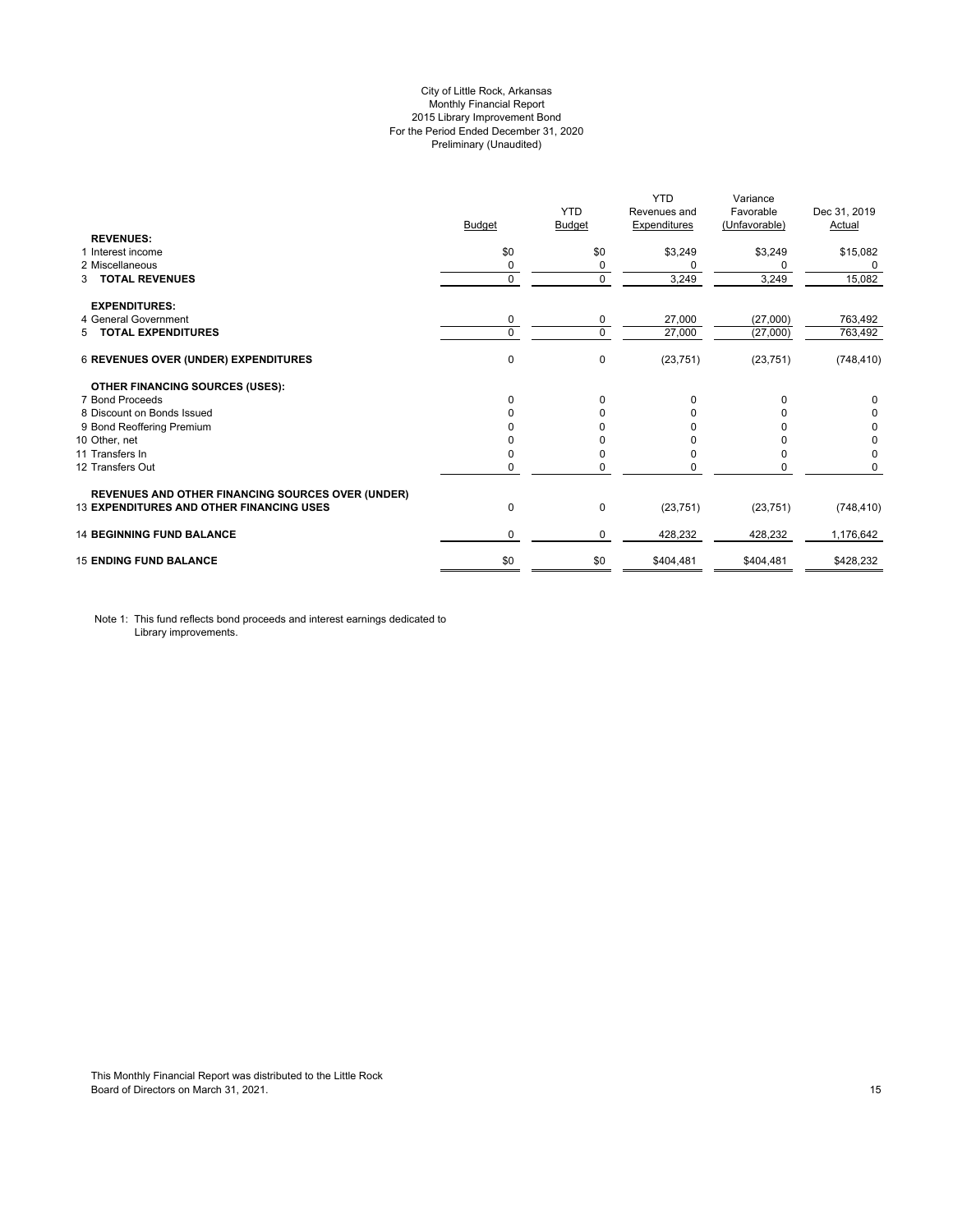City of Little Rock, Arkansas
Monthly Financial Report
2015 Library Improvement Bond
For the Period Ended December 31, 2020
Preliminary (Unaudited)

| | Budget | YTD Budget | YTD Revenues and Expenditures | Variance Favorable (Unfavorable) | Dec 31, 2019 Actual |
|---|---|---|---|---|---|
| **REVENUES:** | | | | | |
| 1 Interest income | $0 | $0 | $3,249 | $3,249 | $15,082 |
| 2 Miscellaneous | 0 | 0 | 0 | 0 | 0 |
| 3 **TOTAL REVENUES** | 0 | 0 | 3,249 | 3,249 | 15,082 |
| **EXPENDITURES:** | | | | | |
| 4 General Government | 0 | 0 | 27,000 | (27,000) | 763,492 |
| 5 **TOTAL EXPENDITURES** | 0 | 0 | 27,000 | (27,000) | 763,492 |
| 6 **REVENUES OVER (UNDER) EXPENDITURES** | 0 | 0 | (23,751) | (23,751) | (748,410) |
| **OTHER FINANCING SOURCES (USES):** | | | | | |
| 7 Bond Proceeds | 0 | 0 | 0 | 0 | 0 |
| 8 Discount on Bonds Issued | 0 | 0 | 0 | 0 | 0 |
| 9 Bond Reoffering Premium | 0 | 0 | 0 | 0 | 0 |
| 10 Other, net | 0 | 0 | 0 | 0 | 0 |
| 11 Transfers In | 0 | 0 | 0 | 0 | 0 |
| 12 Transfers Out | 0 | 0 | 0 | 0 | 0 |
| **REVENUES AND OTHER FINANCING SOURCES OVER (UNDER)** | | | | | |
| 13 **EXPENDITURES AND OTHER FINANCING USES** | 0 | 0 | (23,751) | (23,751) | (748,410) |
| 14 **BEGINNING FUND BALANCE** | 0 | 0 | 428,232 | 428,232 | 1,176,642 |
| 15 **ENDING FUND BALANCE** | $0 | $0 | $404,481 | $404,481 | $428,232 |

Note 1: This fund reflects bond proceeds and interest earnings dedicated to Library improvements.

This Monthly Financial Report was distributed to the Little Rock Board of Directors on March 31, 2021.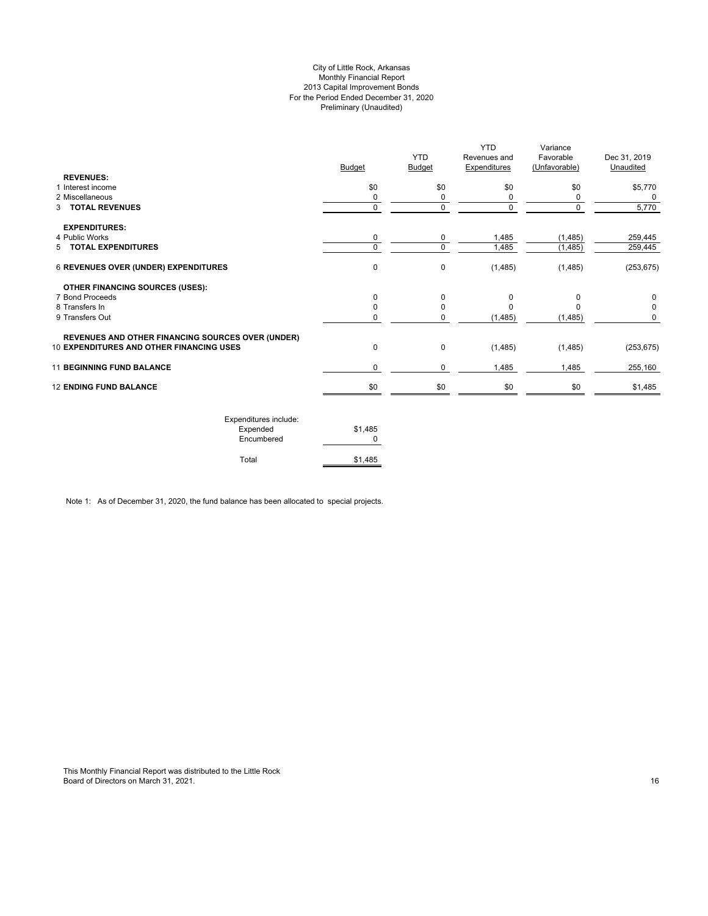City of Little Rock, Arkansas
Monthly Financial Report
2013 Capital Improvement Bonds
For the Period Ended December 31, 2020
Preliminary (Unaudited)

| | Budget | YTD Budget | YTD Revenues and Expenditures | Variance Favorable (Unfavorable) | Dec 31, 2019 Unaudited |
|---|---|---|---|---|---|
| **REVENUES:** | | | | | |
| 1 Interest income | $0 | $0 | $0 | $0 | $5,770 |
| 2 Miscellaneous | 0 | 0 | 0 | 0 | 0 |
| 3 **TOTAL REVENUES** | 0 | 0 | 0 | 0 | 5,770 |
| **EXPENDITURES:** | | | | | |
| 4 Public Works | 0 | 0 | 1,485 | (1,485) | 259,445 |
| 5 **TOTAL EXPENDITURES** | 0 | 0 | 1,485 | (1,485) | 259,445 |
| 6 **REVENUES OVER (UNDER) EXPENDITURES** | 0 | 0 | (1,485) | (1,485) | (253,675) |
| **OTHER FINANCING SOURCES (USES):** | | | | | |
| 7 Bond Proceeds | 0 | 0 | 0 | 0 | 0 |
| 8 Transfers In | 0 | 0 | 0 | 0 | 0 |
| 9 Transfers Out | 0 | 0 | (1,485) | (1,485) | 0 |
| **REVENUES AND OTHER FINANCING SOURCES OVER (UNDER)** 10 **EXPENDITURES AND OTHER FINANCING USES** | 0 | 0 | (1,485) | (1,485) | (253,675) |
| 11 **BEGINNING FUND BALANCE** | 0 | 0 | 1,485 | 1,485 | 255,160 |
| 12 **ENDING FUND BALANCE** | $0 | $0 | $0 | $0 | $1,485 |

| Expenditures include: | |
|---|---|
| Expended | $1,485 |
| Encumbered | 0 |
| Total | $1,485 |

Note 1: As of December 31, 2020, the fund balance has been allocated to special projects.

This Monthly Financial Report was distributed to the Little Rock Board of Directors on March 31, 2021.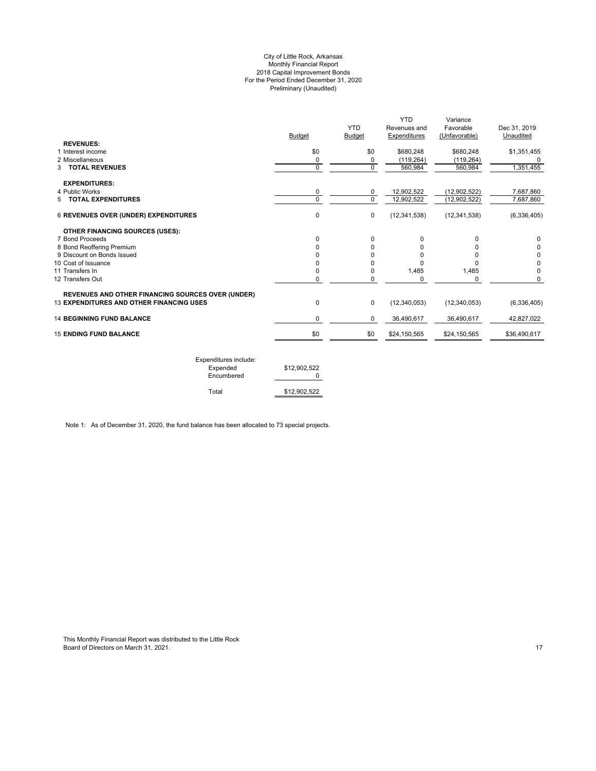City of Little Rock, Arkansas
Monthly Financial Report
2018 Capital Improvement Bonds
For the Period Ended December 31, 2020
Preliminary (Unaudited)

| | Budget | YTD Budget | YTD Revenues and Expenditures | Variance Favorable (Unfavorable) | Dec 31, 2019 Unaudited |
|---|---|---|---|---|---|
| **REVENUES:** | | | | | |
| 1 Interest income | $0 | $0 | $680,248 | $680,248 | $1,351,455 |
| 2 Miscellaneous | 0 | 0 | (119,264) | (119,264) | 0 |
| 3 **TOTAL REVENUES** | 0 | 0 | 560,984 | 560,984 | 1,351,455 |
| **EXPENDITURES:** | | | | | |
| 4 Public Works | 0 | 0 | 12,902,522 | (12,902,522) | 7,687,860 |
| 5 **TOTAL EXPENDITURES** | 0 | 0 | 12,902,522 | (12,902,522) | 7,687,860 |
| 6 **REVENUES OVER (UNDER) EXPENDITURES** | 0 | 0 | (12,341,538) | (12,341,538) | (6,336,405) |
| **OTHER FINANCING SOURCES (USES):** | | | | | |
| 7 Bond Proceeds | 0 | 0 | 0 | 0 | 0 |
| 8 Bond Reoffering Premium | 0 | 0 | 0 | 0 | 0 |
| 9 Discount on Bonds Issued | 0 | 0 | 0 | 0 | 0 |
| 10 Cost of Issuance | 0 | 0 | 0 | 0 | 0 |
| 11 Transfers In | 0 | 0 | 1,485 | 1,485 | 0 |
| 12 Transfers Out | 0 | 0 | 0 | 0 | 0 |
| **REVENUES AND OTHER FINANCING SOURCES OVER (UNDER)** 13 **EXPENDITURES AND OTHER FINANCING USES** | 0 | 0 | (12,340,053) | (12,340,053) | (6,336,405) |
| 14 **BEGINNING FUND BALANCE** | 0 | 0 | 36,490,617 | 36,490,617 | 42,827,022 |
| 15 **ENDING FUND BALANCE** | $0 | $0 | $24,150,565 | $24,150,565 | $36,490,617 |

| Expenditures include: | |
|---|---|
| Expended | $12,902,522 |
| Encumbered | 0 |
| Total | $12,902,522 |

Note 1: As of December 31, 2020, the fund balance has been allocated to 73 special projects.

This Monthly Financial Report was distributed to the Little Rock Board of Directors on March 31, 2021.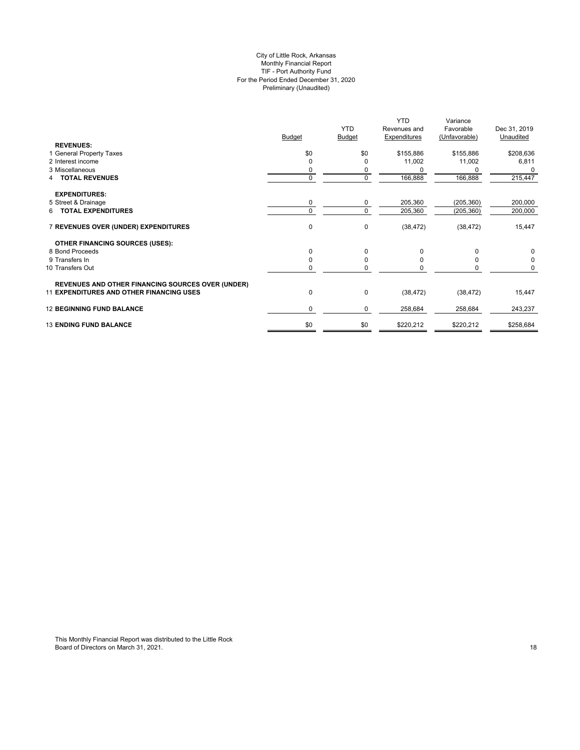City of Little Rock, Arkansas
Monthly Financial Report
TIF - Port Authority Fund
For the Period Ended December 31, 2020
Preliminary (Unaudited)

| | Budget | YTD Budget | YTD Revenues and Expenditures | Variance Favorable (Unfavorable) | Dec 31, 2019 Unaudited |
|---|---|---|---|---|---|
| **REVENUES:** | | | | | |
| 1 General Property Taxes | $0 | $0 | $155,886 | $155,886 | $208,636 |
| 2 Interest income | 0 | 0 | 11,002 | 11,002 | 6,811 |
| 3 Miscellaneous | 0 | 0 | 0 | 0 | 0 |
| 4 **TOTAL REVENUES** | 0 | 0 | 166,888 | 166,888 | 215,447 |
| **EXPENDITURES:** | | | | | |
| 5 Street & Drainage | 0 | 0 | 205,360 | (205,360) | 200,000 |
| 6 **TOTAL EXPENDITURES** | 0 | 0 | 205,360 | (205,360) | 200,000 |
| 7 **REVENUES OVER (UNDER) EXPENDITURES** | 0 | 0 | (38,472) | (38,472) | 15,447 |
| **OTHER FINANCING SOURCES (USES):** | | | | | |
| 8 Bond Proceeds | 0 | 0 | 0 | 0 | 0 |
| 9 Transfers In | 0 | 0 | 0 | 0 | 0 |
| 10 Transfers Out | 0 | 0 | 0 | 0 | 0 |
| **REVENUES AND OTHER FINANCING SOURCES OVER (UNDER)** | | | | | |
| 11 **EXPENDITURES AND OTHER FINANCING USES** | 0 | 0 | (38,472) | (38,472) | 15,447 |
| 12 **BEGINNING FUND BALANCE** | 0 | 0 | 258,684 | 258,684 | 243,237 |
| 13 **ENDING FUND BALANCE** | $0 | $0 | $220,212 | $220,212 | $258,684 |

This Monthly Financial Report was distributed to the Little Rock Board of Directors on March 31, 2021.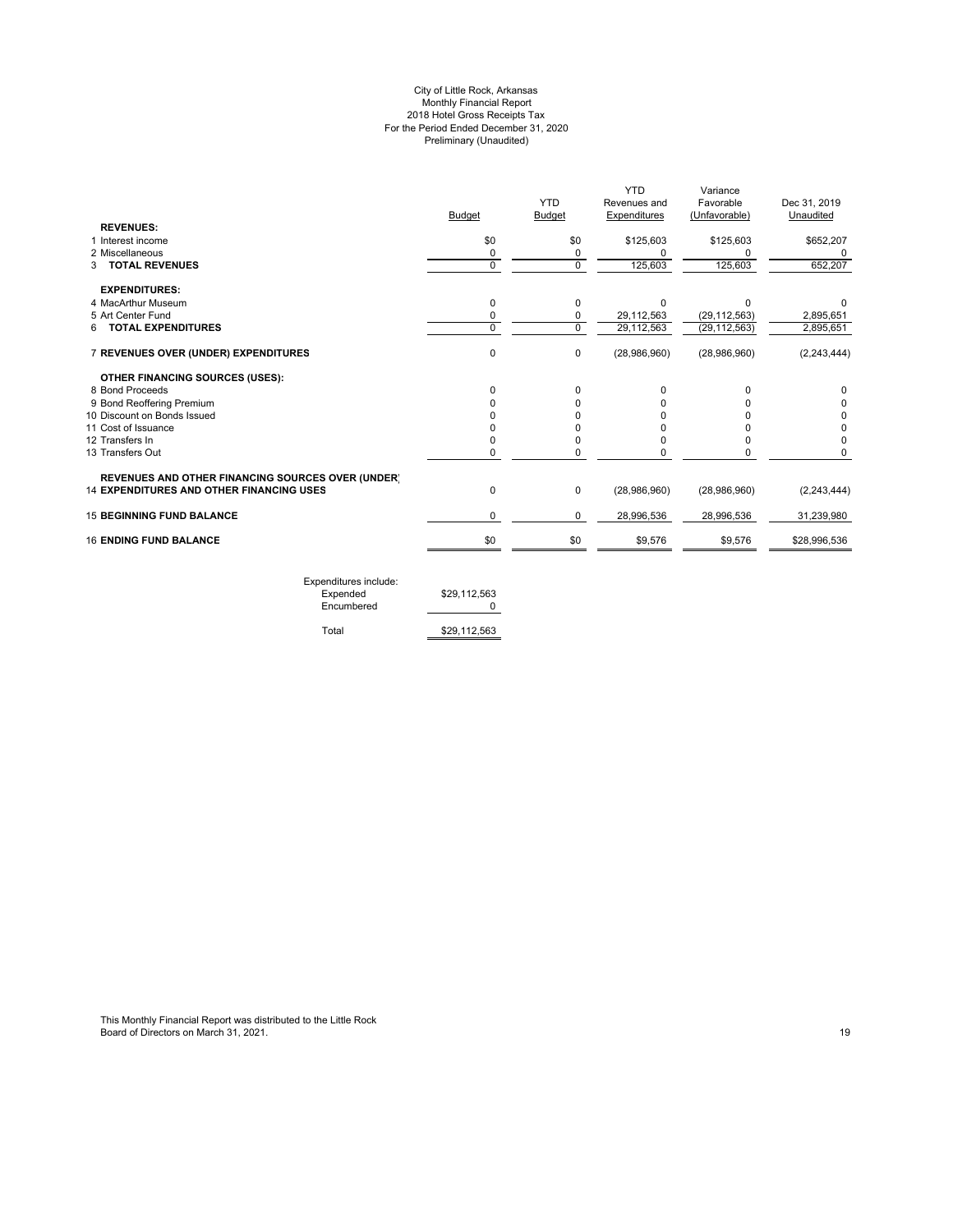City of Little Rock, Arkansas
Monthly Financial Report
2018 Hotel Gross Receipts Tax
For the Period Ended December 31, 2020
Preliminary (Unaudited)

| | Budget | YTD Budget | YTD Revenues and Expenditures | Variance Favorable (Unfavorable) | Dec 31, 2019 Unaudited |
|---|---|---|---|---|---|
| **REVENUES:** | | | | | |
| 1 Interest income | $0 | $0 | $125,603 | $125,603 | $652,207 |
| 2 Miscellaneous | 0 | 0 | 0 | 0 | 0 |
| 3 **TOTAL REVENUES** | 0 | 0 | 125,603 | 125,603 | 652,207 |
| **EXPENDITURES:** | | | | | |
| 4 MacArthur Museum | 0 | 0 | 0 | 0 | 0 |
| 5 Art Center Fund | 0 | 0 | 29,112,563 | (29,112,563) | 2,895,651 |
| 6 **TOTAL EXPENDITURES** | 0 | 0 | 29,112,563 | (29,112,563) | 2,895,651 |
| 7 **REVENUES OVER (UNDER) EXPENDITURES** | 0 | 0 | (28,986,960) | (28,986,960) | (2,243,444) |
| **OTHER FINANCING SOURCES (USES):** | | | | | |
| 8 Bond Proceeds | 0 | 0 | 0 | 0 | 0 |
| 9 Bond Reoffering Premium | 0 | 0 | 0 | 0 | 0 |
| 10 Discount on Bonds Issued | 0 | 0 | 0 | 0 | 0 |
| 11 Cost of Issuance | 0 | 0 | 0 | 0 | 0 |
| 12 Transfers In | 0 | 0 | 0 | 0 | 0 |
| 13 Transfers Out | 0 | 0 | 0 | 0 | 0 |
| **REVENUES AND OTHER FINANCING SOURCES OVER (UNDER)** 14 **EXPENDITURES AND OTHER FINANCING USES** | 0 | 0 | (28,986,960) | (28,986,960) | (2,243,444) |
| 15 **BEGINNING FUND BALANCE** | 0 | 0 | 28,996,536 | 28,996,536 | 31,239,980 |
| 16 **ENDING FUND BALANCE** | $0 | $0 | $9,576 | $9,576 | $28,996,536 |

| Expenditures include: | |
|---|---|
| Expended | $29,112,563 |
| Encumbered | 0 |
| Total | $29,112,563 |

This Monthly Financial Report was distributed to the Little Rock Board of Directors on March 31, 2021.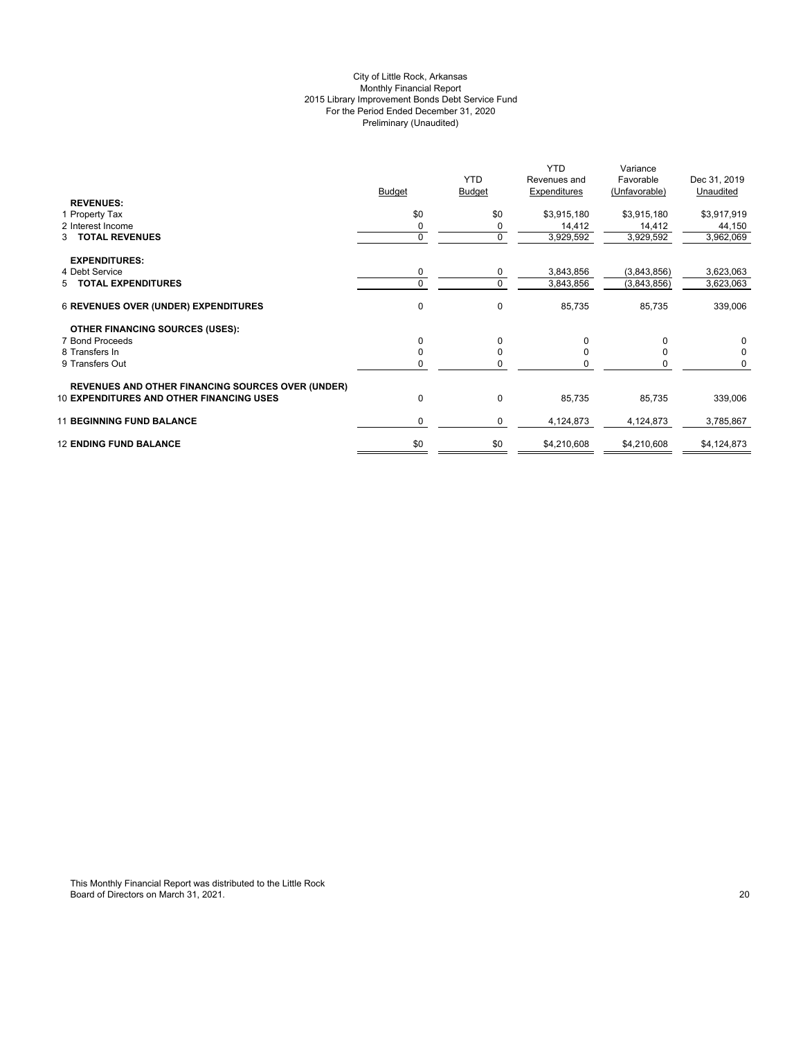City of Little Rock, Arkansas
Monthly Financial Report
2015 Library Improvement Bonds Debt Service Fund
For the Period Ended December 31, 2020
Preliminary (Unaudited)

| | Budget | YTD Budget | YTD Revenues and Expenditures | Variance Favorable (Unfavorable) | Dec 31, 2019 Unaudited |
|---|---|---|---|---|---|
| **REVENUES:** | | | | | |
| 1 Property Tax | $0 | $0 | $3,915,180 | $3,915,180 | $3,917,919 |
| 2 Interest Income | 0 | 0 | 14,412 | 14,412 | 44,150 |
| 3 **TOTAL REVENUES** | 0 | 0 | 3,929,592 | 3,929,592 | 3,962,069 |
| **EXPENDITURES:** | | | | | |
| 4 Debt Service | 0 | 0 | 3,843,856 | (3,843,856) | 3,623,063 |
| 5 **TOTAL EXPENDITURES** | 0 | 0 | 3,843,856 | (3,843,856) | 3,623,063 |
| 6 **REVENUES OVER (UNDER) EXPENDITURES** | 0 | 0 | 85,735 | 85,735 | 339,006 |
| **OTHER FINANCING SOURCES (USES):** | | | | | |
| 7 Bond Proceeds | 0 | 0 | 0 | 0 | 0 |
| 8 Transfers In | 0 | 0 | 0 | 0 | 0 |
| 9 Transfers Out | 0 | 0 | 0 | 0 | 0 |
| 10 **REVENUES AND OTHER FINANCING SOURCES OVER (UNDER) EXPENDITURES AND OTHER FINANCING USES** | 0 | 0 | 85,735 | 85,735 | 339,006 |
| 11 **BEGINNING FUND BALANCE** | 0 | 0 | 4,124,873 | 4,124,873 | 3,785,867 |
| 12 **ENDING FUND BALANCE** | $0 | $0 | $4,210,608 | $4,210,608 | $4,124,873 |

This Monthly Financial Report was distributed to the Little Rock Board of Directors on March 31, 2021.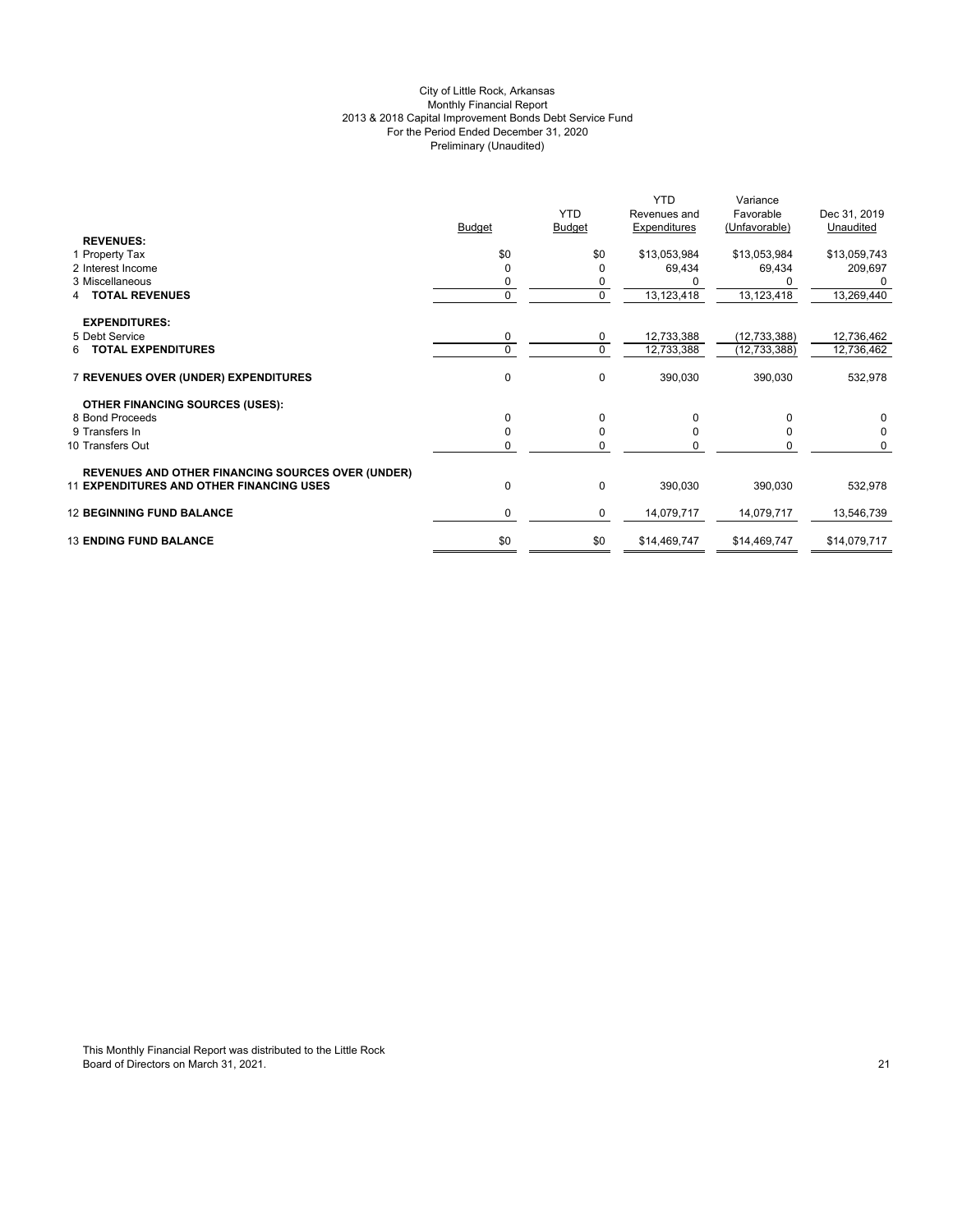City of Little Rock, Arkansas
Monthly Financial Report
2013 & 2018 Capital Improvement Bonds Debt Service Fund
For the Period Ended December 31, 2020
Preliminary (Unaudited)

| | Budget | YTD Budget | YTD Revenues and Expenditures | Variance Favorable (Unfavorable) | Dec 31, 2019 Unaudited |
|---|---|---|---|---|---|
| **REVENUES:** | | | | | |
| 1 Property Tax | $0 | $0 | $13,053,984 | $13,053,984 | $13,059,743 |
| 2 Interest Income | 0 | 0 | 69,434 | 69,434 | 209,697 |
| 3 Miscellaneous | 0 | 0 | 0 | 0 | 0 |
| 4 **TOTAL REVENUES** | 0 | 0 | 13,123,418 | 13,123,418 | 13,269,440 |
| **EXPENDITURES:** | | | | | |
| 5 Debt Service | 0 | 0 | 12,733,388 | (12,733,388) | 12,736,462 |
| 6 **TOTAL EXPENDITURES** | 0 | 0 | 12,733,388 | (12,733,388) | 12,736,462 |
| 7 **REVENUES OVER (UNDER) EXPENDITURES** | 0 | 0 | 390,030 | 390,030 | 532,978 |
| **OTHER FINANCING SOURCES (USES):** | | | | | |
| 8 Bond Proceeds | 0 | 0 | 0 | 0 | 0 |
| 9 Transfers In | 0 | 0 | 0 | 0 | 0 |
| 10 Transfers Out | 0 | 0 | 0 | 0 | 0 |
| **REVENUES AND OTHER FINANCING SOURCES OVER (UNDER)** 11 **EXPENDITURES AND OTHER FINANCING USES** | 0 | 0 | 390,030 | 390,030 | 532,978 |
| 12 **BEGINNING FUND BALANCE** | 0 | 0 | 14,079,717 | 14,079,717 | 13,546,739 |
| 13 **ENDING FUND BALANCE** | $0 | $0 | $14,469,747 | $14,469,747 | $14,079,717 |

This Monthly Financial Report was distributed to the Little Rock Board of Directors on March 31, 2021.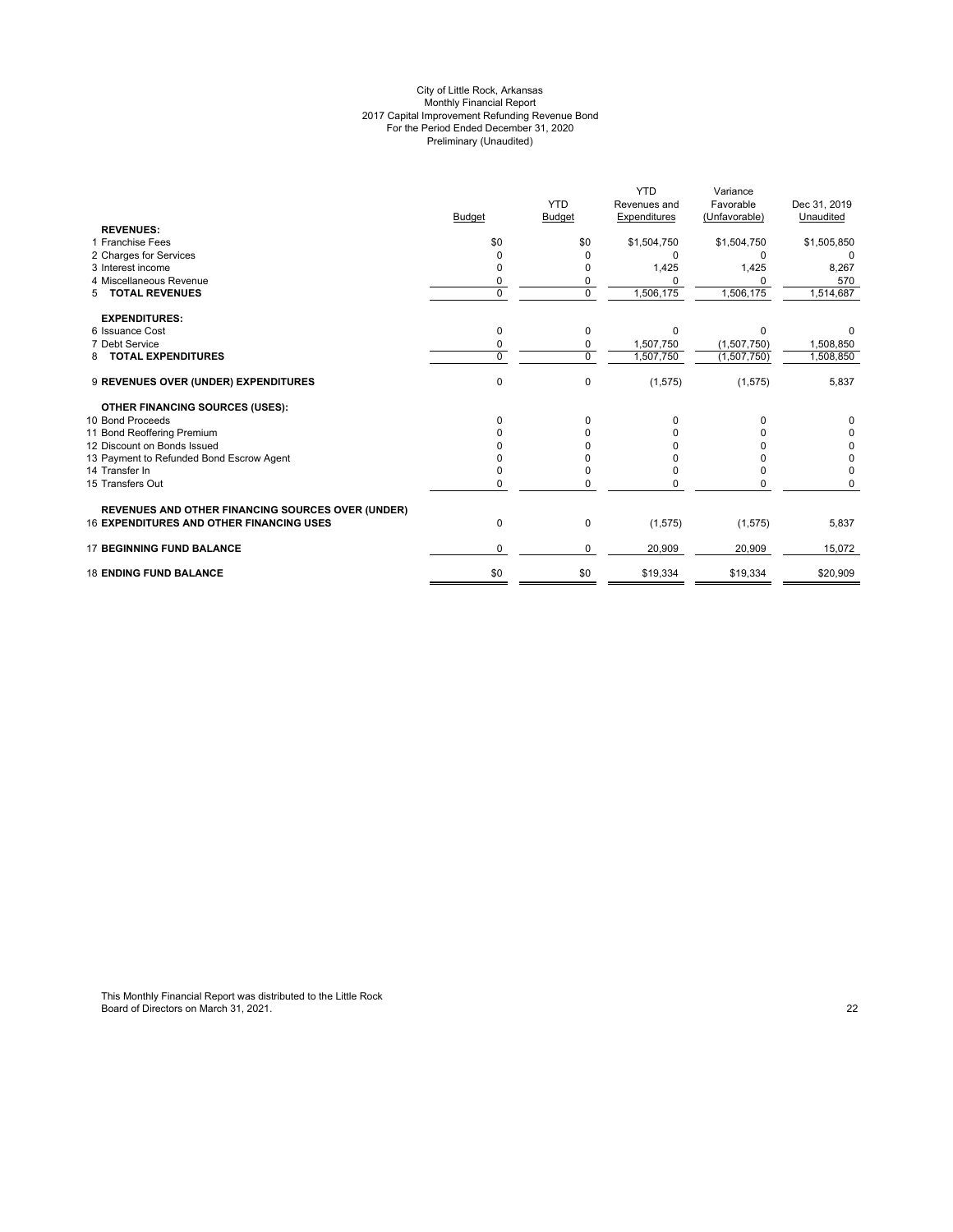City of Little Rock, Arkansas
Monthly Financial Report
2017 Capital Improvement Refunding Revenue Bond
For the Period Ended December 31, 2020
Preliminary (Unaudited)

| | Budget | YTD Budget | YTD Revenues and Expenditures | Variance Favorable (Unfavorable) | Dec 31, 2019 Unaudited |
|---|---|---|---|---|---|
| **REVENUES:** | | | | | |
| 1 Franchise Fees | $0 | $0 | $1,504,750 | $1,504,750 | $1,505,850 |
| 2 Charges for Services | 0 | 0 | 0 | 0 | 0 |
| 3 Interest income | 0 | 0 | 1,425 | 1,425 | 8,267 |
| 4 Miscellaneous Revenue | 0 | 0 | 0 | 0 | 570 |
| 5 **TOTAL REVENUES** | 0 | 0 | 1,506,175 | 1,506,175 | 1,514,687 |
| **EXPENDITURES:** | | | | | |
| 6 Issuance Cost | 0 | 0 | 0 | 0 | 0 |
| 7 Debt Service | 0 | 0 | 1,507,750 | (1,507,750) | 1,508,850 |
| 8 **TOTAL EXPENDITURES** | 0 | 0 | 1,507,750 | (1,507,750) | 1,508,850 |
| 9 **REVENUES OVER (UNDER) EXPENDITURES** | 0 | 0 | (1,575) | (1,575) | 5,837 |
| **OTHER FINANCING SOURCES (USES):** | | | | | |
| 10 Bond Proceeds | 0 | 0 | 0 | 0 | 0 |
| 11 Bond Reoffering Premium | 0 | 0 | 0 | 0 | 0 |
| 12 Discount on Bonds Issued | 0 | 0 | 0 | 0 | 0 |
| 13 Payment to Refunded Bond Escrow Agent | 0 | 0 | 0 | 0 | 0 |
| 14 Transfer In | 0 | 0 | 0 | 0 | 0 |
| 15 Transfers Out | 0 | 0 | 0 | 0 | 0 |
| **REVENUES AND OTHER FINANCING SOURCES OVER (UNDER)** | | | | | |
| 16 **EXPENDITURES AND OTHER FINANCING USES** | 0 | 0 | (1,575) | (1,575) | 5,837 |
| 17 **BEGINNING FUND BALANCE** | 0 | 0 | 20,909 | 20,909 | 15,072 |
| 18 **ENDING FUND BALANCE** | $0 | $0 | $19,334 | $19,334 | $20,909 |

This Monthly Financial Report was distributed to the Little Rock Board of Directors on March 31, 2021.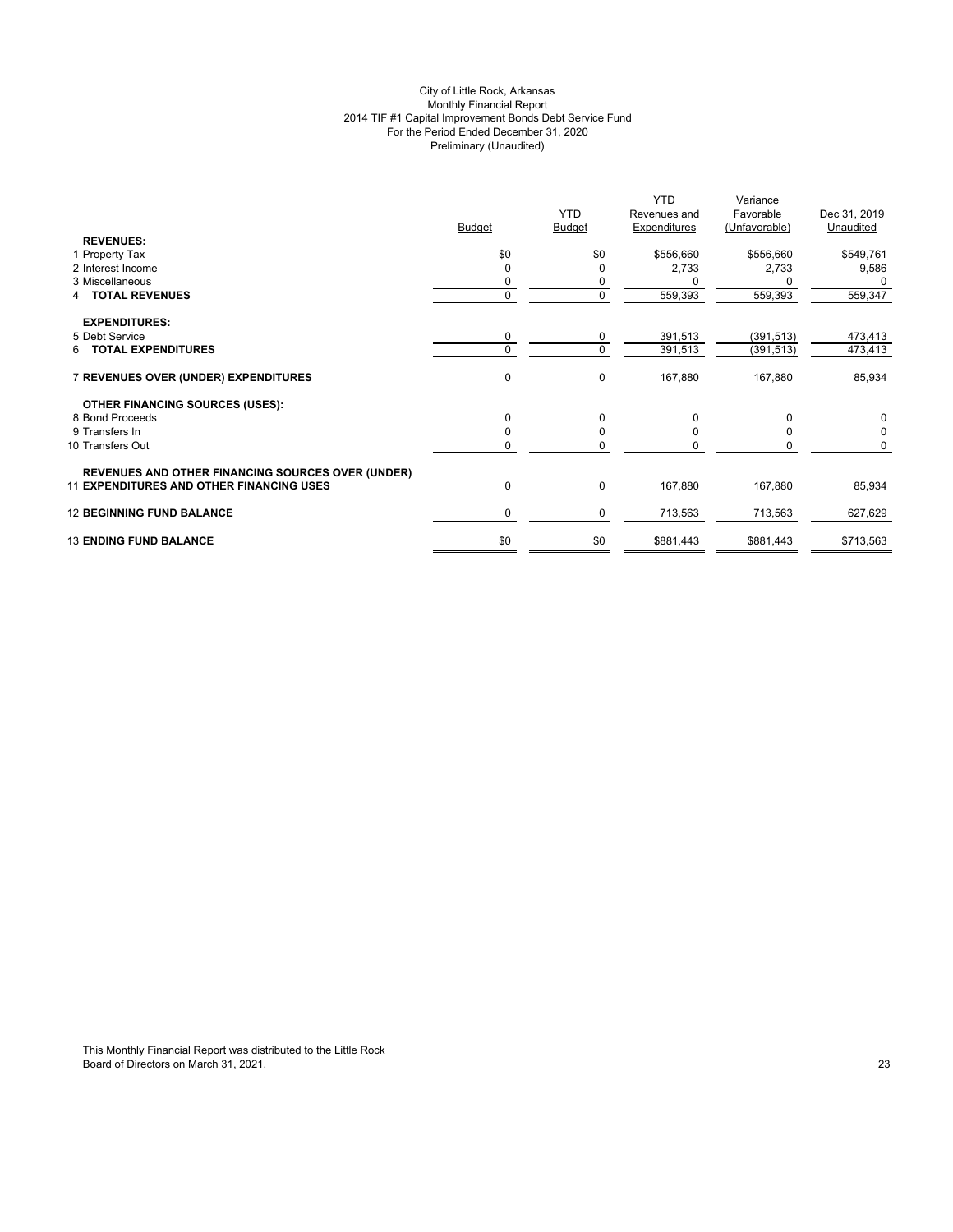City of Little Rock, Arkansas
Monthly Financial Report
2014 TIF #1 Capital Improvement Bonds Debt Service Fund
For the Period Ended December 31, 2020
Preliminary (Unaudited)

| | Budget | YTD Budget | YTD Revenues and Expenditures | Variance Favorable (Unfavorable) | Dec 31, 2019 Unaudited |
|---|---|---|---|---|---|
| **REVENUES:** | | | | | |
| 1 Property Tax | $0 | $0 | $556,660 | $556,660 | $549,761 |
| 2 Interest Income | 0 | 0 | 2,733 | 2,733 | 9,586 |
| 3 Miscellaneous | 0 | 0 | 0 | 0 | 0 |
| 4 **TOTAL REVENUES** | 0 | 0 | 559,393 | 559,393 | 559,347 |
| **EXPENDITURES:** | | | | | |
| 5 Debt Service | 0 | 0 | 391,513 | (391,513) | 473,413 |
| 6 **TOTAL EXPENDITURES** | 0 | 0 | 391,513 | (391,513) | 473,413 |
| 7 **REVENUES OVER (UNDER) EXPENDITURES** | 0 | 0 | 167,880 | 167,880 | 85,934 |
| **OTHER FINANCING SOURCES (USES):** | | | | | |
| 8 Bond Proceeds | 0 | 0 | 0 | 0 | 0 |
| 9 Transfers In | 0 | 0 | 0 | 0 | 0 |
| 10 Transfers Out | 0 | 0 | 0 | 0 | 0 |
| 11 **REVENUES AND OTHER FINANCING SOURCES OVER (UNDER) EXPENDITURES AND OTHER FINANCING USES** | 0 | 0 | 167,880 | 167,880 | 85,934 |
| 12 **BEGINNING FUND BALANCE** | 0 | 0 | 713,563 | 713,563 | 627,629 |
| 13 **ENDING FUND BALANCE** | $0 | $0 | $881,443 | $881,443 | $713,563 |

This Monthly Financial Report was distributed to the Little Rock Board of Directors on March 31, 2021.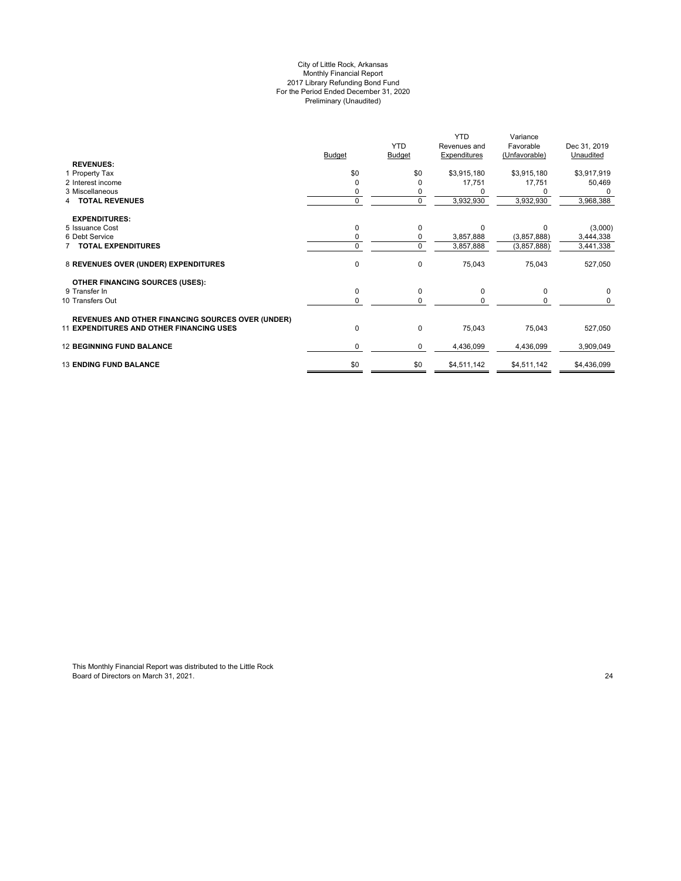City of Little Rock, Arkansas
Monthly Financial Report
2017 Library Refunding Bond Fund
For the Period Ended December 31, 2020
Preliminary (Unaudited)

| | Budget | YTD Budget | YTD Revenues and Expenditures | Variance Favorable (Unfavorable) | Dec 31, 2019 Unaudited |
|---|---|---|---|---|---|
| **REVENUES:** | | | | | |
| 1 Property Tax | $0 | $0 | $3,915,180 | $3,915,180 | $3,917,919 |
| 2 Interest income | 0 | 0 | 17,751 | 17,751 | 50,469 |
| 3 Miscellaneous | 0 | 0 | 0 | 0 | 0 |
| 4 **TOTAL REVENUES** | 0 | 0 | 3,932,930 | 3,932,930 | 3,968,388 |
| **EXPENDITURES:** | | | | | |
| 5 Issuance Cost | 0 | 0 | 0 | 0 | (3,000) |
| 6 Debt Service | 0 | 0 | 3,857,888 | (3,857,888) | 3,444,338 |
| 7 **TOTAL EXPENDITURES** | 0 | 0 | 3,857,888 | (3,857,888) | 3,441,338 |
| 8 **REVENUES OVER (UNDER) EXPENDITURES** | 0 | 0 | 75,043 | 75,043 | 527,050 |
| **OTHER FINANCING SOURCES (USES):** | | | | | |
| 9 Transfer In | 0 | 0 | 0 | 0 | 0 |
| 10 Transfers Out | 0 | 0 | 0 | 0 | 0 |
| 11 **REVENUES AND OTHER FINANCING SOURCES OVER (UNDER) EXPENDITURES AND OTHER FINANCING USES** | 0 | 0 | 75,043 | 75,043 | 527,050 |
| 12 **BEGINNING FUND BALANCE** | 0 | 0 | 4,436,099 | 4,436,099 | 3,909,049 |
| 13 **ENDING FUND BALANCE** | $0 | $0 | $4,511,142 | $4,511,142 | $4,436,099 |

This Monthly Financial Report was distributed to the Little Rock Board of Directors on March 31, 2021.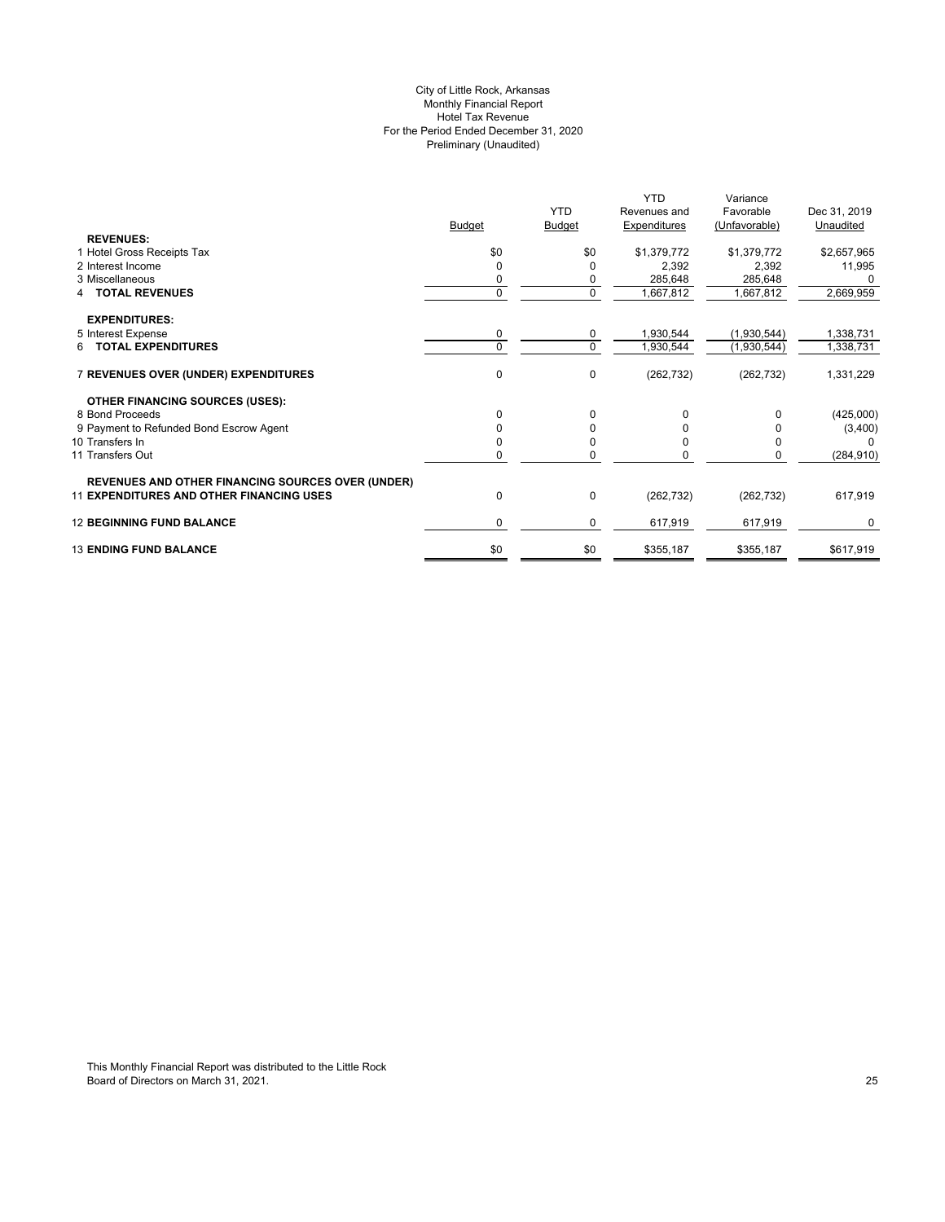City of Little Rock, Arkansas
Monthly Financial Report
Hotel Tax Revenue
For the Period Ended December 31, 2020
Preliminary (Unaudited)

| | Budget | YTD Budget | YTD Revenues and Expenditures | Variance Favorable (Unfavorable) | Dec 31, 2019 Unaudited |
|---|---|---|---|---|---|
| **REVENUES:** | | | | | |
| 1 Hotel Gross Receipts Tax | $0 | $0 | $1,379,772 | $1,379,772 | $2,657,965 |
| 2 Interest Income | 0 | 0 | 2,392 | 2,392 | 11,995 |
| 3 Miscellaneous | 0 | 0 | 285,648 | 285,648 | 0 |
| 4 **TOTAL REVENUES** | 0 | 0 | 1,667,812 | 1,667,812 | 2,669,959 |
| **EXPENDITURES:** | | | | | |
| 5 Interest Expense | 0 | 0 | 1,930,544 | (1,930,544) | 1,338,731 |
| 6 **TOTAL EXPENDITURES** | 0 | 0 | 1,930,544 | (1,930,544) | 1,338,731 |
| 7 **REVENUES OVER (UNDER) EXPENDITURES** | 0 | 0 | (262,732) | (262,732) | 1,331,229 |
| **OTHER FINANCING SOURCES (USES):** | | | | | |
| 8 Bond Proceeds | 0 | 0 | 0 | 0 | (425,000) |
| 9 Payment to Refunded Bond Escrow Agent | 0 | 0 | 0 | 0 | (3,400) |
| 10 Transfers In | 0 | 0 | 0 | 0 | 0 |
| 11 Transfers Out | 0 | 0 | 0 | 0 | (284,910) |
| **REVENUES AND OTHER FINANCING SOURCES OVER (UNDER)** | | | | | |
| 11 **EXPENDITURES AND OTHER FINANCING USES** | 0 | 0 | (262,732) | (262,732) | 617,919 |
| 12 **BEGINNING FUND BALANCE** | 0 | 0 | 617,919 | 617,919 | 0 |
| 13 **ENDING FUND BALANCE** | $0 | $0 | $355,187 | $355,187 | $617,919 |

This Monthly Financial Report was distributed to the Little Rock Board of Directors on March 31, 2021.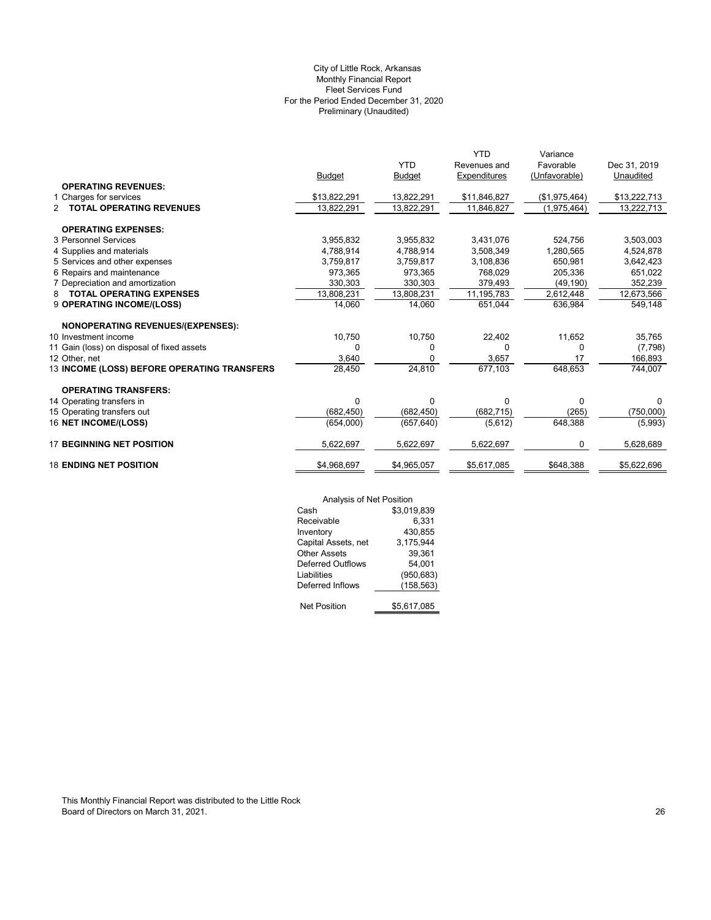City of Little Rock, Arkansas
Monthly Financial Report
Fleet Services Fund
For the Period Ended December 31, 2020
Preliminary (Unaudited)

| | Budget | YTD Budget | YTD Revenues and Expenditures | Variance Favorable (Unfavorable) | Dec 31, 2019 Unaudited |
|---|---|---|---|---|---|
| **OPERATING REVENUES:** | | | | | |
| 1 Charges for services | $13,822,291 | 13,822,291 | $11,846,827 | ($1,975,464) | $13,222,713 |
| 2 **TOTAL OPERATING REVENUES** | 13,822,291 | 13,822,291 | 11,846,827 | (1,975,464) | 13,222,713 |
| **OPERATING EXPENSES:** | | | | | |
| 3 Personnel Services | 3,955,832 | 3,955,832 | 3,431,076 | 524,756 | 3,503,003 |
| 4 Supplies and materials | 4,788,914 | 4,788,914 | 3,508,349 | 1,280,565 | 4,524,878 |
| 5 Services and other expenses | 3,759,817 | 3,759,817 | 3,108,836 | 650,981 | 3,642,423 |
| 6 Repairs and maintenance | 973,365 | 973,365 | 768,029 | 205,336 | 651,022 |
| 7 Depreciation and amortization | 330,303 | 330,303 | 379,493 | (49,190) | 352,239 |
| 8 **TOTAL OPERATING EXPENSES** | 13,808,231 | 13,808,231 | 11,195,783 | 2,612,448 | 12,673,566 |
| 9 **OPERATING INCOME/(LOSS)** | 14,060 | 14,060 | 651,044 | 636,984 | 549,148 |
| **NONOPERATING REVENUES/(EXPENSES):** | | | | | |
| 10 Investment income | 10,750 | 10,750 | 22,402 | 11,652 | 35,765 |
| 11 Gain (loss) on disposal of fixed assets | 0 | 0 | 0 | 0 | (7,798) |
| 12 Other, net | 3,640 | 0 | 3,657 | 17 | 166,893 |
| 13 **INCOME (LOSS) BEFORE OPERATING TRANSFERS** | 28,450 | 24,810 | 677,103 | 648,653 | 744,007 |
| **OPERATING TRANSFERS:** | | | | | |
| 14 Operating transfers in | 0 | 0 | 0 | 0 | 0 |
| 15 Operating transfers out | (682,450) | (682,450) | (682,715) | (265) | (750,000) |
| 16 **NET INCOME/(LOSS)** | (654,000) | (657,640) | (5,612) | 648,388 | (5,993) |
| 17 **BEGINNING NET POSITION** | 5,622,697 | 5,622,697 | 5,622,697 | 0 | 5,628,689 |
| 18 **ENDING NET POSITION** | $4,968,697 | $4,965,057 | $5,617,085 | $648,388 | $5,622,696 |

| Analysis of Net Position | |
|---|---|
| Cash | $3,019,839 |
| Receivable | 6,331 |
| Inventory | 430,855 |
| Capital Assets, net | 3,175,944 |
| Other Assets | 39,361 |
| Deferred Outflows | 54,001 |
| Liabilities | (950,683) |
| Deferred Inflows | (158,563) |
| Net Position | $5,617,085 |

This Monthly Financial Report was distributed to the Little Rock Board of Directors on March 31, 2021.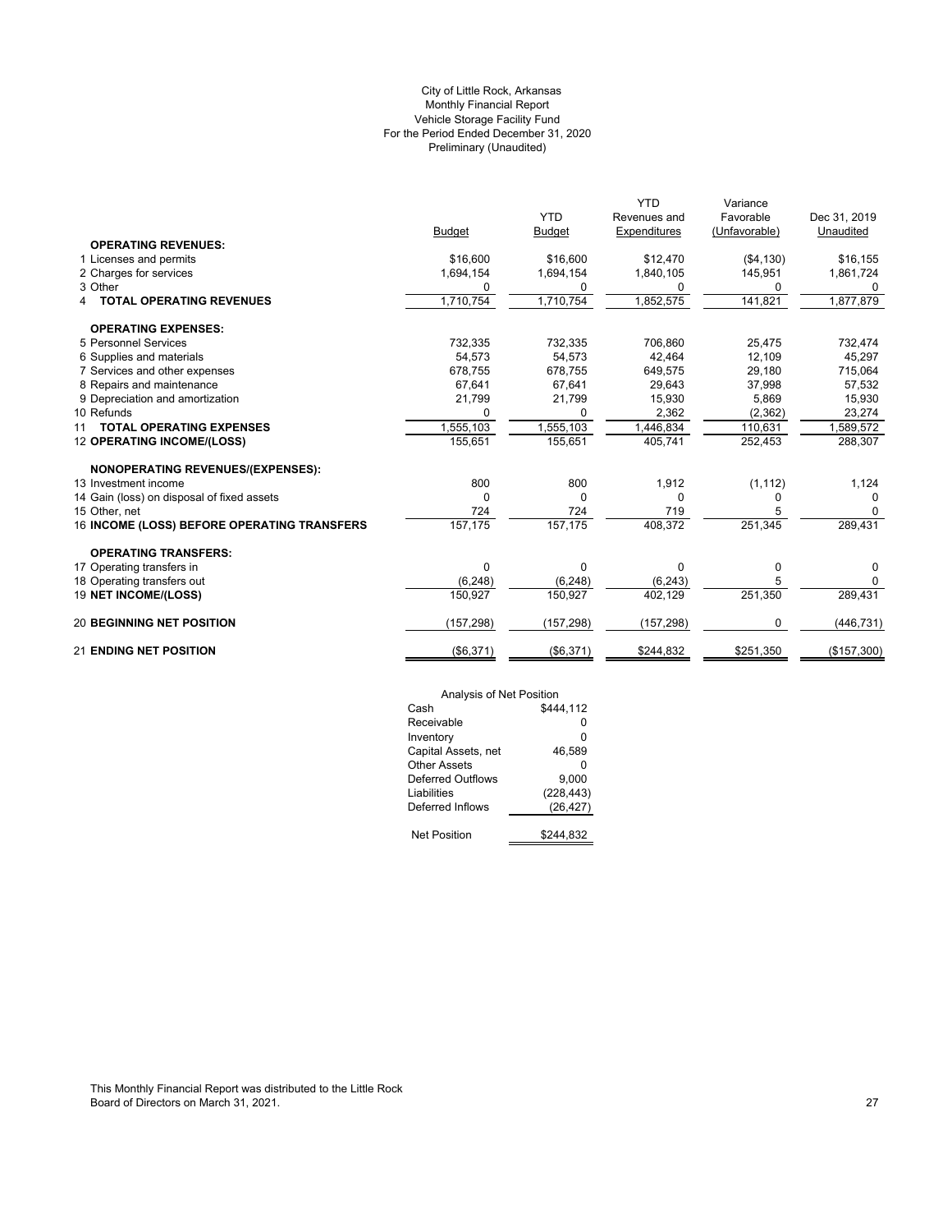City of Little Rock, Arkansas
Monthly Financial Report
Vehicle Storage Facility Fund
For the Period Ended December 31, 2020
Preliminary (Unaudited)

| | Budget | YTD Budget | YTD Revenues and Expenditures | Variance Favorable (Unfavorable) | Dec 31, 2019 Unaudited |
|---|---|---|---|---|---|
| **OPERATING REVENUES:** | | | | | |
| 1 Licenses and permits | $16,600 | $16,600 | $12,470 | ($4,130) | $16,155 |
| 2 Charges for services | 1,694,154 | 1,694,154 | 1,840,105 | 145,951 | 1,861,724 |
| 3 Other | 0 | 0 | 0 | 0 | 0 |
| 4 **TOTAL OPERATING REVENUES** | 1,710,754 | 1,710,754 | 1,852,575 | 141,821 | 1,877,879 |
| **OPERATING EXPENSES:** | | | | | |
| 5 Personnel Services | 732,335 | 732,335 | 706,860 | 25,475 | 732,474 |
| 6 Supplies and materials | 54,573 | 54,573 | 42,464 | 12,109 | 45,297 |
| 7 Services and other expenses | 678,755 | 678,755 | 649,575 | 29,180 | 715,064 |
| 8 Repairs and maintenance | 67,641 | 67,641 | 29,643 | 37,998 | 57,532 |
| 9 Depreciation and amortization | 21,799 | 21,799 | 15,930 | 5,869 | 15,930 |
| 10 Refunds | 0 | 0 | 2,362 | (2,362) | 23,274 |
| 11 **TOTAL OPERATING EXPENSES** | 1,555,103 | 1,555,103 | 1,446,834 | 110,631 | 1,589,572 |
| 12 **OPERATING INCOME/(LOSS)** | 155,651 | 155,651 | 405,741 | 252,453 | 288,307 |
| **NONOPERATING REVENUES/(EXPENSES):** | | | | | |
| 13 Investment income | 800 | 800 | 1,912 | (1,112) | 1,124 |
| 14 Gain (loss) on disposal of fixed assets | 0 | 0 | 0 | 0 | 0 |
| 15 Other, net | 724 | 724 | 719 | 5 | 0 |
| 16 **INCOME (LOSS) BEFORE OPERATING TRANSFERS** | 157,175 | 157,175 | 408,372 | 251,345 | 289,431 |
| **OPERATING TRANSFERS:** | | | | | |
| 17 Operating transfers in | 0 | 0 | 0 | 0 | 0 |
| 18 Operating transfers out | (6,248) | (6,248) | (6,243) | 5 | 0 |
| 19 **NET INCOME/(LOSS)** | 150,927 | 150,927 | 402,129 | 251,350 | 289,431 |
| 20 **BEGINNING NET POSITION** | (157,298) | (157,298) | (157,298) | 0 | (446,731) |
| 21 **ENDING NET POSITION** | ($6,371) | ($6,371) | $244,832 | $251,350 | ($157,300) |

| Analysis of Net Position | |
|---|---|
| Cash | $444,112 |
| Receivable | 0 |
| Inventory | 0 |
| Capital Assets, net | 46,589 |
| Other Assets | 0 |
| Deferred Outflows | 9,000 |
| Liabilities | (228,443) |
| Deferred Inflows | (26,427) |
| Net Position | $244,832 |

This Monthly Financial Report was distributed to the Little Rock Board of Directors on March 31, 2021.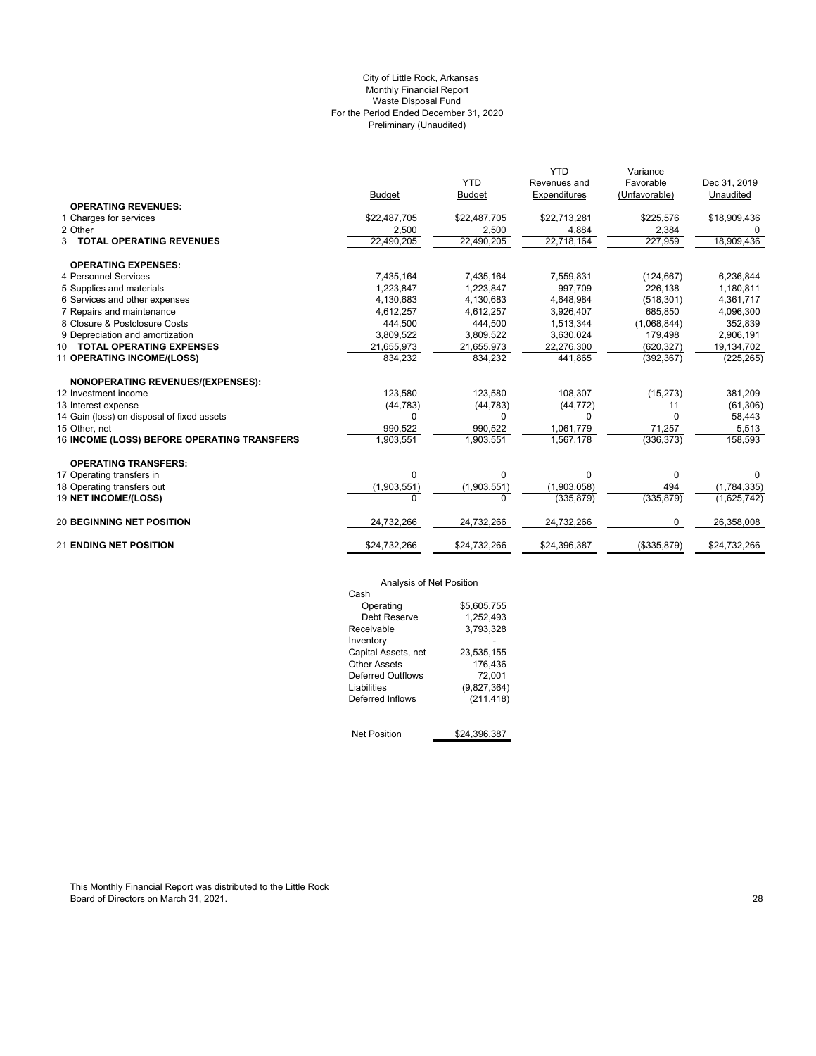City of Little Rock, Arkansas
Monthly Financial Report
Waste Disposal Fund
For the Period Ended December 31, 2020
Preliminary (Unaudited)

| | Budget | YTD Budget | YTD Revenues and Expenditures | Variance Favorable (Unfavorable) | Dec 31, 2019 Unaudited |
|---|---|---|---|---|---|
| **OPERATING REVENUES:** | | | | | |
| 1 Charges for services | $22,487,705 | $22,487,705 | $22,713,281 | $225,576 | $18,909,436 |
| 2 Other | 2,500 | 2,500 | 4,884 | 2,384 | 0 |
| 3 **TOTAL OPERATING REVENUES** | 22,490,205 | 22,490,205 | 22,718,164 | 227,959 | 18,909,436 |
| **OPERATING EXPENSES:** | | | | | |
| 4 Personnel Services | 7,435,164 | 7,435,164 | 7,559,831 | (124,667) | 6,236,844 |
| 5 Supplies and materials | 1,223,847 | 1,223,847 | 997,709 | 226,138 | 1,180,811 |
| 6 Services and other expenses | 4,130,683 | 4,130,683 | 4,648,984 | (518,301) | 4,361,717 |
| 7 Repairs and maintenance | 4,612,257 | 4,612,257 | 3,926,407 | 685,850 | 4,096,300 |
| 8 Closure & Postclosure Costs | 444,500 | 444,500 | 1,513,344 | (1,068,844) | 352,839 |
| 9 Depreciation and amortization | 3,809,522 | 3,809,522 | 3,630,024 | 179,498 | 2,906,191 |
| 10 **TOTAL OPERATING EXPENSES** | 21,655,973 | 21,655,973 | 22,276,300 | (620,327) | 19,134,702 |
| 11 **OPERATING INCOME/(LOSS)** | 834,232 | 834,232 | 441,865 | (392,367) | (225,265) |
| **NONOPERATING REVENUES/(EXPENSES):** | | | | | |
| 12 Investment income | 123,580 | 123,580 | 108,307 | (15,273) | 381,209 |
| 13 Interest expense | (44,783) | (44,783) | (44,772) | 11 | (61,306) |
| 14 Gain (loss) on disposal of fixed assets | 0 | 0 | 0 | 0 | 58,443 |
| 15 Other, net | 990,522 | 990,522 | 1,061,779 | 71,257 | 5,513 |
| 16 **INCOME (LOSS) BEFORE OPERATING TRANSFERS** | 1,903,551 | 1,903,551 | 1,567,178 | (336,373) | 158,593 |
| **OPERATING TRANSFERS:** | | | | | |
| 17 Operating transfers in | 0 | 0 | 0 | 0 | 0 |
| 18 Operating transfers out | (1,903,551) | (1,903,551) | (1,903,058) | 494 | (1,784,335) |
| 19 **NET INCOME/(LOSS)** | 0 | 0 | (335,879) | (335,879) | (1,625,742) |
| 20 **BEGINNING NET POSITION** | 24,732,266 | 24,732,266 | 24,732,266 | 0 | 26,358,008 |
| 21 **ENDING NET POSITION** | $24,732,266 | $24,732,266 | $24,396,387 | ($335,879) | $24,732,266 |

Analysis of Net Position

| | |
|---|---|
| Cash | |
| Operating | $5,605,755 |
| Debt Reserve | 1,252,493 |
| Receivable | 3,793,328 |
| Inventory | - |
| Capital Assets, net | 23,535,155 |
| Other Assets | 176,436 |
| Deferred Outflows | 72,001 |
| Liabilities | (9,827,364) |
| Deferred Inflows | (211,418) |
| Net Position | $24,396,387 |

This Monthly Financial Report was distributed to the Little Rock Board of Directors on March 31, 2021.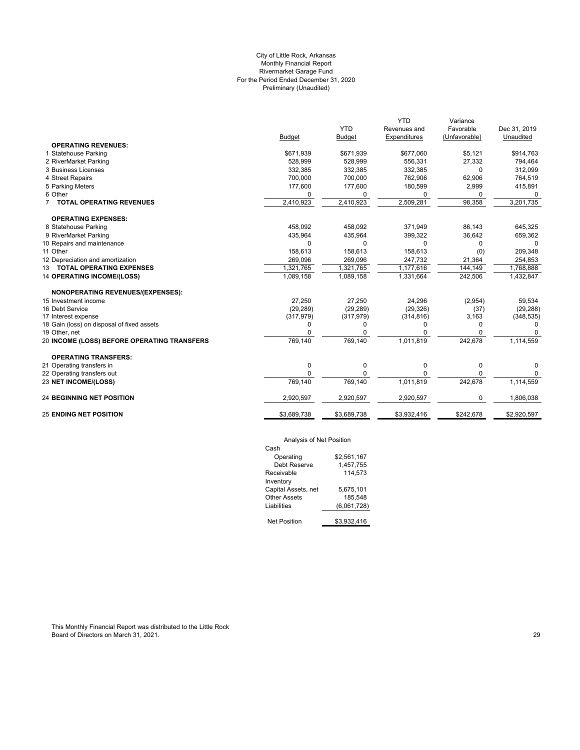City of Little Rock, Arkansas
Monthly Financial Report
Rivermarket Garage Fund
For the Period Ended December 31, 2020
Preliminary (Unaudited)

| | Budget | YTD Budget | YTD Revenues and Expenditures | Variance Favorable (Unfavorable) | Dec 31, 2019 Unaudited |
|---|---|---|---|---|---|
| **OPERATING REVENUES:** | | | | | |
| 1 Statehouse Parking | $671,939 | $671,939 | $677,060 | $5,121 | $914,763 |
| 2 RiverMarket Parking | 528,999 | 528,999 | 556,331 | 27,332 | 794,464 |
| 3 Business Licenses | 332,385 | 332,385 | 332,385 | 0 | 312,099 |
| 4 Street Repairs | 700,000 | 700,000 | 762,906 | 62,906 | 764,519 |
| 5 Parking Meters | 177,600 | 177,600 | 180,599 | 2,999 | 415,891 |
| 6 Other | 0 | 0 | 0 | 0 | 0 |
| 7 **TOTAL OPERATING REVENUES** | 2,410,923 | 2,410,923 | 2,509,281 | 98,358 | 3,201,735 |
| **OPERATING EXPENSES:** | | | | | |
| 8 Statehouse Parking | 458,092 | 458,092 | 371,949 | 86,143 | 645,325 |
| 9 RiverMarket Parking | 435,964 | 435,964 | 399,322 | 36,642 | 659,362 |
| 10 Repairs and maintenance | 0 | 0 | 0 | 0 | 0 |
| 11 Other | 158,613 | 158,613 | 158,613 | (0) | 209,348 |
| 12 Depreciation and amortization | 269,096 | 269,096 | 247,732 | 21,364 | 254,853 |
| 13 **TOTAL OPERATING EXPENSES** | 1,321,765 | 1,321,765 | 1,177,616 | 144,149 | 1,768,888 |
| 14 **OPERATING INCOME/(LOSS)** | 1,089,158 | 1,089,158 | 1,331,664 | 242,506 | 1,432,847 |
| **NONOPERATING REVENUES/(EXPENSES):** | | | | | |
| 15 Investment income | 27,250 | 27,250 | 24,296 | (2,954) | 59,534 |
| 16 Debt Service | (29,289) | (29,289) | (29,326) | (37) | (29,288) |
| 17 Interest expense | (317,979) | (317,979) | (314,816) | 3,163 | (348,535) |
| 18 Gain (loss) on disposal of fixed assets | 0 | 0 | 0 | 0 | 0 |
| 19 Other, net | 0 | 0 | 0 | 0 | 0 |
| 20 **INCOME (LOSS) BEFORE OPERATING TRANSFERS** | 769,140 | 769,140 | 1,011,819 | 242,678 | 1,114,559 |
| **OPERATING TRANSFERS:** | | | | | |
| 21 Operating transfers in | 0 | 0 | 0 | 0 | 0 |
| 22 Operating transfers out | 0 | 0 | 0 | 0 | 0 |
| 23 **NET INCOME/(LOSS)** | 769,140 | 769,140 | 1,011,819 | 242,678 | 1,114,559 |
| 24 **BEGINNING NET POSITION** | 2,920,597 | 2,920,597 | 2,920,597 | 0 | 1,806,038 |
| 25 **ENDING NET POSITION** | $3,689,738 | $3,689,738 | $3,932,416 | $242,678 | $2,920,597 |

Analysis of Net Position

| | |
|---|---|
| Cash | |
| Operating | $2,561,167 |
| Debt Reserve | 1,457,755 |
| Receivable | 114,573 |
| Inventory | |
| Capital Assets, net | 5,675,101 |
| Other Assets | 185,548 |
| Liabilities | (6,061,728) |
| Net Position | $3,932,416 |

This Monthly Financial Report was distributed to the Little Rock Board of Directors on March 31, 2021.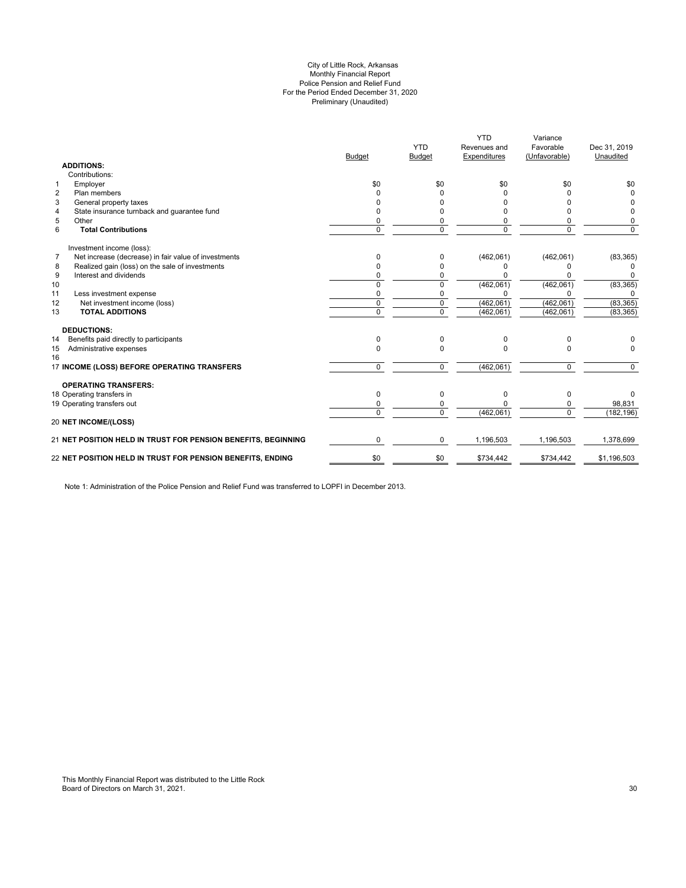City of Little Rock, Arkansas
Monthly Financial Report
Police Pension and Relief Fund
For the Period Ended December 31, 2020
Preliminary (Unaudited)

| | | Budget | YTD Budget | YTD Revenues and Expenditures | Variance Favorable (Unfavorable) | Dec 31, 2019 Unaudited |
|---|---|---|---|---|---|---|
| | **ADDITIONS:** | | | | | |
| | Contributions: | | | | | |
| 1 | Employer | $0 | $0 | $0 | $0 | $0 |
| 2 | Plan members | 0 | 0 | 0 | 0 | 0 |
| 3 | General property taxes | 0 | 0 | 0 | 0 | 0 |
| 4 | State insurance turnback and guarantee fund | 0 | 0 | 0 | 0 | 0 |
| 5 | Other | 0 | 0 | 0 | 0 | 0 |
| 6 | **Total Contributions** | 0 | 0 | 0 | 0 | 0 |
| | Investment income (loss): | | | | | |
| 7 | Net increase (decrease) in fair value of investments | 0 | 0 | (462,061) | (462,061) | (83,365) |
| 8 | Realized gain (loss) on the sale of investments | 0 | 0 | 0 | 0 | 0 |
| 9 | Interest and dividends | 0 | 0 | 0 | 0 | 0 |
| 10 | | 0 | 0 | (462,061) | (462,061) | (83,365) |
| 11 | Less investment expense | 0 | 0 | 0 | 0 | 0 |
| 12 | Net investment income (loss) | 0 | 0 | (462,061) | (462,061) | (83,365) |
| 13 | **TOTAL ADDITIONS** | 0 | 0 | (462,061) | (462,061) | (83,365) |
| | **DEDUCTIONS:** | | | | | |
| 14 | Benefits paid directly to participants | 0 | 0 | 0 | 0 | 0 |
| 15 | Administrative expenses | 0 | 0 | 0 | 0 | 0 |
| 16 | | | | | | |
| 17 | **INCOME (LOSS) BEFORE OPERATING TRANSFERS** | 0 | 0 | (462,061) | 0 | 0 |
| | **OPERATING TRANSFERS:** | | | | | |
| 18 | Operating transfers in | 0 | 0 | 0 | 0 | 0 |
| 19 | Operating transfers out | 0 | 0 | 0 | 0 | 98,831 |
| 20 | **NET INCOME/(LOSS)** | 0 | 0 | (462,061) | 0 | (182,196) |
| 21 | **NET POSITION HELD IN TRUST FOR PENSION BENEFITS, BEGINNING** | 0 | 0 | 1,196,503 | 1,196,503 | 1,378,699 |
| 22 | **NET POSITION HELD IN TRUST FOR PENSION BENEFITS, ENDING** | $0 | $0 | $734,442 | $734,442 | $1,196,503 |

Note 1: Administration of the Police Pension and Relief Fund was transferred to LOPFI in December 2013.

This Monthly Financial Report was distributed to the Little Rock
Board of Directors on March 31, 2021.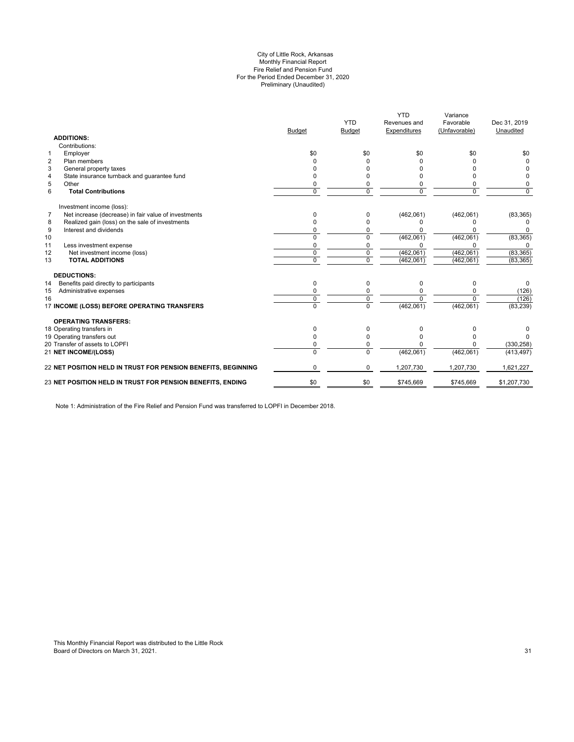City of Little Rock, Arkansas
Monthly Financial Report
Fire Relief and Pension Fund
For the Period Ended December 31, 2020
Preliminary (Unaudited)

| | | Budget | YTD Budget | YTD Revenues and Expenditures | Variance Favorable (Unfavorable) | Dec 31, 2019 Unaudited |
|---|---|---|---|---|---|---|
| | **ADDITIONS:** | | | | | |
| | Contributions: | | | | | |
| 1 | Employer | $0 | $0 | $0 | $0 | $0 |
| 2 | Plan members | 0 | 0 | 0 | 0 | 0 |
| 3 | General property taxes | 0 | 0 | 0 | 0 | 0 |
| 4 | State insurance turnback and guarantee fund | 0 | 0 | 0 | 0 | 0 |
| 5 | Other | 0 | 0 | 0 | 0 | 0 |
| 6 | **Total Contributions** | 0 | 0 | 0 | 0 | 0 |
| | Investment income (loss): | | | | | |
| 7 | Net increase (decrease) in fair value of investments | 0 | 0 | (462,061) | (462,061) | (83,365) |
| 8 | Realized gain (loss) on the sale of investments | 0 | 0 | 0 | 0 | 0 |
| 9 | Interest and dividends | 0 | 0 | 0 | 0 | 0 |
| 10 | | 0 | 0 | (462,061) | (462,061) | (83,365) |
| 11 | Less investment expense | 0 | 0 | 0 | 0 | 0 |
| 12 | Net investment income (loss) | 0 | 0 | (462,061) | (462,061) | (83,365) |
| 13 | **TOTAL ADDITIONS** | 0 | 0 | (462,061) | (462,061) | (83,365) |
| | **DEDUCTIONS:** | | | | | |
| 14 | Benefits paid directly to participants | 0 | 0 | 0 | 0 | 0 |
| 15 | Administrative expenses | 0 | 0 | 0 | 0 | (126) |
| 16 | | 0 | 0 | 0 | 0 | (126) |
| 17 | **INCOME (LOSS) BEFORE OPERATING TRANSFERS** | 0 | 0 | (462,061) | (462,061) | (83,239) |
| | **OPERATING TRANSFERS:** | | | | | |
| 18 | Operating transfers in | 0 | 0 | 0 | 0 | 0 |
| 19 | Operating transfers out | 0 | 0 | 0 | 0 | 0 |
| 20 | Transfer of assets to LOPFI | 0 | 0 | 0 | 0 | (330,258) |
| 21 | **NET INCOME/(LOSS)** | 0 | 0 | (462,061) | (462,061) | (413,497) |
| 22 | **NET POSITION HELD IN TRUST FOR PENSION BENEFITS, BEGINNING** | 0 | 0 | 1,207,730 | 1,207,730 | 1,621,227 |
| 23 | **NET POSITION HELD IN TRUST FOR PENSION BENEFITS, ENDING** | $0 | $0 | $745,669 | $745,669 | $1,207,730 |

Note 1: Administration of the Fire Relief and Pension Fund was transferred to LOPFI in December 2018.

This Monthly Financial Report was distributed to the Little Rock Board of Directors on March 31, 2021.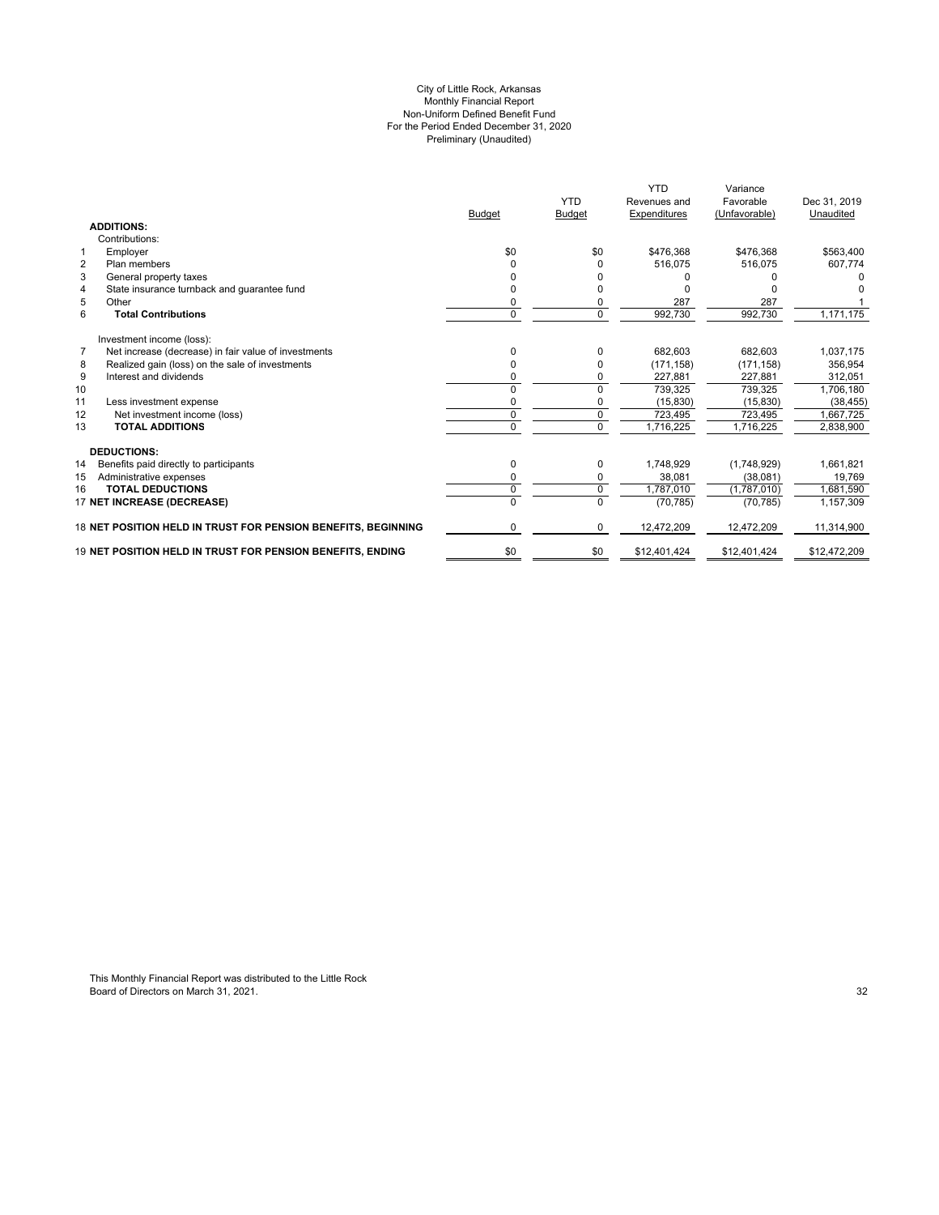City of Little Rock, Arkansas
Monthly Financial Report
Non-Uniform Defined Benefit Fund
For the Period Ended December 31, 2020
Preliminary (Unaudited)

| | | Budget | YTD Budget | YTD Revenues and Expenditures | Variance Favorable (Unfavorable) | Dec 31, 2019 Unaudited |
|---|---|---|---|---|---|---|
| | **ADDITIONS:** | | | | | |
| | Contributions: | | | | | |
| 1 | Employer | $0 | $0 | $476,368 | $476,368 | $563,400 |
| 2 | Plan members | 0 | 0 | 516,075 | 516,075 | 607,774 |
| 3 | General property taxes | 0 | 0 | 0 | 0 | 0 |
| 4 | State insurance turnback and guarantee fund | 0 | 0 | 0 | 0 | 0 |
| 5 | Other | 0 | 0 | 287 | 287 | 1 |
| 6 | **Total Contributions** | 0 | 0 | 992,730 | 992,730 | 1,171,175 |
| | Investment income (loss): | | | | | |
| 7 | Net increase (decrease) in fair value of investments | 0 | 0 | 682,603 | 682,603 | 1,037,175 |
| 8 | Realized gain (loss) on the sale of investments | 0 | 0 | (171,158) | (171,158) | 356,954 |
| 9 | Interest and dividends | 0 | 0 | 227,881 | 227,881 | 312,051 |
| 10 | | 0 | 0 | 739,325 | 739,325 | 1,706,180 |
| 11 | Less investment expense | 0 | 0 | (15,830) | (15,830) | (38,455) |
| 12 | Net investment income (loss) | 0 | 0 | 723,495 | 723,495 | 1,667,725 |
| 13 | **TOTAL ADDITIONS** | 0 | 0 | 1,716,225 | 1,716,225 | 2,838,900 |
| | **DEDUCTIONS:** | | | | | |
| 14 | Benefits paid directly to participants | 0 | 0 | 1,748,929 | (1,748,929) | 1,661,821 |
| 15 | Administrative expenses | 0 | 0 | 38,081 | (38,081) | 19,769 |
| 16 | **TOTAL DEDUCTIONS** | 0 | 0 | 1,787,010 | (1,787,010) | 1,681,590 |
| 17 | **NET INCREASE (DECREASE)** | 0 | 0 | (70,785) | (70,785) | 1,157,309 |
| 18 | **NET POSITION HELD IN TRUST FOR PENSION BENEFITS, BEGINNING** | 0 | 0 | 12,472,209 | 12,472,209 | 11,314,900 |
| 19 | **NET POSITION HELD IN TRUST FOR PENSION BENEFITS, ENDING** | $0 | $0 | $12,401,424 | $12,401,424 | $12,472,209 |

This Monthly Financial Report was distributed to the Little Rock Board of Directors on March 31, 2021.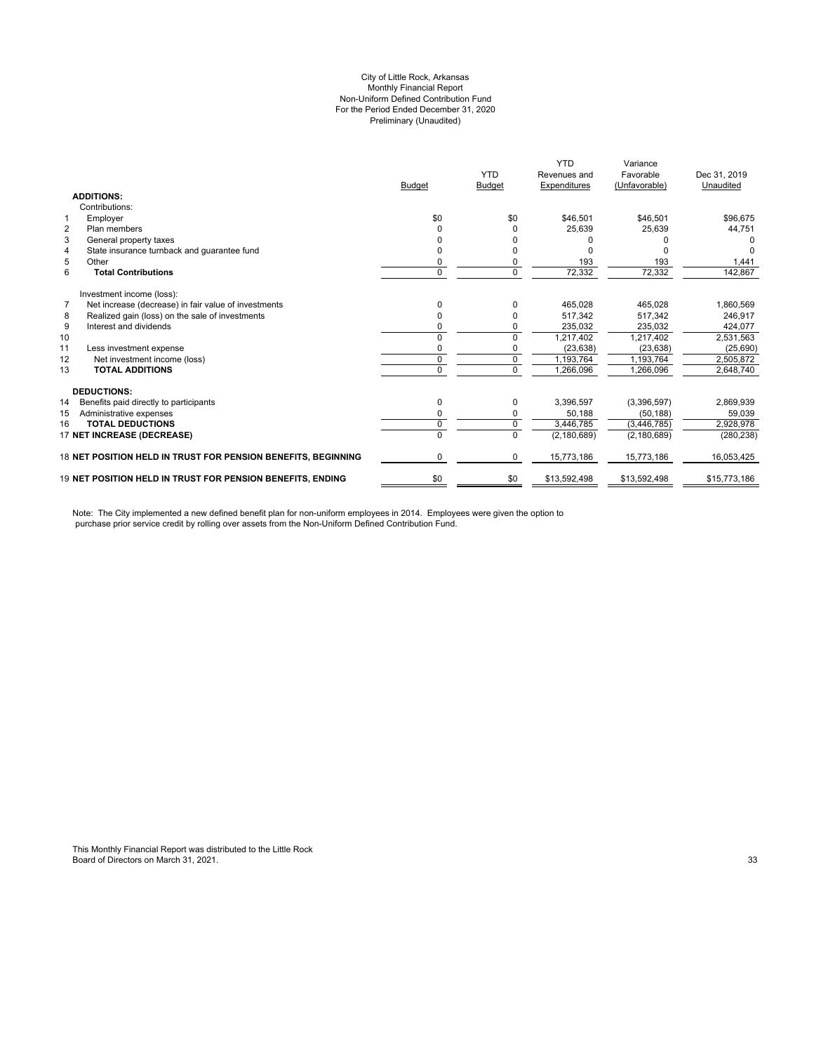City of Little Rock, Arkansas
Monthly Financial Report
Non-Uniform Defined Contribution Fund
For the Period Ended December 31, 2020
Preliminary (Unaudited)

| | | Budget | YTD Budget | YTD Revenues and Expenditures | Variance Favorable (Unfavorable) | Dec 31, 2019 Unaudited |
|---|---|---|---|---|---|---|
| | **ADDITIONS:** | | | | | |
| | Contributions: | | | | | |
| 1 | Employer | $0 | $0 | $46,501 | $46,501 | $96,675 |
| 2 | Plan members | 0 | 0 | 25,639 | 25,639 | 44,751 |
| 3 | General property taxes | 0 | 0 | 0 | 0 | 0 |
| 4 | State insurance turnback and guarantee fund | 0 | 0 | 0 | 0 | 0 |
| 5 | Other | 0 | 0 | 193 | 193 | 1,441 |
| 6 | **Total Contributions** | 0 | 0 | 72,332 | 72,332 | 142,867 |
| | Investment income (loss): | | | | | |
| 7 | Net increase (decrease) in fair value of investments | 0 | 0 | 465,028 | 465,028 | 1,860,569 |
| 8 | Realized gain (loss) on the sale of investments | 0 | 0 | 517,342 | 517,342 | 246,917 |
| 9 | Interest and dividends | 0 | 0 | 235,032 | 235,032 | 424,077 |
| 10 | | 0 | 0 | 1,217,402 | 1,217,402 | 2,531,563 |
| 11 | Less investment expense | 0 | 0 | (23,638) | (23,638) | (25,690) |
| 12 | Net investment income (loss) | 0 | 0 | 1,193,764 | 1,193,764 | 2,505,872 |
| 13 | **TOTAL ADDITIONS** | 0 | 0 | 1,266,096 | 1,266,096 | 2,648,740 |
| | **DEDUCTIONS:** | | | | | |
| 14 | Benefits paid directly to participants | 0 | 0 | 3,396,597 | (3,396,597) | 2,869,939 |
| 15 | Administrative expenses | 0 | 0 | 50,188 | (50,188) | 59,039 |
| 16 | **TOTAL DEDUCTIONS** | 0 | 0 | 3,446,785 | (3,446,785) | 2,928,978 |
| 17 | **NET INCREASE (DECREASE)** | 0 | 0 | (2,180,689) | (2,180,689) | (280,238) |
| 18 | **NET POSITION HELD IN TRUST FOR PENSION BENEFITS, BEGINNING** | 0 | 0 | 15,773,186 | 15,773,186 | 16,053,425 |
| 19 | **NET POSITION HELD IN TRUST FOR PENSION BENEFITS, ENDING** | $0 | $0 | $13,592,498 | $13,592,498 | $15,773,186 |

Note: The City implemented a new defined benefit plan for non-uniform employees in 2014. Employees were given the option to purchase prior service credit by rolling over assets from the Non-Uniform Defined Contribution Fund.

This Monthly Financial Report was distributed to the Little Rock Board of Directors on March 31, 2021.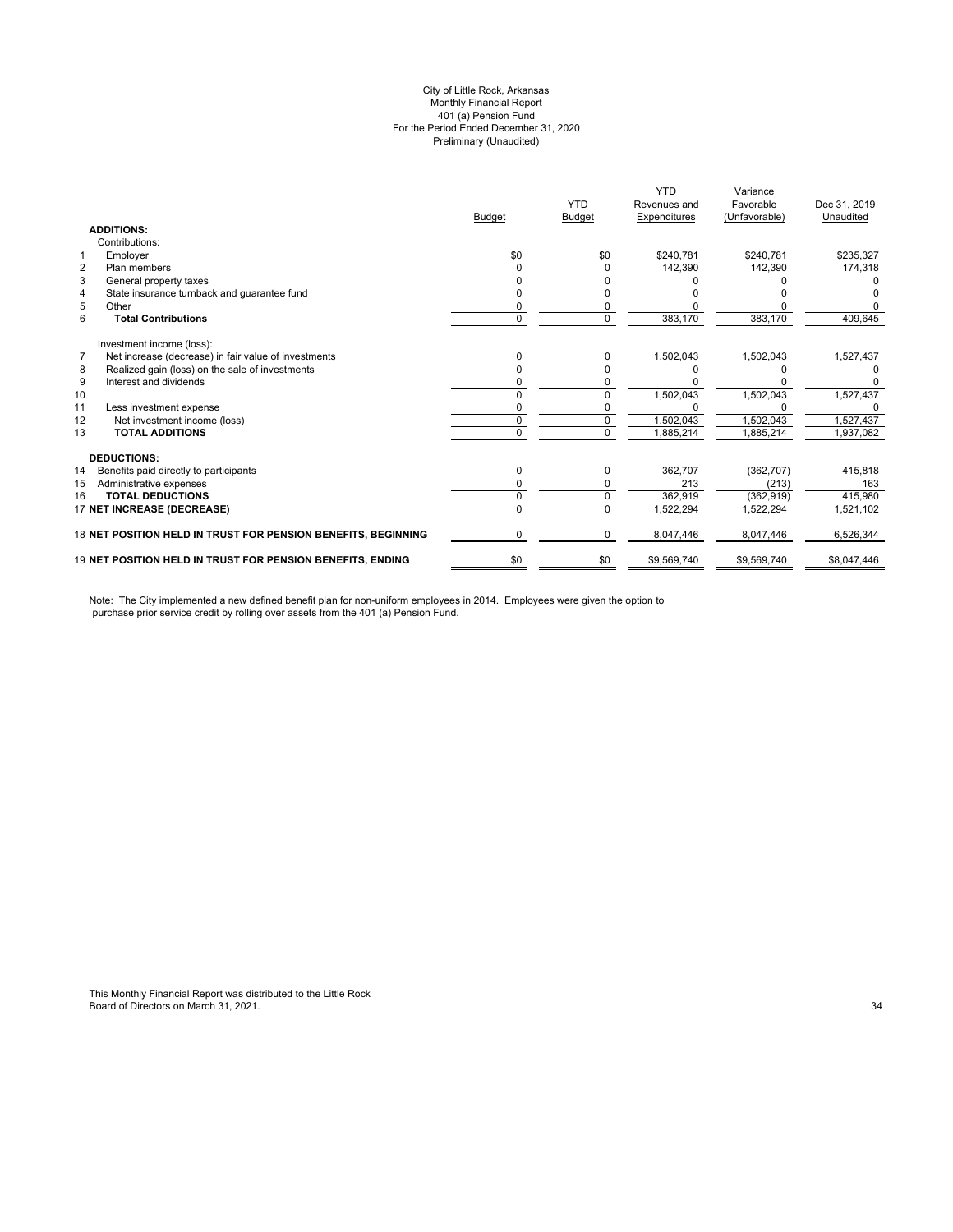City of Little Rock, Arkansas
Monthly Financial Report
401 (a) Pension Fund
For the Period Ended December 31, 2020
Preliminary (Unaudited)

| | | Budget | YTD Budget | YTD Revenues and Expenditures | Variance Favorable (Unfavorable) | Dec 31, 2019 Unaudited |
|---|---|---|---|---|---|---|
| | **ADDITIONS:** | | | | | |
| | Contributions: | | | | | |
| 1 | Employer | $0 | $0 | $240,781 | $240,781 | $235,327 |
| 2 | Plan members | 0 | 0 | 142,390 | 142,390 | 174,318 |
| 3 | General property taxes | 0 | 0 | 0 | 0 | 0 |
| 4 | State insurance turnback and guarantee fund | 0 | 0 | 0 | 0 | 0 |
| 5 | Other | 0 | 0 | 0 | 0 | 0 |
| 6 | **Total Contributions** | 0 | 0 | 383,170 | 383,170 | 409,645 |
| | Investment income (loss): | | | | | |
| 7 | Net increase (decrease) in fair value of investments | 0 | 0 | 1,502,043 | 1,502,043 | 1,527,437 |
| 8 | Realized gain (loss) on the sale of investments | 0 | 0 | 0 | 0 | 0 |
| 9 | Interest and dividends | 0 | 0 | 0 | 0 | 0 |
| 10 | | 0 | 0 | 1,502,043 | 1,502,043 | 1,527,437 |
| 11 | Less investment expense | 0 | 0 | 0 | 0 | 0 |
| 12 | Net investment income (loss) | 0 | 0 | 1,502,043 | 1,502,043 | 1,527,437 |
| 13 | **TOTAL ADDITIONS** | 0 | 0 | 1,885,214 | 1,885,214 | 1,937,082 |
| | **DEDUCTIONS:** | | | | | |
| 14 | Benefits paid directly to participants | 0 | 0 | 362,707 | (362,707) | 415,818 |
| 15 | Administrative expenses | 0 | 0 | 213 | (213) | 163 |
| 16 | **TOTAL DEDUCTIONS** | 0 | 0 | 362,919 | (362,919) | 415,980 |
| 17 | **NET INCREASE (DECREASE)** | 0 | 0 | 1,522,294 | 1,522,294 | 1,521,102 |
| 18 | **NET POSITION HELD IN TRUST FOR PENSION BENEFITS, BEGINNING** | 0 | 0 | 8,047,446 | 8,047,446 | 6,526,344 |
| 19 | **NET POSITION HELD IN TRUST FOR PENSION BENEFITS, ENDING** | $0 | $0 | $9,569,740 | $9,569,740 | $8,047,446 |

Note: The City implemented a new defined benefit plan for non-uniform employees in 2014. Employees were given the option to purchase prior service credit by rolling over assets from the 401 (a) Pension Fund.

This Monthly Financial Report was distributed to the Little Rock Board of Directors on March 31, 2021.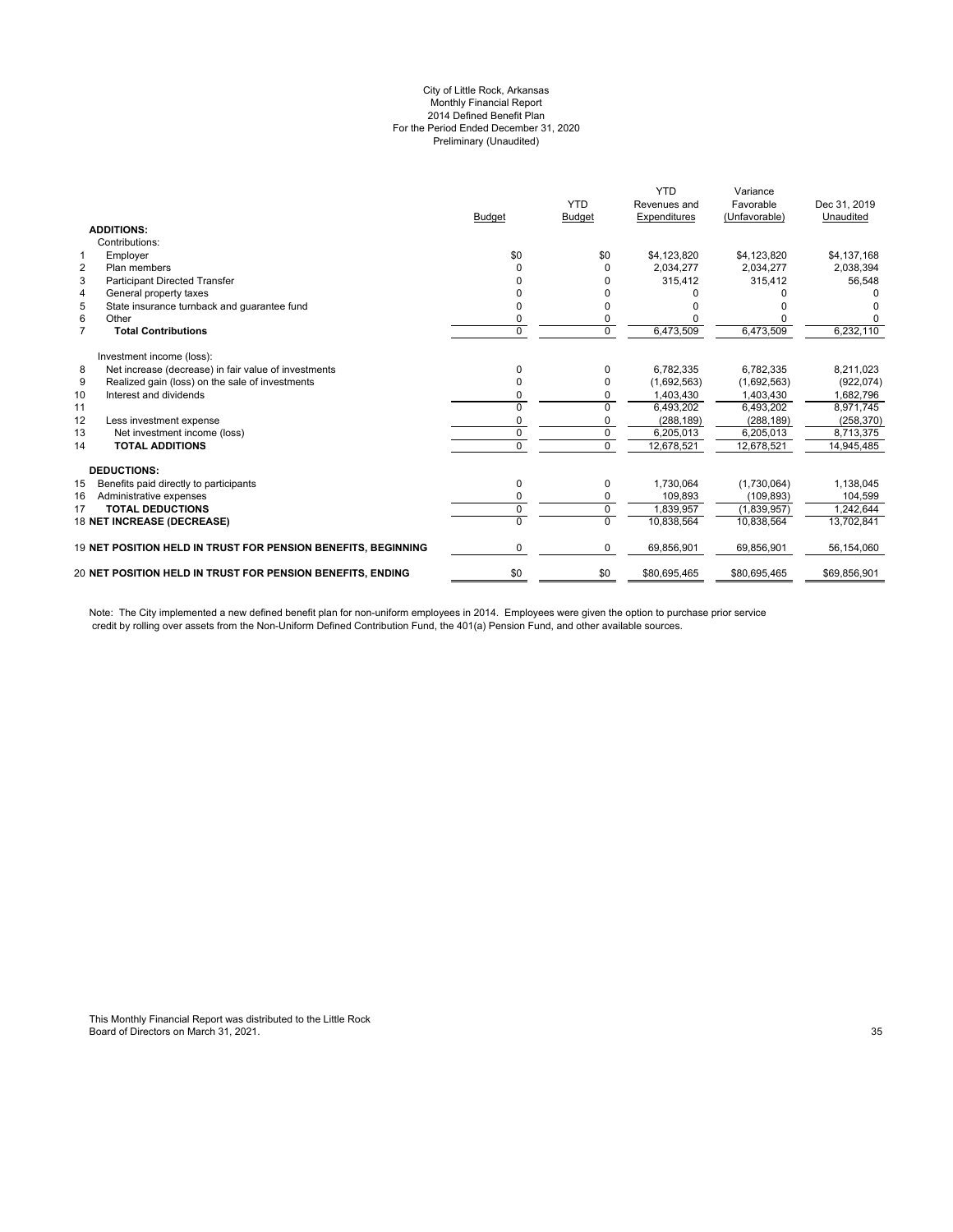City of Little Rock, Arkansas
Monthly Financial Report
2014 Defined Benefit Plan
For the Period Ended December 31, 2020
Preliminary (Unaudited)

| | | Budget | YTD Budget | YTD Revenues and Expenditures | Variance Favorable (Unfavorable) | Dec 31, 2019 Unaudited |
|---|---|---|---|---|---|---|
| | **ADDITIONS:** | | | | | |
| | Contributions: | | | | | |
| 1 | Employer | $0 | $0 | $4,123,820 | $4,123,820 | $4,137,168 |
| 2 | Plan members | 0 | 0 | 2,034,277 | 2,034,277 | 2,038,394 |
| 3 | Participant Directed Transfer | 0 | 0 | 315,412 | 315,412 | 56,548 |
| 4 | General property taxes | 0 | 0 | 0 | 0 | 0 |
| 5 | State insurance turnback and guarantee fund | 0 | 0 | 0 | 0 | 0 |
| 6 | Other | 0 | 0 | 0 | 0 | 0 |
| 7 | **Total Contributions** | 0 | 0 | 6,473,509 | 6,473,509 | 6,232,110 |
| | Investment income (loss): | | | | | |
| 8 | Net increase (decrease) in fair value of investments | 0 | 0 | 6,782,335 | 6,782,335 | 8,211,023 |
| 9 | Realized gain (loss) on the sale of investments | 0 | 0 | (1,692,563) | (1,692,563) | (922,074) |
| 10 | Interest and dividends | 0 | 0 | 1,403,430 | 1,403,430 | 1,682,796 |
| 11 | | 0 | 0 | 6,493,202 | 6,493,202 | 8,971,745 |
| 12 | Less investment expense | 0 | 0 | (288,189) | (288,189) | (258,370) |
| 13 | Net investment income (loss) | 0 | 0 | 6,205,013 | 6,205,013 | 8,713,375 |
| 14 | **TOTAL ADDITIONS** | 0 | 0 | 12,678,521 | 12,678,521 | 14,945,485 |
| | **DEDUCTIONS:** | | | | | |
| 15 | Benefits paid directly to participants | 0 | 0 | 1,730,064 | (1,730,064) | 1,138,045 |
| 16 | Administrative expenses | 0 | 0 | 109,893 | (109,893) | 104,599 |
| 17 | **TOTAL DEDUCTIONS** | 0 | 0 | 1,839,957 | (1,839,957) | 1,242,644 |
| 18 | **NET INCREASE (DECREASE)** | 0 | 0 | 10,838,564 | 10,838,564 | 13,702,841 |
| 19 | **NET POSITION HELD IN TRUST FOR PENSION BENEFITS, BEGINNING** | 0 | 0 | 69,856,901 | 69,856,901 | 56,154,060 |
| 20 | **NET POSITION HELD IN TRUST FOR PENSION BENEFITS, ENDING** | $0 | $0 | $80,695,465 | $80,695,465 | $69,856,901 |

Note: The City implemented a new defined benefit plan for non-uniform employees in 2014. Employees were given the option to purchase prior service credit by rolling over assets from the Non-Uniform Defined Contribution Fund, the 401(a) Pension Fund, and other available sources.

This Monthly Financial Report was distributed to the Little Rock Board of Directors on March 31, 2021.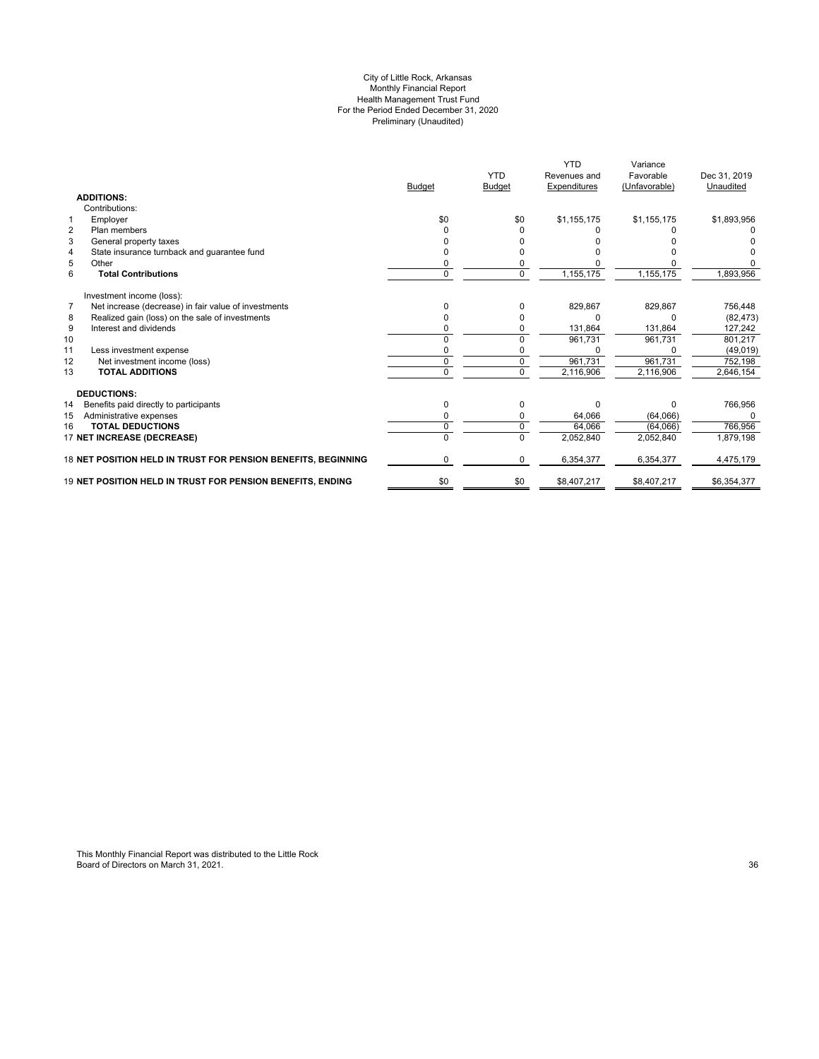City of Little Rock, Arkansas
Monthly Financial Report
Health Management Trust Fund
For the Period Ended December 31, 2020
Preliminary (Unaudited)

| | | Budget | YTD Budget | YTD Revenues and Expenditures | Variance Favorable (Unfavorable) | Dec 31, 2019 Unaudited |
|---|---|---|---|---|---|---|
| | **ADDITIONS:** | | | | | |
| | Contributions: | | | | | |
| 1 | Employer | $0 | $0 | $1,155,175 | $1,155,175 | $1,893,956 |
| 2 | Plan members | 0 | 0 | 0 | 0 | 0 |
| 3 | General property taxes | 0 | 0 | 0 | 0 | 0 |
| 4 | State insurance turnback and guarantee fund | 0 | 0 | 0 | 0 | 0 |
| 5 | Other | 0 | 0 | 0 | 0 | 0 |
| 6 | **Total Contributions** | 0 | 0 | 1,155,175 | 1,155,175 | 1,893,956 |
| | Investment income (loss): | | | | | |
| 7 | Net increase (decrease) in fair value of investments | 0 | 0 | 829,867 | 829,867 | 756,448 |
| 8 | Realized gain (loss) on the sale of investments | 0 | 0 | 0 | 0 | (82,473) |
| 9 | Interest and dividends | 0 | 0 | 131,864 | 131,864 | 127,242 |
| 10 | | 0 | 0 | 961,731 | 961,731 | 801,217 |
| 11 | Less investment expense | 0 | 0 | 0 | 0 | (49,019) |
| 12 | Net investment income (loss) | 0 | 0 | 961,731 | 961,731 | 752,198 |
| 13 | **TOTAL ADDITIONS** | 0 | 0 | 2,116,906 | 2,116,906 | 2,646,154 |
| | **DEDUCTIONS:** | | | | | |
| 14 | Benefits paid directly to participants | 0 | 0 | 0 | 0 | 766,956 |
| 15 | Administrative expenses | 0 | 0 | 64,066 | (64,066) | 0 |
| 16 | **TOTAL DEDUCTIONS** | 0 | 0 | 64,066 | (64,066) | 766,956 |
| 17 | **NET INCREASE (DECREASE)** | 0 | 0 | 2,052,840 | 2,052,840 | 1,879,198 |
| 18 | **NET POSITION HELD IN TRUST FOR PENSION BENEFITS, BEGINNING** | 0 | 0 | 6,354,377 | 6,354,377 | 4,475,179 |
| 19 | **NET POSITION HELD IN TRUST FOR PENSION BENEFITS, ENDING** | $0 | $0 | $8,407,217 | $8,407,217 | $6,354,377 |

This Monthly Financial Report was distributed to the Little Rock Board of Directors on March 31, 2021.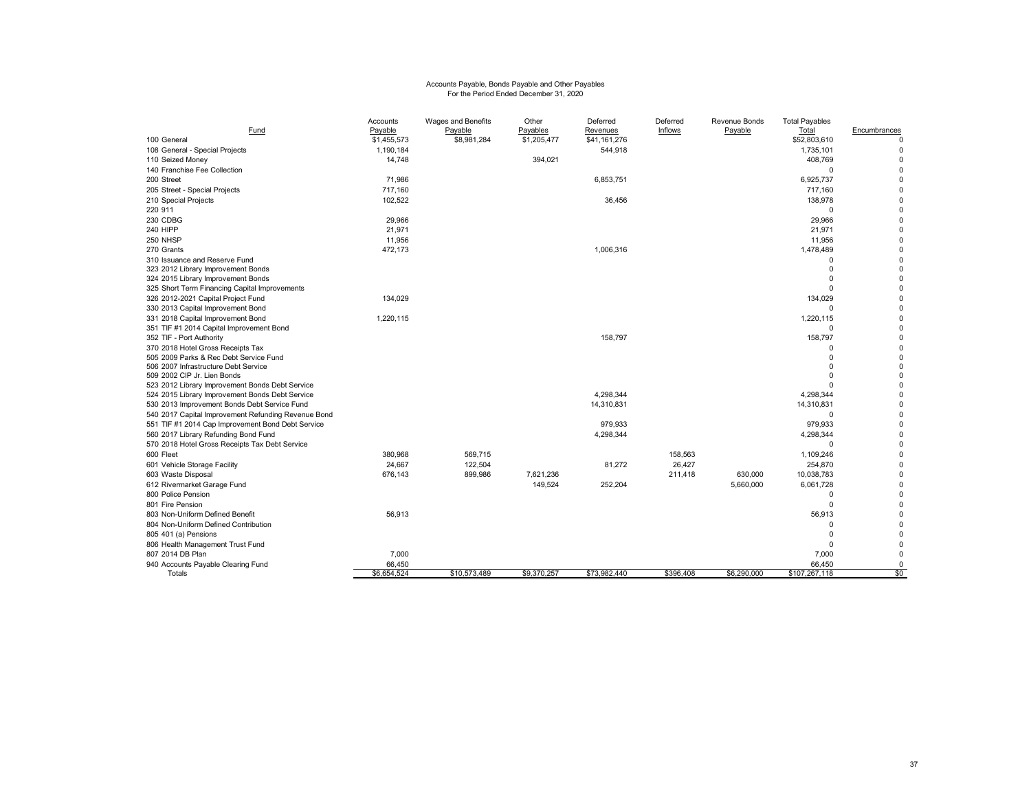Accounts Payable, Bonds Payable and Other Payables
For the Period Ended December 31, 2020

| Fund | Accounts Payable | Wages and Benefits Payable | Other Payables | Deferred Revenues | Deferred Inflows | Revenue Bonds Payable | Total Payables Total | Encumbrances |
|---|---|---|---|---|---|---|---|---|
| 100 General | $1,455,573 | $8,981,284 | $1,205,477 | $41,161,276 | | | $52,803,610 | 0 |
| 108 General - Special Projects | 1,190,184 | | | 544,918 | | | 1,735,101 | 0 |
| 110 Seized Money | 14,748 | | 394,021 | | | | 408,769 | 0 |
| 140 Franchise Fee Collection | | | | | | | 0 | 0 |
| 200 Street | 71,986 | | | 6,853,751 | | | 6,925,737 | 0 |
| 205 Street - Special Projects | 717,160 | | | | | | 717,160 | 0 |
| 210 Special Projects | 102,522 | | | 36,456 | | | 138,978 | 0 |
| 220 911 | | | | | | | 0 | 0 |
| 230 CDBG | 29,966 | | | | | | 29,966 | 0 |
| 240 HIPP | 21,971 | | | | | | 21,971 | 0 |
| 250 NHSP | 11,956 | | | | | | 11,956 | 0 |
| 270 Grants | 472,173 | | | 1,006,316 | | | 1,478,489 | 0 |
| 310 Issuance and Reserve Fund | | | | | | | 0 | 0 |
| 323 2012 Library Improvement Bonds | | | | | | | 0 | 0 |
| 324 2015 Library Improvement Bonds | | | | | | | 0 | 0 |
| 325 Short Term Financing Capital Improvements | | | | | | | 0 | 0 |
| 326 2012-2021 Capital Project Fund | 134,029 | | | | | | 134,029 | 0 |
| 330 2013 Capital Improvement Bond | | | | | | | 0 | 0 |
| 331 2018 Capital Improvement Bond | 1,220,115 | | | | | | 1,220,115 | 0 |
| 351 TIF #1 2014 Capital Improvement Bond | | | | | | | 0 | 0 |
| 352 TIF - Port Authority | | | | 158,797 | | | 158,797 | 0 |
| 370 2018 Hotel Gross Receipts Tax | | | | | | | 0 | 0 |
| 505 2009 Parks & Rec Debt Service Fund | | | | | | | 0 | 0 |
| 506 2007 Infrastructure Debt Service | | | | | | | 0 | 0 |
| 509 2002 CIP Jr. Lien Bonds | | | | | | | 0 | 0 |
| 523 2012 Library Improvement Bonds Debt Service | | | | | | | 0 | 0 |
| 524 2015 Library Improvement Bonds Debt Service | | | | 4,298,344 | | | 4,298,344 | 0 |
| 530 2013 Improvement Bonds Debt Service Fund | | | | 14,310,831 | | | 14,310,831 | 0 |
| 540 2017 Capital Improvement Refunding Revenue Bond | | | | | | | 0 | 0 |
| 551 TIF #1 2014 Cap Improvement Bond Debt Service | | | | 979,933 | | | 979,933 | 0 |
| 560 2017 Library Refunding Bond Fund | | | | 4,298,344 | | | 4,298,344 | 0 |
| 570 2018 Hotel Gross Receipts Tax Debt Service | | | | | | | 0 | 0 |
| 600 Fleet | 380,968 | 569,715 | | | 158,563 | | 1,109,246 | 0 |
| 601 Vehicle Storage Facility | 24,667 | 122,504 | | 81,272 | 26,427 | | 254,870 | 0 |
| 603 Waste Disposal | 676,143 | 899,986 | 7,621,236 | | 211,418 | 630,000 | 10,038,783 | 0 |
| 612 Rivermarket Garage Fund | | | 149,524 | 252,204 | | 5,660,000 | 6,061,728 | 0 |
| 800 Police Pension | | | | | | | 0 | 0 |
| 801 Fire Pension | | | | | | | 0 | 0 |
| 803 Non-Uniform Defined Benefit | 56,913 | | | | | | 56,913 | 0 |
| 804 Non-Uniform Defined Contribution | | | | | | | 0 | 0 |
| 805 401 (a) Pensions | | | | | | | 0 | 0 |
| 806 Health Management Trust Fund | | | | | | | 0 | 0 |
| 807 2014 DB Plan | 7,000 | | | | | | 7,000 | 0 |
| 940 Accounts Payable Clearing Fund | 66,450 | | | | | | 66,450 | 0 |
| Totals | $6,654,524 | $10,573,489 | $9,370,257 | $73,982,440 | $396,408 | $6,290,000 | $107,267,118 | $0 |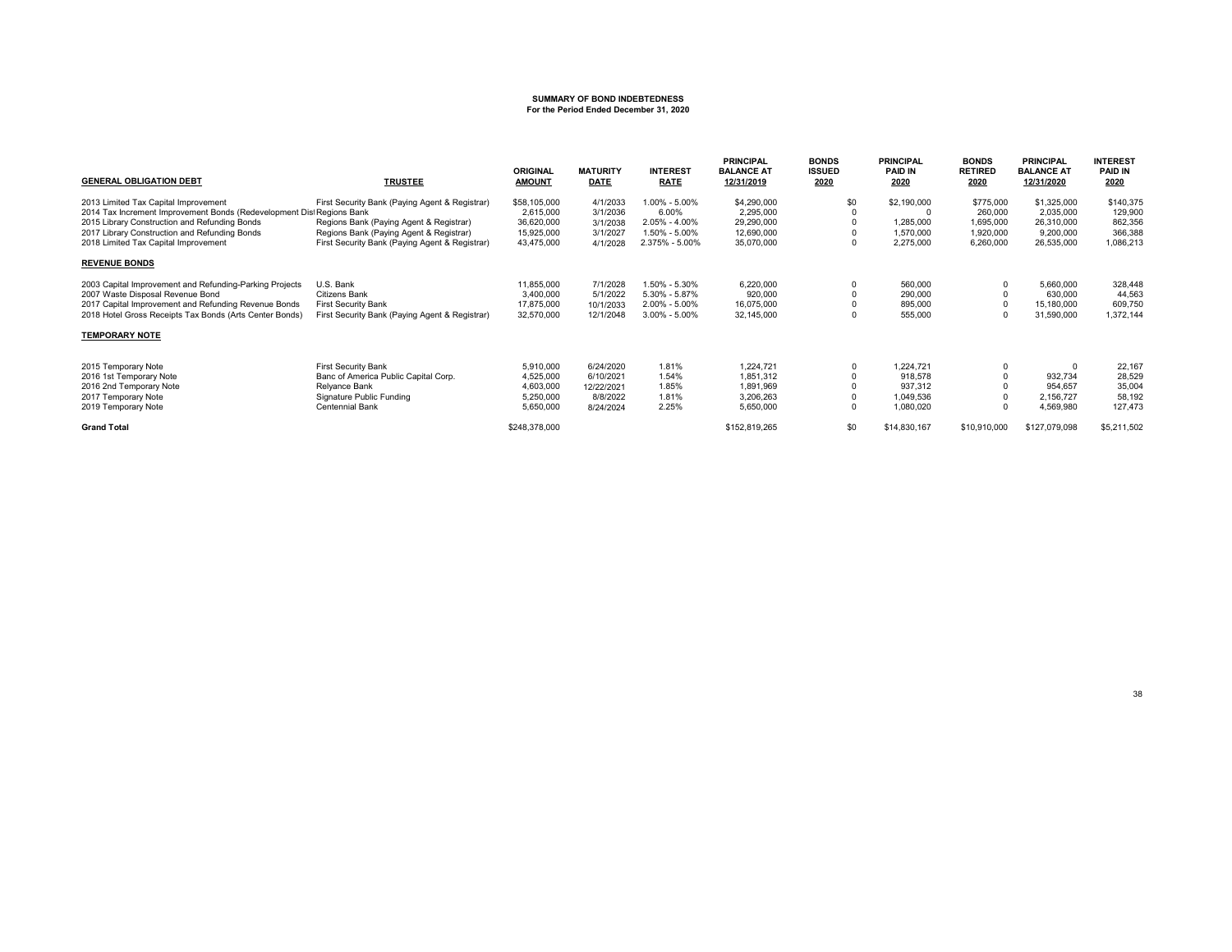**SUMMARY OF BOND INDEBTEDNESS**
**For the Period Ended December 31, 2020**

| GENERAL OBLIGATION DEBT | TRUSTEE | ORIGINAL AMOUNT | MATURITY DATE | INTEREST RATE | PRINCIPAL BALANCE AT 12/31/2019 | BONDS ISSUED 2020 | PRINCIPAL PAID IN 2020 | BONDS RETIRED 2020 | PRINCIPAL BALANCE AT 12/31/2020 | INTEREST PAID IN 2020 |
|---|---|---|---|---|---|---|---|---|---|---|
| 2013 Limited Tax Capital Improvement | First Security Bank (Paying Agent & Registrar) | $58,105,000 | 4/1/2033 | 1.00% - 5.00% | $4,290,000 | $0 | $2,190,000 | $775,000 | $1,325,000 | $140,375 |
| 2014 Tax Increment Improvement Bonds (Redevelopment Dis | Regions Bank | 2,615,000 | 3/1/2036 | 6.00% | 2,295,000 | 0 | 0 | 260,000 | 2,035,000 | 129,900 |
| 2015 Library Construction and Refunding Bonds | Regions Bank (Paying Agent & Registrar) | 36,620,000 | 3/1/2038 | 2.05% - 4.00% | 29,290,000 | 0 | 1,285,000 | 1,695,000 | 26,310,000 | 862,356 |
| 2017 Library Construction and Refunding Bonds | Regions Bank (Paying Agent & Registrar) | 15,925,000 | 3/1/2027 | 1.50% - 5.00% | 12,690,000 | 0 | 1,570,000 | 1,920,000 | 9,200,000 | 366,388 |
| 2018 Limited Tax Capital Improvement | First Security Bank (Paying Agent & Registrar) | 43,475,000 | 4/1/2028 | 2.375% - 5.00% | 35,070,000 | 0 | 2,275,000 | 6,260,000 | 26,535,000 | 1,086,213 |
| **REVENUE BONDS** | | | | | | | | | | |
| 2003 Capital Improvement and Refunding-Parking Projects | U.S. Bank | 11,855,000 | 7/1/2028 | 1.50% - 5.30% | 6,220,000 | 0 | 560,000 | 0 | 5,660,000 | 328,448 |
| 2007 Waste Disposal Revenue Bond | Citizens Bank | 3,400,000 | 5/1/2022 | 5.30% - 5.87% | 920,000 | 0 | 290,000 | 0 | 630,000 | 44,563 |
| 2017 Capital Improvement and Refunding Revenue Bonds | First Security Bank | 17,875,000 | 10/1/2033 | 2.00% - 5.00% | 16,075,000 | 0 | 895,000 | 0 | 15,180,000 | 609,750 |
| 2018 Hotel Gross Receipts Tax Bonds (Arts Center Bonds) | First Security Bank (Paying Agent & Registrar) | 32,570,000 | 12/1/2048 | 3.00% - 5.00% | 32,145,000 | 0 | 555,000 | 0 | 31,590,000 | 1,372,144 |
| **TEMPORARY NOTE** | | | | | | | | | | |
| 2015 Temporary Note | First Security Bank | 5,910,000 | 6/24/2020 | 1.81% | 1,224,721 | 0 | 1,224,721 | 0 | 0 | 22,167 |
| 2016 1st Temporary Note | Banc of America Public Capital Corp. | 4,525,000 | 6/10/2021 | 1.54% | 1,851,312 | 0 | 918,578 | 0 | 932,734 | 28,529 |
| 2016 2nd Temporary Note | Relyance Bank | 4,603,000 | 12/22/2021 | 1.85% | 1,891,969 | 0 | 937,312 | 0 | 954,657 | 35,004 |
| 2017 Temporary Note | Signature Public Funding | 5,250,000 | 8/8/2022 | 1.81% | 3,206,263 | 0 | 1,049,536 | 0 | 2,156,727 | 58,192 |
| 2019 Temporary Note | Centennial Bank | 5,650,000 | 8/24/2024 | 2.25% | 5,650,000 | 0 | 1,080,020 | 0 | 4,569,980 | 127,473 |
| **Grand Total** | | $248,378,000 | | | $152,819,265 | $0 | $14,830,167 | $10,910,000 | $127,079,098 | $5,211,502 |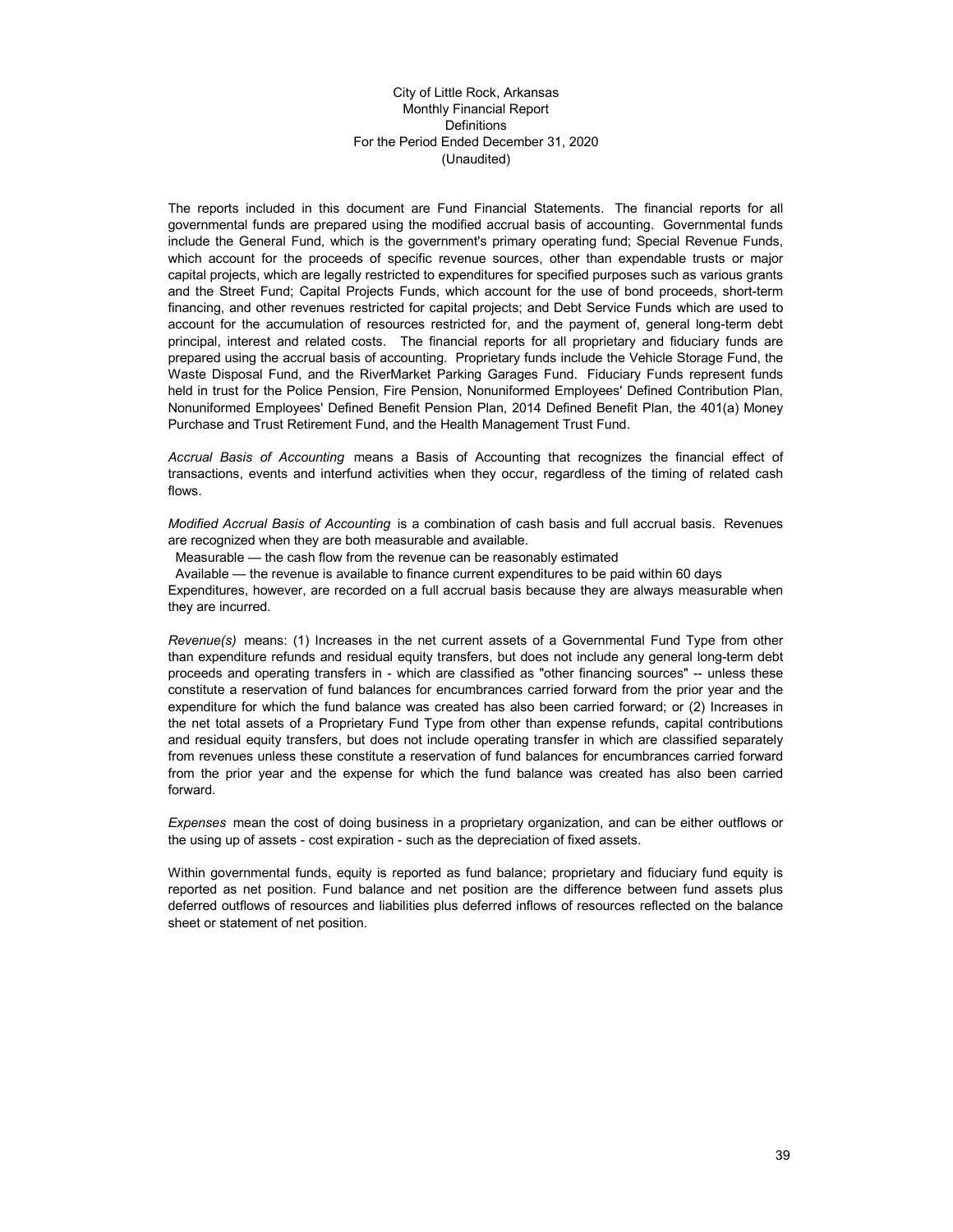City of Little Rock, Arkansas
Monthly Financial Report
Definitions
For the Period Ended December 31, 2020
(Unaudited)

The reports included in this document are Fund Financial Statements. The financial reports for all governmental funds are prepared using the modified accrual basis of accounting. Governmental funds include the General Fund, which is the government's primary operating fund; Special Revenue Funds, which account for the proceeds of specific revenue sources, other than expendable trusts or major capital projects, which are legally restricted to expenditures for specified purposes such as various grants and the Street Fund; Capital Projects Funds, which account for the use of bond proceeds, short-term financing, and other revenues restricted for capital projects; and Debt Service Funds which are used to account for the accumulation of resources restricted for, and the payment of, general long-term debt principal, interest and related costs. The financial reports for all proprietary and fiduciary funds are prepared using the accrual basis of accounting. Proprietary funds include the Vehicle Storage Fund, the Waste Disposal Fund, and the RiverMarket Parking Garages Fund. Fiduciary Funds represent funds held in trust for the Police Pension, Fire Pension, Nonuniformed Employees' Defined Contribution Plan, Nonuniformed Employees' Defined Benefit Pension Plan, 2014 Defined Benefit Plan, the 401(a) Money Purchase and Trust Retirement Fund, and the Health Management Trust Fund.

*Accrual Basis of Accounting* means a Basis of Accounting that recognizes the financial effect of transactions, events and interfund activities when they occur, regardless of the timing of related cash flows.

*Modified Accrual Basis of Accounting* is a combination of cash basis and full accrual basis. Revenues are recognized when they are both measurable and available.
 Measurable — the cash flow from the revenue can be reasonably estimated
 Available — the revenue is available to finance current expenditures to be paid within 60 days
Expenditures, however, are recorded on a full accrual basis because they are always measurable when they are incurred.

*Revenue(s)* means: (1) Increases in the net current assets of a Governmental Fund Type from other than expenditure refunds and residual equity transfers, but does not include any general long-term debt proceeds and operating transfers in - which are classified as "other financing sources" -- unless these constitute a reservation of fund balances for encumbrances carried forward from the prior year and the expenditure for which the fund balance was created has also been carried forward; or (2) Increases in the net total assets of a Proprietary Fund Type from other than expense refunds, capital contributions and residual equity transfers, but does not include operating transfer in which are classified separately from revenues unless these constitute a reservation of fund balances for encumbrances carried forward from the prior year and the expense for which the fund balance was created has also been carried forward.

*Expenses* mean the cost of doing business in a proprietary organization, and can be either outflows or the using up of assets - cost expiration - such as the depreciation of fixed assets.

Within governmental funds, equity is reported as fund balance; proprietary and fiduciary fund equity is reported as net position. Fund balance and net position are the difference between fund assets plus deferred outflows of resources and liabilities plus deferred inflows of resources reflected on the balance sheet or statement of net position.